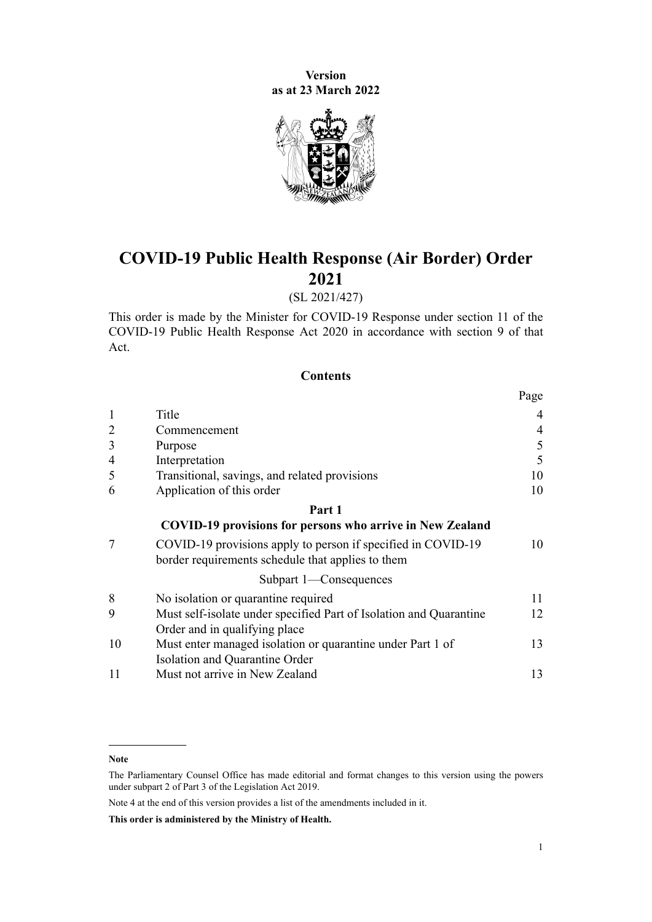**Version**
**as at 23 March 2022**

# COVID-19 Public Health Response (Air Border) Order 2021

(SL 2021/427)

This order is made by the Minister for COVID-19 Response under section 11 of the COVID-19 Public Health Response Act 2020 in accordance with section 9 of that Act.

## Contents

| | | Page |
|---|---|---|
| 1 | Title | 4 |
| 2 | Commencement | 4 |
| 3 | Purpose | 5 |
| 4 | Interpretation | 5 |
| 5 | Transitional, savings, and related provisions | 10 |
| 6 | Application of this order | 10 |
| | **Part 1** **COVID-19 provisions for persons who arrive in New Zealand** | |
| 7 | COVID-19 provisions apply to person if specified in COVID-19 border requirements schedule that applies to them | 10 |
| | Subpart 1—Consequences | |
| 8 | No isolation or quarantine required | 11 |
| 9 | Must self-isolate under specified Part of Isolation and Quarantine Order and in qualifying place | 12 |
| 10 | Must enter managed isolation or quarantine under Part 1 of Isolation and Quarantine Order | 13 |
| 11 | Must not arrive in New Zealand | 13 |

**Note**

The Parliamentary Counsel Office has made editorial and format changes to this version using the powers under subpart 2 of Part 3 of the Legislation Act 2019.

Note 4 at the end of this version provides a list of the amendments included in it.

**This order is administered by the Ministry of Health.**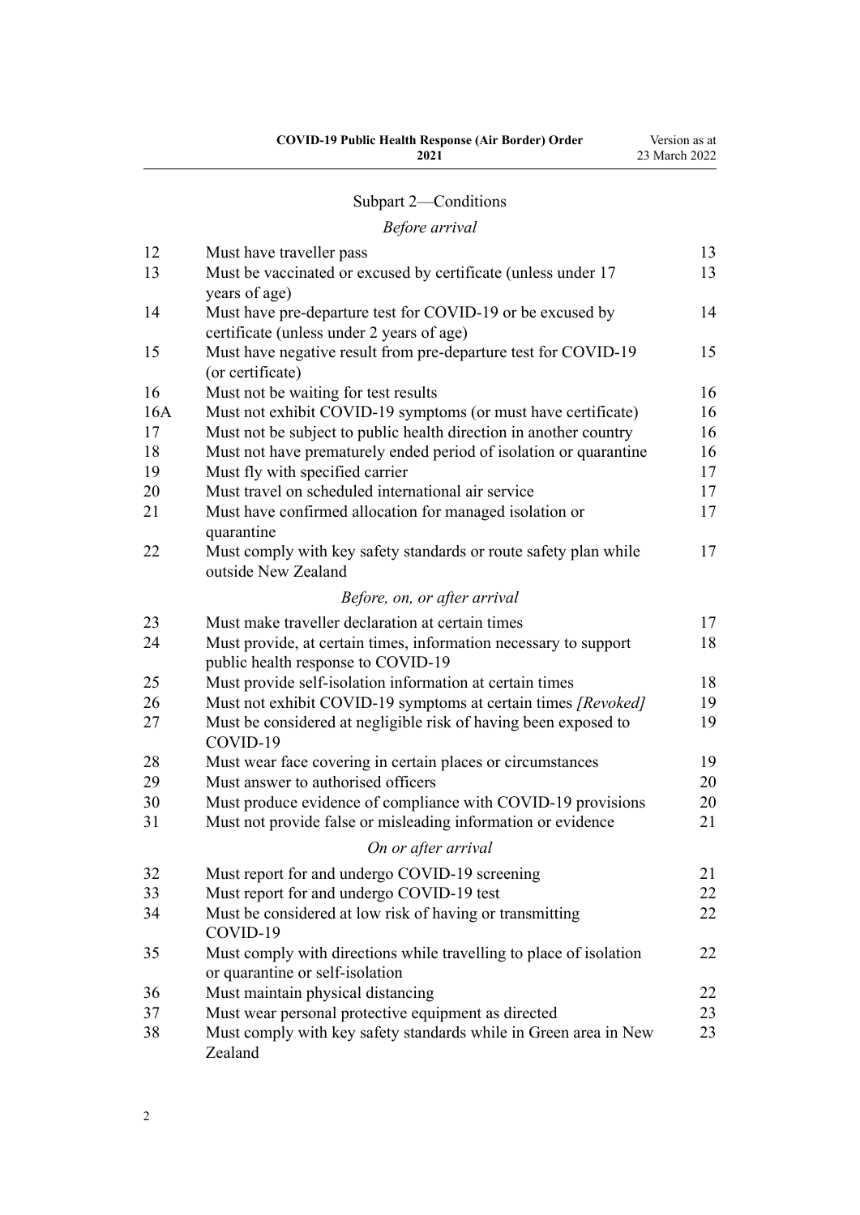## Subpart 2—Conditions

*Before arrival*

| | | |
|---|---|---|
| 12 | Must have traveller pass | 13 |
| 13 | Must be vaccinated or excused by certificate (unless under 17 years of age) | 13 |
| 14 | Must have pre-departure test for COVID-19 or be excused by certificate (unless under 2 years of age) | 14 |
| 15 | Must have negative result from pre-departure test for COVID-19 (or certificate) | 15 |
| 16 | Must not be waiting for test results | 16 |
| 16A | Must not exhibit COVID-19 symptoms (or must have certificate) | 16 |
| 17 | Must not be subject to public health direction in another country | 16 |
| 18 | Must not have prematurely ended period of isolation or quarantine | 16 |
| 19 | Must fly with specified carrier | 17 |
| 20 | Must travel on scheduled international air service | 17 |
| 21 | Must have confirmed allocation for managed isolation or quarantine | 17 |
| 22 | Must comply with key safety standards or route safety plan while outside New Zealand | 17 |

*Before, on, or after arrival*

| | | |
|---|---|---|
| 23 | Must make traveller declaration at certain times | 17 |
| 24 | Must provide, at certain times, information necessary to support public health response to COVID-19 | 18 |
| 25 | Must provide self-isolation information at certain times | 18 |
| 26 | Must not exhibit COVID-19 symptoms at certain times *[Revoked]* | 19 |
| 27 | Must be considered at negligible risk of having been exposed to COVID-19 | 19 |
| 28 | Must wear face covering in certain places or circumstances | 19 |
| 29 | Must answer to authorised officers | 20 |
| 30 | Must produce evidence of compliance with COVID-19 provisions | 20 |
| 31 | Must not provide false or misleading information or evidence | 21 |

*On or after arrival*

| | | |
|---|---|---|
| 32 | Must report for and undergo COVID-19 screening | 21 |
| 33 | Must report for and undergo COVID-19 test | 22 |
| 34 | Must be considered at low risk of having or transmitting COVID-19 | 22 |
| 35 | Must comply with directions while travelling to place of isolation or quarantine or self-isolation | 22 |
| 36 | Must maintain physical distancing | 22 |
| 37 | Must wear personal protective equipment as directed | 23 |
| 38 | Must comply with key safety standards while in Green area in New Zealand | 23 |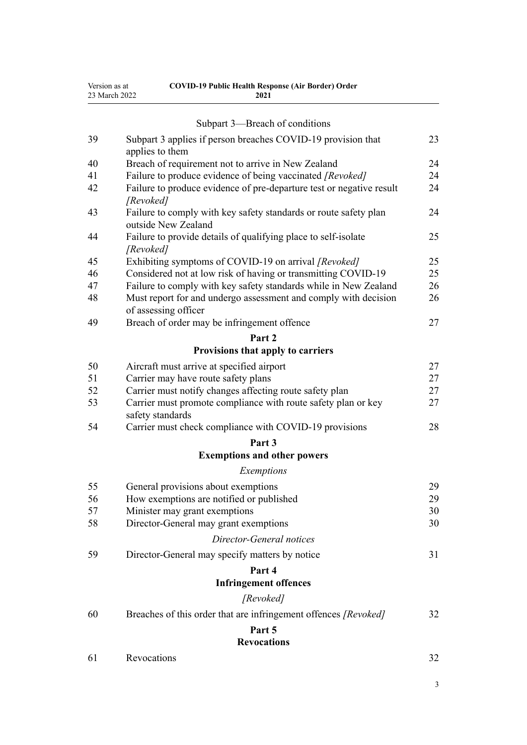Subpart 3—Breach of conditions

| | | |
|---|---|---|
| 39 | Subpart 3 applies if person breaches COVID-19 provision that applies to them | 23 |
| 40 | Breach of requirement not to arrive in New Zealand | 24 |
| 41 | Failure to produce evidence of being vaccinated *[Revoked]* | 24 |
| 42 | Failure to produce evidence of pre-departure test or negative result *[Revoked]* | 24 |
| 43 | Failure to comply with key safety standards or route safety plan outside New Zealand | 24 |
| 44 | Failure to provide details of qualifying place to self-isolate *[Revoked]* | 25 |
| 45 | Exhibiting symptoms of COVID-19 on arrival *[Revoked]* | 25 |
| 46 | Considered not at low risk of having or transmitting COVID-19 | 25 |
| 47 | Failure to comply with key safety standards while in New Zealand | 26 |
| 48 | Must report for and undergo assessment and comply with decision of assessing officer | 26 |
| 49 | Breach of order may be infringement offence | 27 |

**Part 2**
**Provisions that apply to carriers**

| | | |
|---|---|---|
| 50 | Aircraft must arrive at specified airport | 27 |
| 51 | Carrier may have route safety plans | 27 |
| 52 | Carrier must notify changes affecting route safety plan | 27 |
| 53 | Carrier must promote compliance with route safety plan or key safety standards | 27 |
| 54 | Carrier must check compliance with COVID-19 provisions | 28 |

**Part 3**
**Exemptions and other powers**

*Exemptions*

| | | |
|---|---|---|
| 55 | General provisions about exemptions | 29 |
| 56 | How exemptions are notified or published | 29 |
| 57 | Minister may grant exemptions | 30 |
| 58 | Director-General may grant exemptions | 30 |

*Director-General notices*

| | | |
|---|---|---|
| 59 | Director-General may specify matters by notice | 31 |

**Part 4**
**Infringement offences**

*[Revoked]*

| | | |
|---|---|---|
| 60 | Breaches of this order that are infringement offences *[Revoked]* | 32 |

**Part 5**
**Revocations**

| | | |
|---|---|---|
| 61 | Revocations | 32 |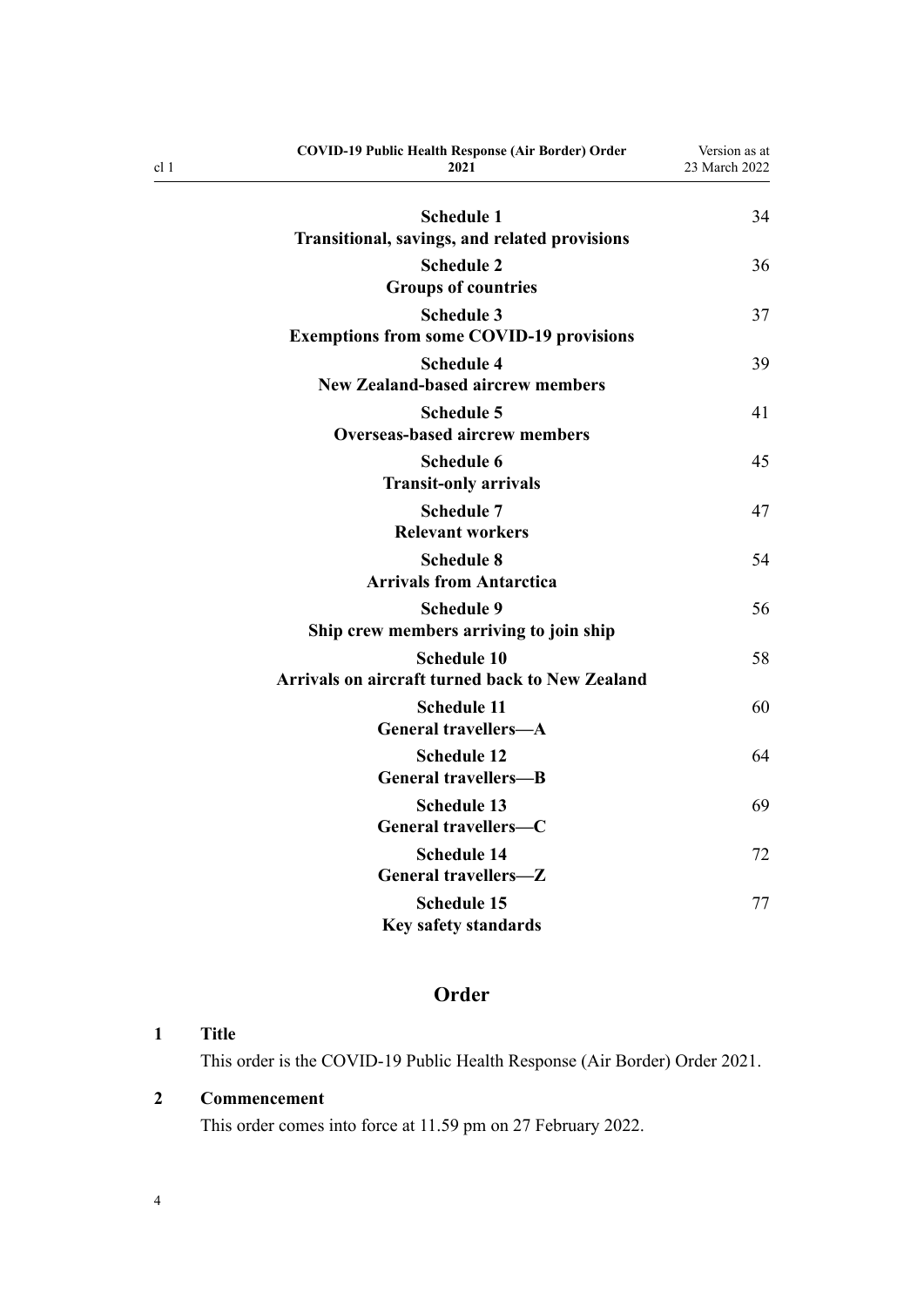| | |
|---|---|
| **Schedule 1**<br>**Transitional, savings, and related provisions** | 34 |
| **Schedule 2**<br>**Groups of countries** | 36 |
| **Schedule 3**<br>**Exemptions from some COVID-19 provisions** | 37 |
| **Schedule 4**<br>**New Zealand-based aircrew members** | 39 |
| **Schedule 5**<br>**Overseas-based aircrew members** | 41 |
| **Schedule 6**<br>**Transit-only arrivals** | 45 |
| **Schedule 7**<br>**Relevant workers** | 47 |
| **Schedule 8**<br>**Arrivals from Antarctica** | 54 |
| **Schedule 9**<br>**Ship crew members arriving to join ship** | 56 |
| **Schedule 10**<br>**Arrivals on aircraft turned back to New Zealand** | 58 |
| **Schedule 11**<br>**General travellers—A** | 60 |
| **Schedule 12**<br>**General travellers—B** | 64 |
| **Schedule 13**<br>**General travellers—C** | 69 |
| **Schedule 14**<br>**General travellers—Z** | 72 |
| **Schedule 15**<br>**Key safety standards** | 77 |

## Order

### 1 Title

This order is the COVID-19 Public Health Response (Air Border) Order 2021.

### 2 Commencement

This order comes into force at 11.59 pm on 27 February 2022.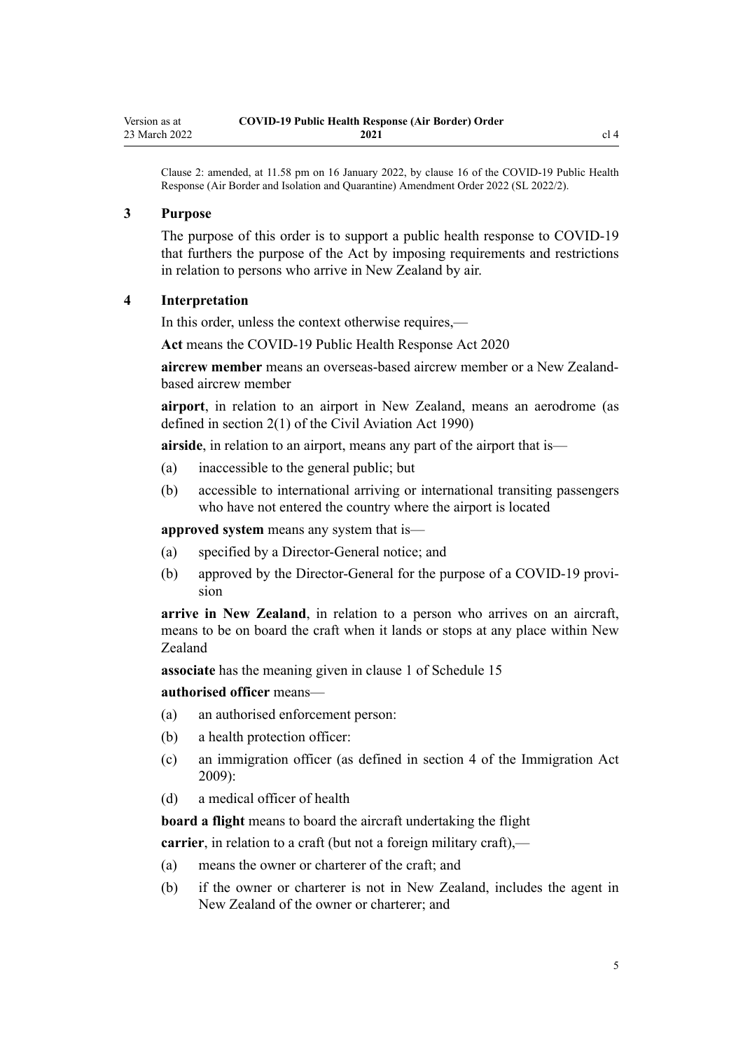Clause 2: amended, at 11.58 pm on 16 January 2022, by clause 16 of the COVID-19 Public Health Response (Air Border and Isolation and Quarantine) Amendment Order 2022 (SL 2022/2).

### 3 Purpose

The purpose of this order is to support a public health response to COVID-19 that furthers the purpose of the Act by imposing requirements and restrictions in relation to persons who arrive in New Zealand by air.

### 4 Interpretation

In this order, unless the context otherwise requires,—

**Act** means the COVID-19 Public Health Response Act 2020

**aircrew member** means an overseas-based aircrew member or a New Zealand-based aircrew member

**airport**, in relation to an airport in New Zealand, means an aerodrome (as defined in section 2(1) of the Civil Aviation Act 1990)

**airside**, in relation to an airport, means any part of the airport that is—

(a) inaccessible to the general public; but

(b) accessible to international arriving or international transiting passengers who have not entered the country where the airport is located

**approved system** means any system that is—

(a) specified by a Director-General notice; and

(b) approved by the Director-General for the purpose of a COVID-19 provision

**arrive in New Zealand**, in relation to a person who arrives on an aircraft, means to be on board the craft when it lands or stops at any place within New Zealand

**associate** has the meaning given in clause 1 of Schedule 15

**authorised officer** means—

(a) an authorised enforcement person:

(b) a health protection officer:

(c) an immigration officer (as defined in section 4 of the Immigration Act 2009):

(d) a medical officer of health

**board a flight** means to board the aircraft undertaking the flight

**carrier**, in relation to a craft (but not a foreign military craft),—

(a) means the owner or charterer of the craft; and

(b) if the owner or charterer is not in New Zealand, includes the agent in New Zealand of the owner or charterer; and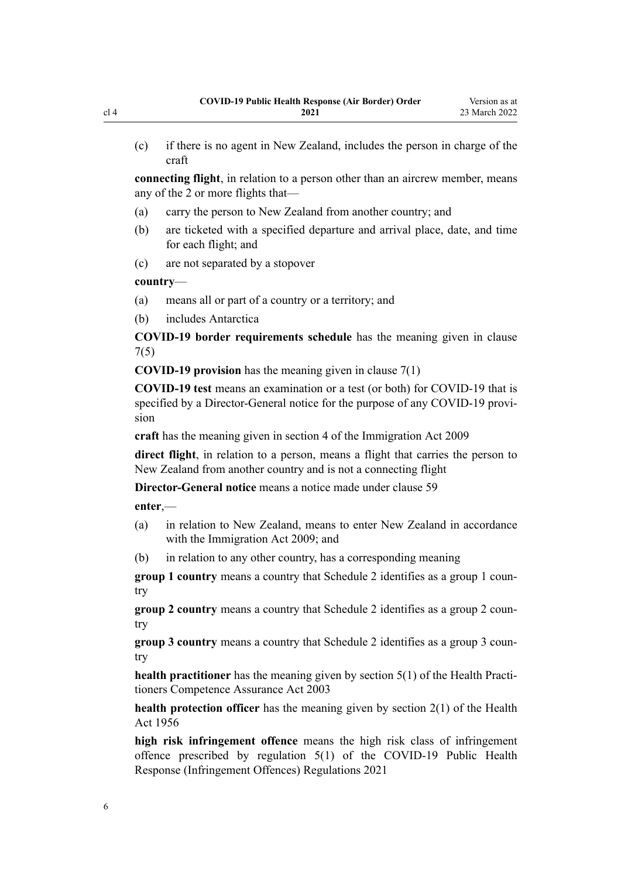(c) if there is no agent in New Zealand, includes the person in charge of the craft

**connecting flight**, in relation to a person other than an aircrew member, means any of the 2 or more flights that—

(a) carry the person to New Zealand from another country; and

(b) are ticketed with a specified departure and arrival place, date, and time for each flight; and

(c) are not separated by a stopover

**country**—

(a) means all or part of a country or a territory; and

(b) includes Antarctica

**COVID-19 border requirements schedule** has the meaning given in clause 7(5)

**COVID-19 provision** has the meaning given in clause 7(1)

**COVID-19 test** means an examination or a test (or both) for COVID-19 that is specified by a Director-General notice for the purpose of any COVID-19 provision

**craft** has the meaning given in section 4 of the Immigration Act 2009

**direct flight**, in relation to a person, means a flight that carries the person to New Zealand from another country and is not a connecting flight

**Director-General notice** means a notice made under clause 59

**enter**,—

(a) in relation to New Zealand, means to enter New Zealand in accordance with the Immigration Act 2009; and

(b) in relation to any other country, has a corresponding meaning

**group 1 country** means a country that Schedule 2 identifies as a group 1 country

**group 2 country** means a country that Schedule 2 identifies as a group 2 country

**group 3 country** means a country that Schedule 2 identifies as a group 3 country

**health practitioner** has the meaning given by section 5(1) of the Health Practitioners Competence Assurance Act 2003

**health protection officer** has the meaning given by section 2(1) of the Health Act 1956

**high risk infringement offence** means the high risk class of infringement offence prescribed by regulation 5(1) of the COVID-19 Public Health Response (Infringement Offences) Regulations 2021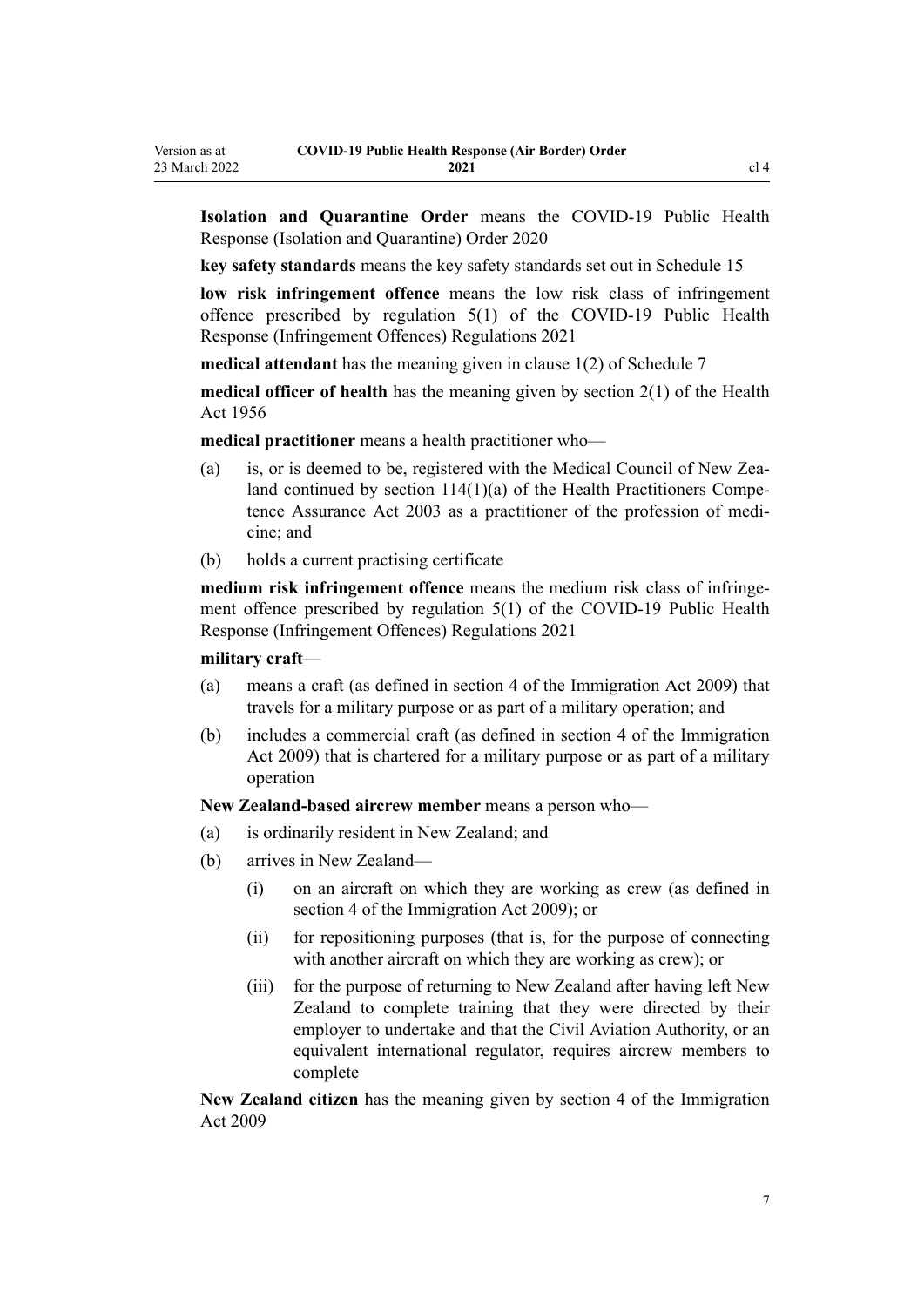**Isolation and Quarantine Order** means the COVID-19 Public Health Response (Isolation and Quarantine) Order 2020

**key safety standards** means the key safety standards set out in Schedule 15

**low risk infringement offence** means the low risk class of infringement offence prescribed by regulation 5(1) of the COVID-19 Public Health Response (Infringement Offences) Regulations 2021

**medical attendant** has the meaning given in clause 1(2) of Schedule 7

**medical officer of health** has the meaning given by section 2(1) of the Health Act 1956

**medical practitioner** means a health practitioner who—

(a) is, or is deemed to be, registered with the Medical Council of New Zealand continued by section 114(1)(a) of the Health Practitioners Competence Assurance Act 2003 as a practitioner of the profession of medicine; and

(b) holds a current practising certificate

**medium risk infringement offence** means the medium risk class of infringement offence prescribed by regulation 5(1) of the COVID-19 Public Health Response (Infringement Offences) Regulations 2021

**military craft**—

(a) means a craft (as defined in section 4 of the Immigration Act 2009) that travels for a military purpose or as part of a military operation; and

(b) includes a commercial craft (as defined in section 4 of the Immigration Act 2009) that is chartered for a military purpose or as part of a military operation

**New Zealand-based aircrew member** means a person who—

(a) is ordinarily resident in New Zealand; and

(b) arrives in New Zealand—

  (i) on an aircraft on which they are working as crew (as defined in section 4 of the Immigration Act 2009); or

  (ii) for repositioning purposes (that is, for the purpose of connecting with another aircraft on which they are working as crew); or

  (iii) for the purpose of returning to New Zealand after having left New Zealand to complete training that they were directed by their employer to undertake and that the Civil Aviation Authority, or an equivalent international regulator, requires aircrew members to complete

**New Zealand citizen** has the meaning given by section 4 of the Immigration Act 2009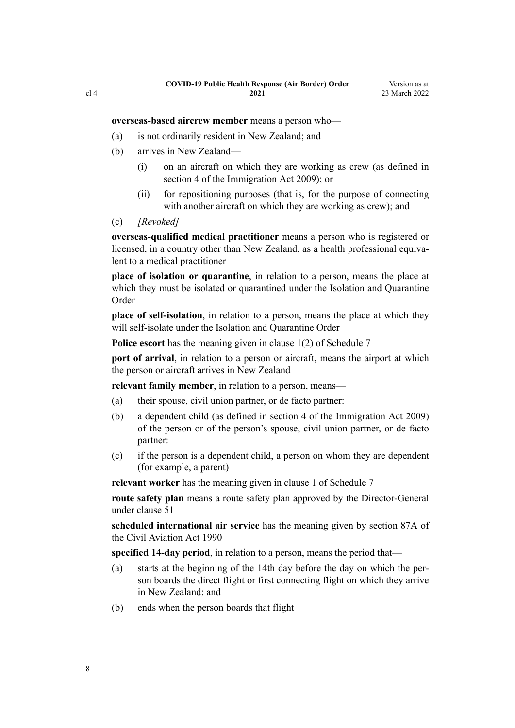**overseas-based aircrew member** means a person who—

(a) is not ordinarily resident in New Zealand; and

(b) arrives in New Zealand—

  (i) on an aircraft on which they are working as crew (as defined in section 4 of the Immigration Act 2009); or

  (ii) for repositioning purposes (that is, for the purpose of connecting with another aircraft on which they are working as crew); and

(c) *[Revoked]*

**overseas-qualified medical practitioner** means a person who is registered or licensed, in a country other than New Zealand, as a health professional equivalent to a medical practitioner

**place of isolation or quarantine**, in relation to a person, means the place at which they must be isolated or quarantined under the Isolation and Quarantine Order

**place of self-isolation**, in relation to a person, means the place at which they will self-isolate under the Isolation and Quarantine Order

**Police escort** has the meaning given in clause 1(2) of Schedule 7

**port of arrival**, in relation to a person or aircraft, means the airport at which the person or aircraft arrives in New Zealand

**relevant family member**, in relation to a person, means—

(a) their spouse, civil union partner, or de facto partner:

(b) a dependent child (as defined in section 4 of the Immigration Act 2009) of the person or of the person's spouse, civil union partner, or de facto partner:

(c) if the person is a dependent child, a person on whom they are dependent (for example, a parent)

**relevant worker** has the meaning given in clause 1 of Schedule 7

**route safety plan** means a route safety plan approved by the Director-General under clause 51

**scheduled international air service** has the meaning given by section 87A of the Civil Aviation Act 1990

**specified 14-day period**, in relation to a person, means the period that—

(a) starts at the beginning of the 14th day before the day on which the person boards the direct flight or first connecting flight on which they arrive in New Zealand; and

(b) ends when the person boards that flight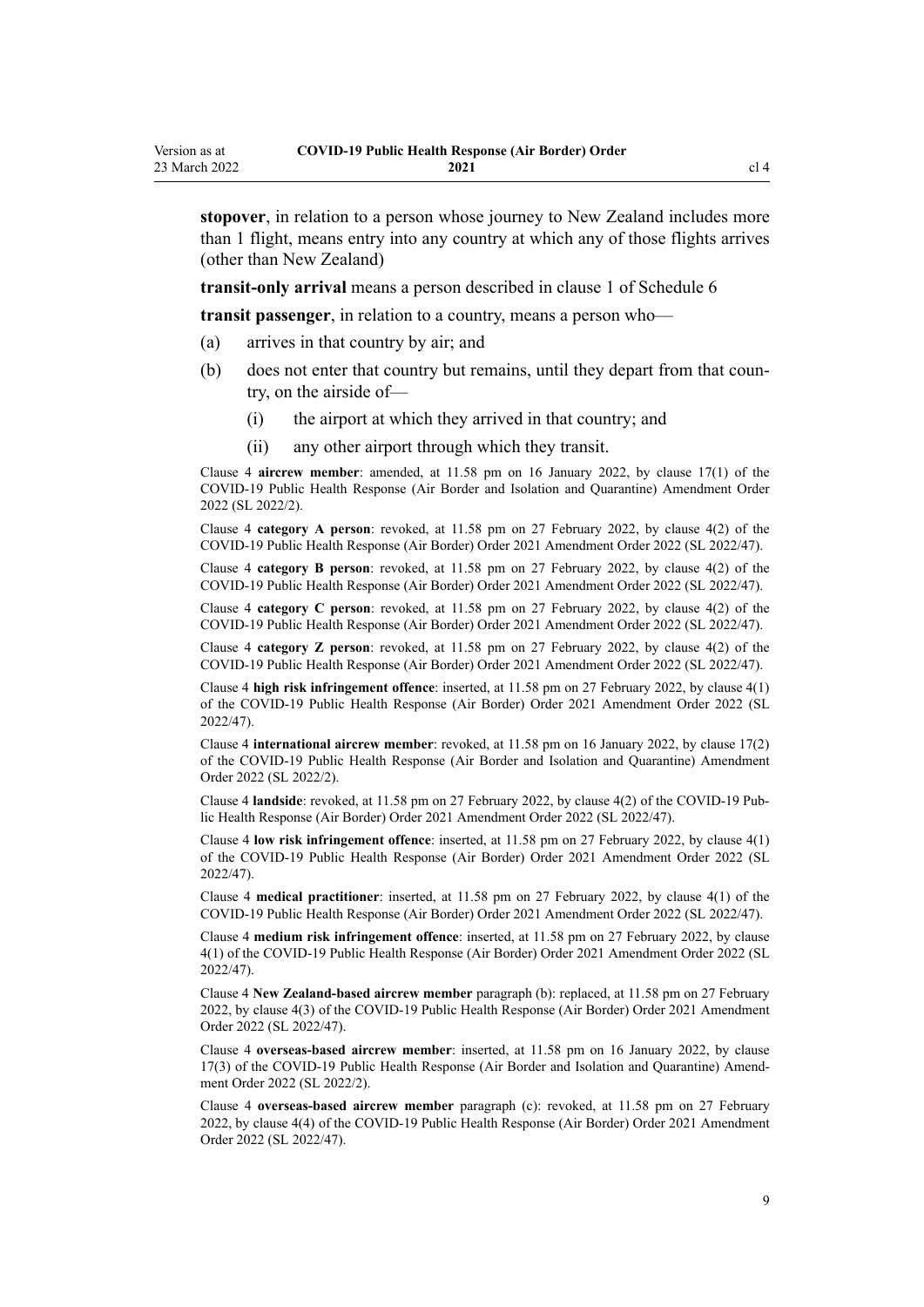**stopover**, in relation to a person whose journey to New Zealand includes more than 1 flight, means entry into any country at which any of those flights arrives (other than New Zealand)

**transit-only arrival** means a person described in clause 1 of Schedule 6

**transit passenger**, in relation to a country, means a person who—

(a) arrives in that country by air; and

(b) does not enter that country but remains, until they depart from that country, on the airside of—

  (i) the airport at which they arrived in that country; and

  (ii) any other airport through which they transit.

Clause 4 **aircrew member**: amended, at 11.58 pm on 16 January 2022, by clause 17(1) of the COVID-19 Public Health Response (Air Border and Isolation and Quarantine) Amendment Order 2022 (SL 2022/2).

Clause 4 **category A person**: revoked, at 11.58 pm on 27 February 2022, by clause 4(2) of the COVID-19 Public Health Response (Air Border) Order 2021 Amendment Order 2022 (SL 2022/47).

Clause 4 **category B person**: revoked, at 11.58 pm on 27 February 2022, by clause 4(2) of the COVID-19 Public Health Response (Air Border) Order 2021 Amendment Order 2022 (SL 2022/47).

Clause 4 **category C person**: revoked, at 11.58 pm on 27 February 2022, by clause 4(2) of the COVID-19 Public Health Response (Air Border) Order 2021 Amendment Order 2022 (SL 2022/47).

Clause 4 **category Z person**: revoked, at 11.58 pm on 27 February 2022, by clause 4(2) of the COVID-19 Public Health Response (Air Border) Order 2021 Amendment Order 2022 (SL 2022/47).

Clause 4 **high risk infringement offence**: inserted, at 11.58 pm on 27 February 2022, by clause 4(1) of the COVID-19 Public Health Response (Air Border) Order 2021 Amendment Order 2022 (SL 2022/47).

Clause 4 **international aircrew member**: revoked, at 11.58 pm on 16 January 2022, by clause 17(2) of the COVID-19 Public Health Response (Air Border and Isolation and Quarantine) Amendment Order 2022 (SL 2022/2).

Clause 4 **landside**: revoked, at 11.58 pm on 27 February 2022, by clause 4(2) of the COVID-19 Public Health Response (Air Border) Order 2021 Amendment Order 2022 (SL 2022/47).

Clause 4 **low risk infringement offence**: inserted, at 11.58 pm on 27 February 2022, by clause 4(1) of the COVID-19 Public Health Response (Air Border) Order 2021 Amendment Order 2022 (SL 2022/47).

Clause 4 **medical practitioner**: inserted, at 11.58 pm on 27 February 2022, by clause 4(1) of the COVID-19 Public Health Response (Air Border) Order 2021 Amendment Order 2022 (SL 2022/47).

Clause 4 **medium risk infringement offence**: inserted, at 11.58 pm on 27 February 2022, by clause 4(1) of the COVID-19 Public Health Response (Air Border) Order 2021 Amendment Order 2022 (SL 2022/47).

Clause 4 **New Zealand-based aircrew member** paragraph (b): replaced, at 11.58 pm on 27 February 2022, by clause 4(3) of the COVID-19 Public Health Response (Air Border) Order 2021 Amendment Order 2022 (SL 2022/47).

Clause 4 **overseas-based aircrew member**: inserted, at 11.58 pm on 16 January 2022, by clause 17(3) of the COVID-19 Public Health Response (Air Border and Isolation and Quarantine) Amendment Order 2022 (SL 2022/2).

Clause 4 **overseas-based aircrew member** paragraph (c): revoked, at 11.58 pm on 27 February 2022, by clause 4(4) of the COVID-19 Public Health Response (Air Border) Order 2021 Amendment Order 2022 (SL 2022/47).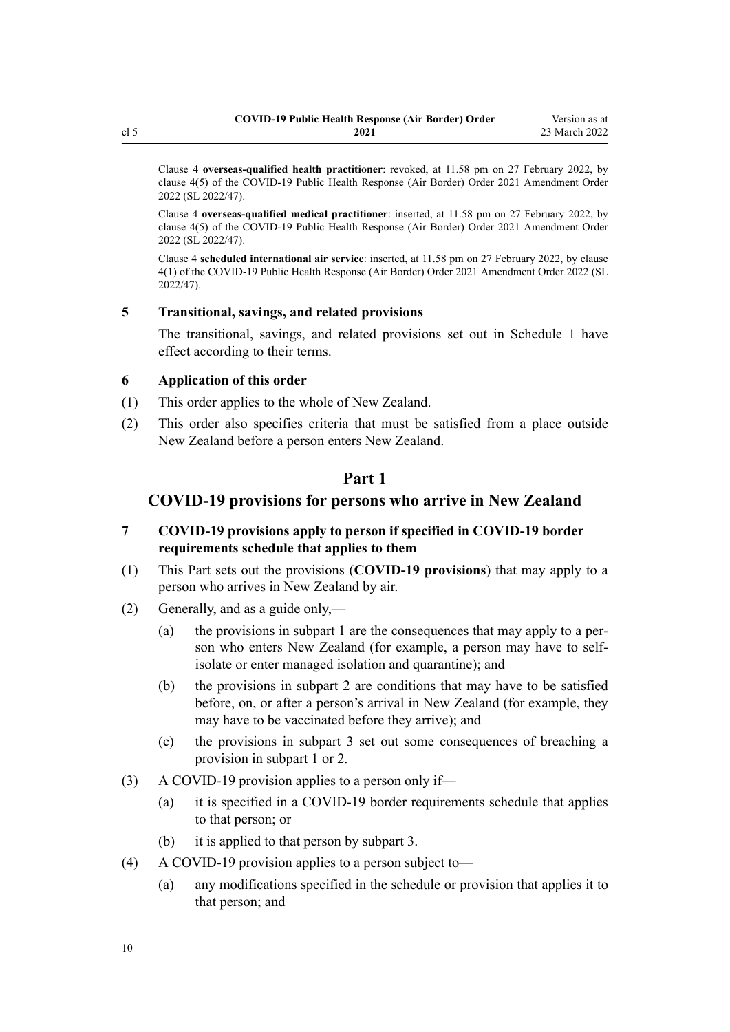Clause 4 **overseas-qualified health practitioner**: revoked, at 11.58 pm on 27 February 2022, by clause 4(5) of the COVID-19 Public Health Response (Air Border) Order 2021 Amendment Order 2022 (SL 2022/47).

Clause 4 **overseas-qualified medical practitioner**: inserted, at 11.58 pm on 27 February 2022, by clause 4(5) of the COVID-19 Public Health Response (Air Border) Order 2021 Amendment Order 2022 (SL 2022/47).

Clause 4 **scheduled international air service**: inserted, at 11.58 pm on 27 February 2022, by clause 4(1) of the COVID-19 Public Health Response (Air Border) Order 2021 Amendment Order 2022 (SL 2022/47).

### 5 Transitional, savings, and related provisions

The transitional, savings, and related provisions set out in Schedule 1 have effect according to their terms.

### 6 Application of this order

(1) This order applies to the whole of New Zealand.

(2) This order also specifies criteria that must be satisfied from a place outside New Zealand before a person enters New Zealand.

## Part 1

## COVID-19 provisions for persons who arrive in New Zealand

### 7 COVID-19 provisions apply to person if specified in COVID-19 border requirements schedule that applies to them

(1) This Part sets out the provisions (**COVID-19 provisions**) that may apply to a person who arrives in New Zealand by air.

(2) Generally, and as a guide only,—

- (a) the provisions in subpart 1 are the consequences that may apply to a person who enters New Zealand (for example, a person may have to self-isolate or enter managed isolation and quarantine); and
- (b) the provisions in subpart 2 are conditions that may have to be satisfied before, on, or after a person's arrival in New Zealand (for example, they may have to be vaccinated before they arrive); and
- (c) the provisions in subpart 3 set out some consequences of breaching a provision in subpart 1 or 2.

(3) A COVID-19 provision applies to a person only if—

- (a) it is specified in a COVID-19 border requirements schedule that applies to that person; or
- (b) it is applied to that person by subpart 3.

(4) A COVID-19 provision applies to a person subject to—

- (a) any modifications specified in the schedule or provision that applies it to that person; and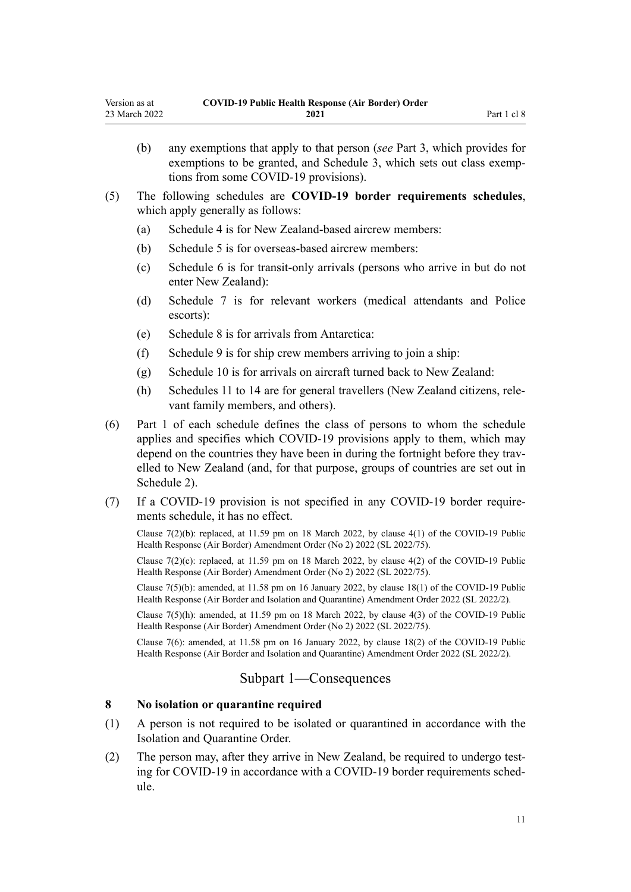(b) any exemptions that apply to that person (*see* Part 3, which provides for exemptions to be granted, and Schedule 3, which sets out class exemptions from some COVID-19 provisions).

(5) The following schedules are **COVID-19 border requirements schedules**, which apply generally as follows:

(a) Schedule 4 is for New Zealand-based aircrew members:

(b) Schedule 5 is for overseas-based aircrew members:

(c) Schedule 6 is for transit-only arrivals (persons who arrive in but do not enter New Zealand):

(d) Schedule 7 is for relevant workers (medical attendants and Police escorts):

(e) Schedule 8 is for arrivals from Antarctica:

(f) Schedule 9 is for ship crew members arriving to join a ship:

(g) Schedule 10 is for arrivals on aircraft turned back to New Zealand:

(h) Schedules 11 to 14 are for general travellers (New Zealand citizens, relevant family members, and others).

(6) Part 1 of each schedule defines the class of persons to whom the schedule applies and specifies which COVID-19 provisions apply to them, which may depend on the countries they have been in during the fortnight before they travelled to New Zealand (and, for that purpose, groups of countries are set out in Schedule 2).

(7) If a COVID-19 provision is not specified in any COVID-19 border requirements schedule, it has no effect.

Clause 7(2)(b): replaced, at 11.59 pm on 18 March 2022, by clause 4(1) of the COVID-19 Public Health Response (Air Border) Amendment Order (No 2) 2022 (SL 2022/75).

Clause 7(2)(c): replaced, at 11.59 pm on 18 March 2022, by clause 4(2) of the COVID-19 Public Health Response (Air Border) Amendment Order (No 2) 2022 (SL 2022/75).

Clause 7(5)(b): amended, at 11.58 pm on 16 January 2022, by clause 18(1) of the COVID-19 Public Health Response (Air Border and Isolation and Quarantine) Amendment Order 2022 (SL 2022/2).

Clause 7(5)(h): amended, at 11.59 pm on 18 March 2022, by clause 4(3) of the COVID-19 Public Health Response (Air Border) Amendment Order (No 2) 2022 (SL 2022/75).

Clause 7(6): amended, at 11.58 pm on 16 January 2022, by clause 18(2) of the COVID-19 Public Health Response (Air Border and Isolation and Quarantine) Amendment Order 2022 (SL 2022/2).

## Subpart 1—Consequences

### 8 No isolation or quarantine required

(1) A person is not required to be isolated or quarantined in accordance with the Isolation and Quarantine Order.

(2) The person may, after they arrive in New Zealand, be required to undergo testing for COVID-19 in accordance with a COVID-19 border requirements schedule.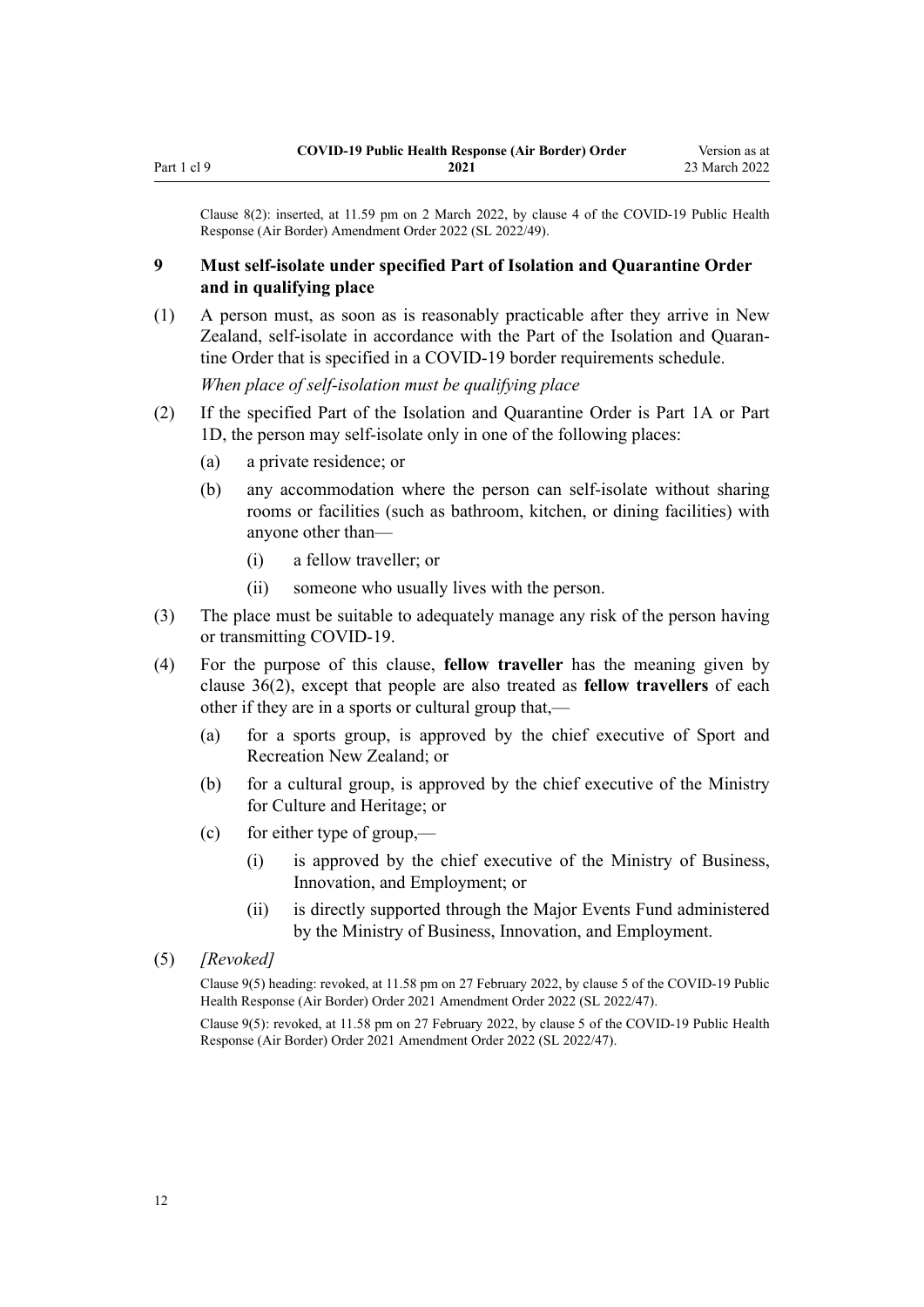Clause 8(2): inserted, at 11.59 pm on 2 March 2022, by clause 4 of the COVID-19 Public Health Response (Air Border) Amendment Order 2022 (SL 2022/49).

### 9 Must self-isolate under specified Part of Isolation and Quarantine Order and in qualifying place

(1) A person must, as soon as is reasonably practicable after they arrive in New Zealand, self-isolate in accordance with the Part of the Isolation and Quarantine Order that is specified in a COVID-19 border requirements schedule.

*When place of self-isolation must be qualifying place*

(2) If the specified Part of the Isolation and Quarantine Order is Part 1A or Part 1D, the person may self-isolate only in one of the following places:

- (a) a private residence; or
- (b) any accommodation where the person can self-isolate without sharing rooms or facilities (such as bathroom, kitchen, or dining facilities) with anyone other than—
  - (i) a fellow traveller; or
  - (ii) someone who usually lives with the person.

(3) The place must be suitable to adequately manage any risk of the person having or transmitting COVID-19.

(4) For the purpose of this clause, **fellow traveller** has the meaning given by clause 36(2), except that people are also treated as **fellow travellers** of each other if they are in a sports or cultural group that,—

- (a) for a sports group, is approved by the chief executive of Sport and Recreation New Zealand; or
- (b) for a cultural group, is approved by the chief executive of the Ministry for Culture and Heritage; or
- (c) for either type of group,—
  - (i) is approved by the chief executive of the Ministry of Business, Innovation, and Employment; or
  - (ii) is directly supported through the Major Events Fund administered by the Ministry of Business, Innovation, and Employment.

(5) *[Revoked]*

Clause 9(5) heading: revoked, at 11.58 pm on 27 February 2022, by clause 5 of the COVID-19 Public Health Response (Air Border) Order 2021 Amendment Order 2022 (SL 2022/47).

Clause 9(5): revoked, at 11.58 pm on 27 February 2022, by clause 5 of the COVID-19 Public Health Response (Air Border) Order 2021 Amendment Order 2022 (SL 2022/47).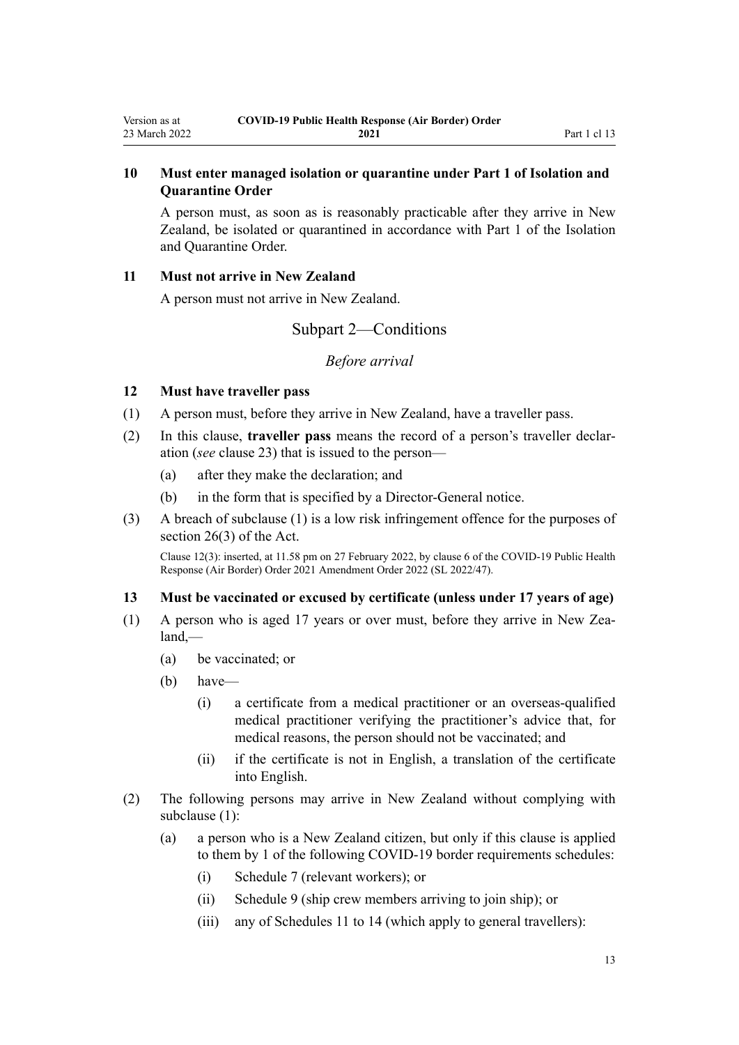### 10 Must enter managed isolation or quarantine under Part 1 of Isolation and Quarantine Order

A person must, as soon as is reasonably practicable after they arrive in New Zealand, be isolated or quarantined in accordance with Part 1 of the Isolation and Quarantine Order.

### 11 Must not arrive in New Zealand

A person must not arrive in New Zealand.

## Subpart 2—Conditions

*Before arrival*

### 12 Must have traveller pass

(1) A person must, before they arrive in New Zealand, have a traveller pass.

(2) In this clause, **traveller pass** means the record of a person's traveller declaration (*see* clause 23) that is issued to the person—

(a) after they make the declaration; and

(b) in the form that is specified by a Director-General notice.

(3) A breach of subclause (1) is a low risk infringement offence for the purposes of section 26(3) of the Act.

Clause 12(3): inserted, at 11.58 pm on 27 February 2022, by clause 6 of the COVID-19 Public Health Response (Air Border) Order 2021 Amendment Order 2022 (SL 2022/47).

### 13 Must be vaccinated or excused by certificate (unless under 17 years of age)

(1) A person who is aged 17 years or over must, before they arrive in New Zealand,—

(a) be vaccinated; or

(b) have—

(i) a certificate from a medical practitioner or an overseas-qualified medical practitioner verifying the practitioner's advice that, for medical reasons, the person should not be vaccinated; and

(ii) if the certificate is not in English, a translation of the certificate into English.

(2) The following persons may arrive in New Zealand without complying with subclause (1):

(a) a person who is a New Zealand citizen, but only if this clause is applied to them by 1 of the following COVID-19 border requirements schedules:

(i) Schedule 7 (relevant workers); or

(ii) Schedule 9 (ship crew members arriving to join ship); or

(iii) any of Schedules 11 to 14 (which apply to general travellers):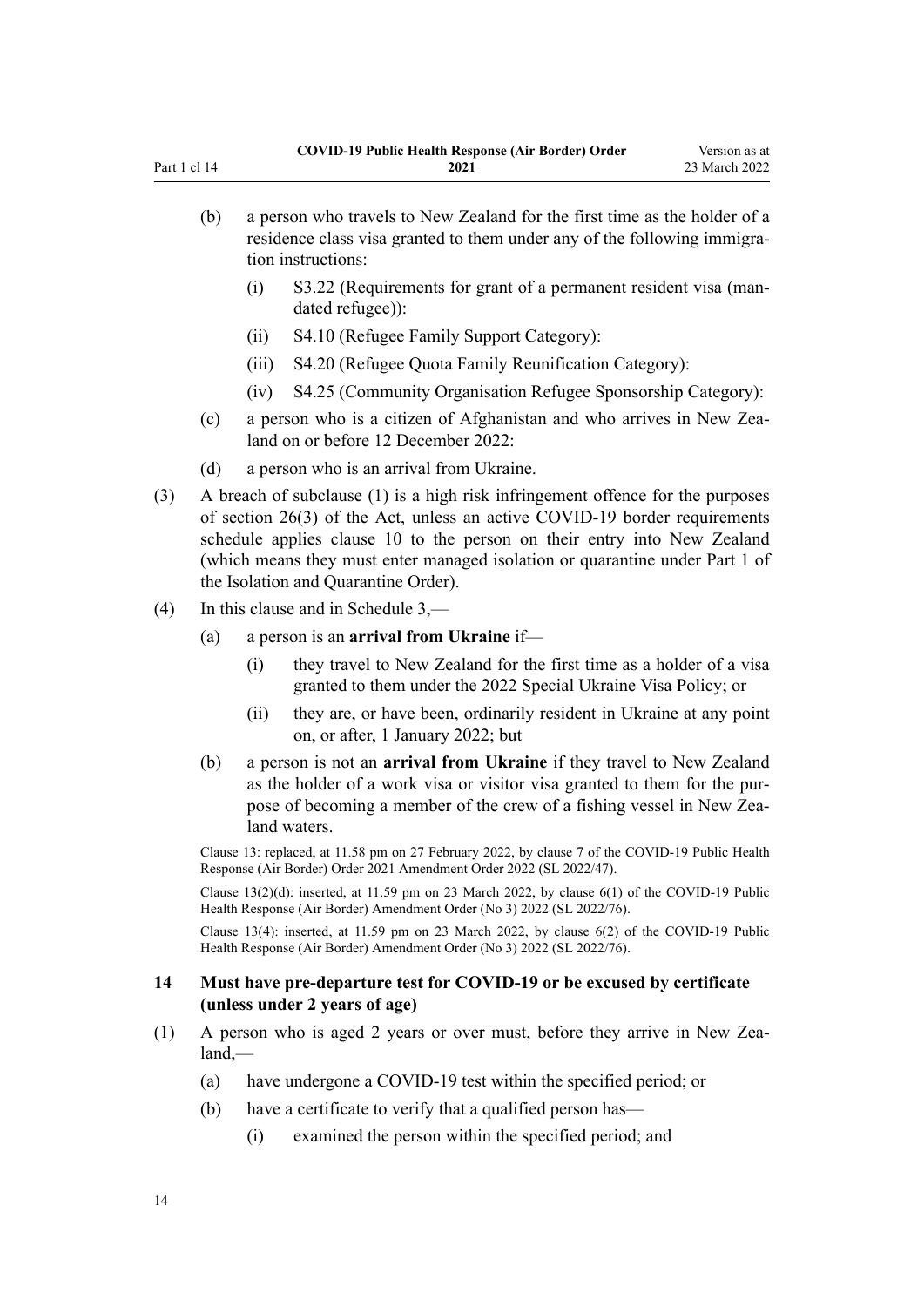(b) a person who travels to New Zealand for the first time as the holder of a residence class visa granted to them under any of the following immigration instructions:

(i) S3.22 (Requirements for grant of a permanent resident visa (mandated refugee)):

(ii) S4.10 (Refugee Family Support Category):

(iii) S4.20 (Refugee Quota Family Reunification Category):

(iv) S4.25 (Community Organisation Refugee Sponsorship Category):

(c) a person who is a citizen of Afghanistan and who arrives in New Zealand on or before 12 December 2022:

(d) a person who is an arrival from Ukraine.

(3) A breach of subclause (1) is a high risk infringement offence for the purposes of section 26(3) of the Act, unless an active COVID-19 border requirements schedule applies clause 10 to the person on their entry into New Zealand (which means they must enter managed isolation or quarantine under Part 1 of the Isolation and Quarantine Order).

(4) In this clause and in Schedule 3,—

(a) a person is an **arrival from Ukraine** if—

(i) they travel to New Zealand for the first time as a holder of a visa granted to them under the 2022 Special Ukraine Visa Policy; or

(ii) they are, or have been, ordinarily resident in Ukraine at any point on, or after, 1 January 2022; but

(b) a person is not an **arrival from Ukraine** if they travel to New Zealand as the holder of a work visa or visitor visa granted to them for the purpose of becoming a member of the crew of a fishing vessel in New Zealand waters.

Clause 13: replaced, at 11.58 pm on 27 February 2022, by clause 7 of the COVID-19 Public Health Response (Air Border) Order 2021 Amendment Order 2022 (SL 2022/47).

Clause 13(2)(d): inserted, at 11.59 pm on 23 March 2022, by clause 6(1) of the COVID-19 Public Health Response (Air Border) Amendment Order (No 3) 2022 (SL 2022/76).

Clause 13(4): inserted, at 11.59 pm on 23 March 2022, by clause 6(2) of the COVID-19 Public Health Response (Air Border) Amendment Order (No 3) 2022 (SL 2022/76).

### 14 Must have pre-departure test for COVID-19 or be excused by certificate (unless under 2 years of age)

(1) A person who is aged 2 years or over must, before they arrive in New Zealand,—

(a) have undergone a COVID-19 test within the specified period; or

(b) have a certificate to verify that a qualified person has—

(i) examined the person within the specified period; and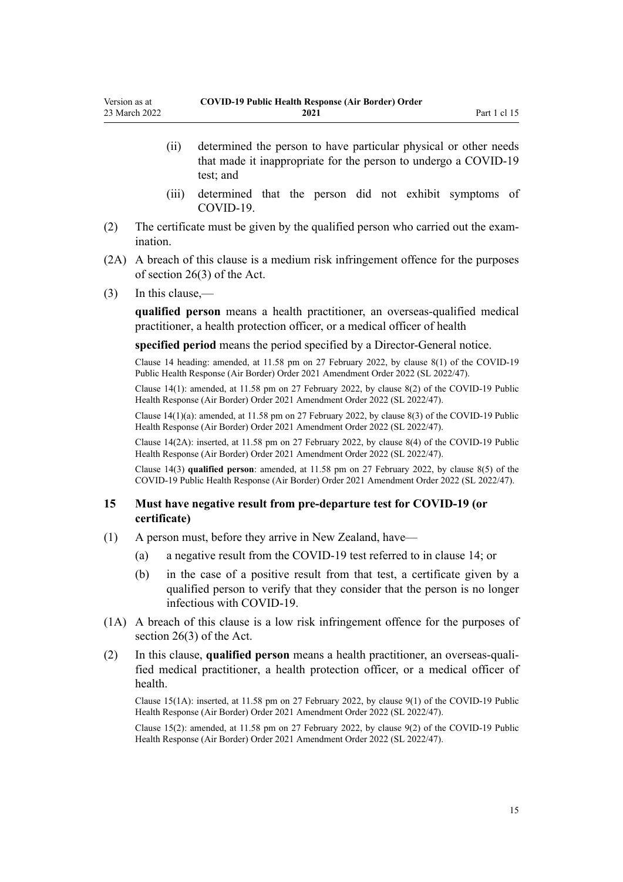(ii) determined the person to have particular physical or other needs that made it inappropriate for the person to undergo a COVID-19 test; and

(iii) determined that the person did not exhibit symptoms of COVID-19.

(2) The certificate must be given by the qualified person who carried out the examination.

(2A) A breach of this clause is a medium risk infringement offence for the purposes of section 26(3) of the Act.

(3) In this clause,—

**qualified person** means a health practitioner, an overseas-qualified medical practitioner, a health protection officer, or a medical officer of health

**specified period** means the period specified by a Director-General notice.

Clause 14 heading: amended, at 11.58 pm on 27 February 2022, by clause 8(1) of the COVID-19 Public Health Response (Air Border) Order 2021 Amendment Order 2022 (SL 2022/47).

Clause 14(1): amended, at 11.58 pm on 27 February 2022, by clause 8(2) of the COVID-19 Public Health Response (Air Border) Order 2021 Amendment Order 2022 (SL 2022/47).

Clause 14(1)(a): amended, at 11.58 pm on 27 February 2022, by clause 8(3) of the COVID-19 Public Health Response (Air Border) Order 2021 Amendment Order 2022 (SL 2022/47).

Clause 14(2A): inserted, at 11.58 pm on 27 February 2022, by clause 8(4) of the COVID-19 Public Health Response (Air Border) Order 2021 Amendment Order 2022 (SL 2022/47).

Clause 14(3) **qualified person**: amended, at 11.58 pm on 27 February 2022, by clause 8(5) of the COVID-19 Public Health Response (Air Border) Order 2021 Amendment Order 2022 (SL 2022/47).

### 15 Must have negative result from pre-departure test for COVID-19 (or certificate)

(1) A person must, before they arrive in New Zealand, have—

(a) a negative result from the COVID-19 test referred to in clause 14; or

(b) in the case of a positive result from that test, a certificate given by a qualified person to verify that they consider that the person is no longer infectious with COVID-19.

(1A) A breach of this clause is a low risk infringement offence for the purposes of section 26(3) of the Act.

(2) In this clause, **qualified person** means a health practitioner, an overseas-qualified medical practitioner, a health protection officer, or a medical officer of health.

Clause 15(1A): inserted, at 11.58 pm on 27 February 2022, by clause 9(1) of the COVID-19 Public Health Response (Air Border) Order 2021 Amendment Order 2022 (SL 2022/47).

Clause 15(2): amended, at 11.58 pm on 27 February 2022, by clause 9(2) of the COVID-19 Public Health Response (Air Border) Order 2021 Amendment Order 2022 (SL 2022/47).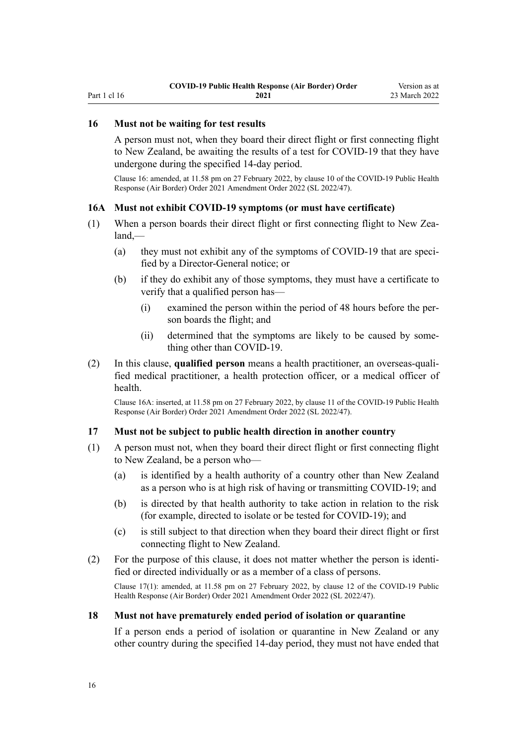### 16 Must not be waiting for test results

A person must not, when they board their direct flight or first connecting flight to New Zealand, be awaiting the results of a test for COVID-19 that they have undergone during the specified 14-day period.

Clause 16: amended, at 11.58 pm on 27 February 2022, by clause 10 of the COVID-19 Public Health Response (Air Border) Order 2021 Amendment Order 2022 (SL 2022/47).

### 16A Must not exhibit COVID-19 symptoms (or must have certificate)

(1) When a person boards their direct flight or first connecting flight to New Zealand,—

  (a) they must not exhibit any of the symptoms of COVID-19 that are specified by a Director-General notice; or

  (b) if they do exhibit any of those symptoms, they must have a certificate to verify that a qualified person has—

    (i) examined the person within the period of 48 hours before the person boards the flight; and

    (ii) determined that the symptoms are likely to be caused by something other than COVID-19.

(2) In this clause, **qualified person** means a health practitioner, an overseas-qualified medical practitioner, a health protection officer, or a medical officer of health.

Clause 16A: inserted, at 11.58 pm on 27 February 2022, by clause 11 of the COVID-19 Public Health Response (Air Border) Order 2021 Amendment Order 2022 (SL 2022/47).

### 17 Must not be subject to public health direction in another country

(1) A person must not, when they board their direct flight or first connecting flight to New Zealand, be a person who—

  (a) is identified by a health authority of a country other than New Zealand as a person who is at high risk of having or transmitting COVID-19; and

  (b) is directed by that health authority to take action in relation to the risk (for example, directed to isolate or be tested for COVID-19); and

  (c) is still subject to that direction when they board their direct flight or first connecting flight to New Zealand.

(2) For the purpose of this clause, it does not matter whether the person is identified or directed individually or as a member of a class of persons.

Clause 17(1): amended, at 11.58 pm on 27 February 2022, by clause 12 of the COVID-19 Public Health Response (Air Border) Order 2021 Amendment Order 2022 (SL 2022/47).

### 18 Must not have prematurely ended period of isolation or quarantine

If a person ends a period of isolation or quarantine in New Zealand or any other country during the specified 14-day period, they must not have ended that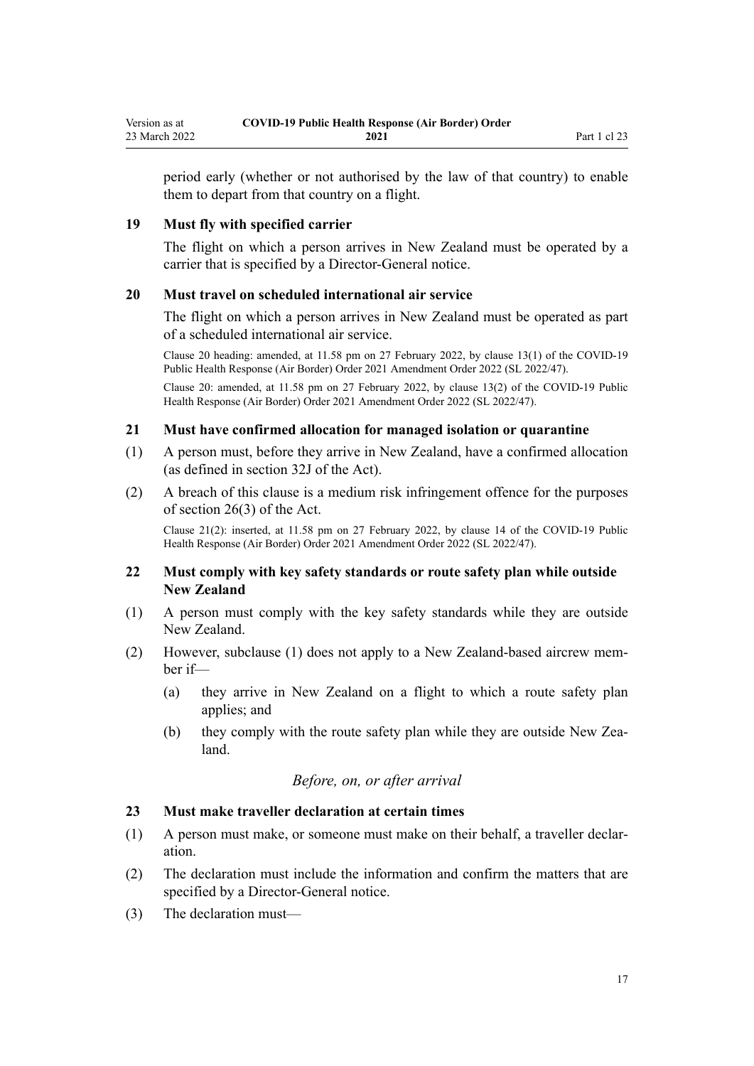period early (whether or not authorised by the law of that country) to enable them to depart from that country on a flight.

### 19 Must fly with specified carrier

The flight on which a person arrives in New Zealand must be operated by a carrier that is specified by a Director-General notice.

### 20 Must travel on scheduled international air service

The flight on which a person arrives in New Zealand must be operated as part of a scheduled international air service.

Clause 20 heading: amended, at 11.58 pm on 27 February 2022, by clause 13(1) of the COVID-19 Public Health Response (Air Border) Order 2021 Amendment Order 2022 (SL 2022/47).

Clause 20: amended, at 11.58 pm on 27 February 2022, by clause 13(2) of the COVID-19 Public Health Response (Air Border) Order 2021 Amendment Order 2022 (SL 2022/47).

### 21 Must have confirmed allocation for managed isolation or quarantine

(1) A person must, before they arrive in New Zealand, have a confirmed allocation (as defined in section 32J of the Act).

(2) A breach of this clause is a medium risk infringement offence for the purposes of section 26(3) of the Act.

Clause 21(2): inserted, at 11.58 pm on 27 February 2022, by clause 14 of the COVID-19 Public Health Response (Air Border) Order 2021 Amendment Order 2022 (SL 2022/47).

### 22 Must comply with key safety standards or route safety plan while outside New Zealand

(1) A person must comply with the key safety standards while they are outside New Zealand.

(2) However, subclause (1) does not apply to a New Zealand-based aircrew member if—

(a) they arrive in New Zealand on a flight to which a route safety plan applies; and

(b) they comply with the route safety plan while they are outside New Zealand.

*Before, on, or after arrival*

### 23 Must make traveller declaration at certain times

(1) A person must make, or someone must make on their behalf, a traveller declaration.

(2) The declaration must include the information and confirm the matters that are specified by a Director-General notice.

(3) The declaration must—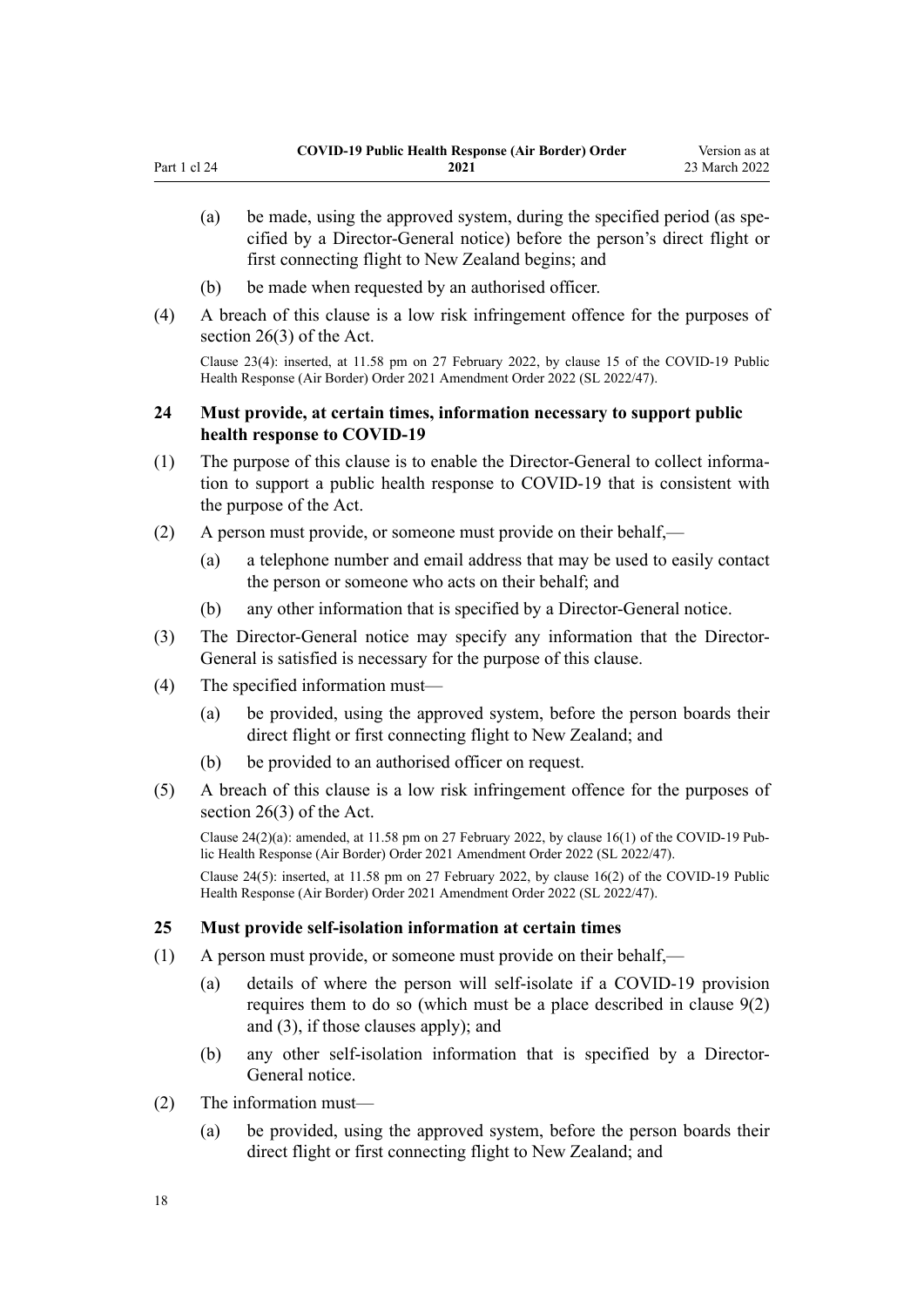(a) be made, using the approved system, during the specified period (as specified by a Director-General notice) before the person's direct flight or first connecting flight to New Zealand begins; and

(b) be made when requested by an authorised officer.

(4) A breach of this clause is a low risk infringement offence for the purposes of section 26(3) of the Act.

Clause 23(4): inserted, at 11.58 pm on 27 February 2022, by clause 15 of the COVID-19 Public Health Response (Air Border) Order 2021 Amendment Order 2022 (SL 2022/47).

### 24 Must provide, at certain times, information necessary to support public health response to COVID-19

(1) The purpose of this clause is to enable the Director-General to collect information to support a public health response to COVID-19 that is consistent with the purpose of the Act.

(2) A person must provide, or someone must provide on their behalf,—

(a) a telephone number and email address that may be used to easily contact the person or someone who acts on their behalf; and

(b) any other information that is specified by a Director-General notice.

(3) The Director-General notice may specify any information that the Director-General is satisfied is necessary for the purpose of this clause.

(4) The specified information must—

(a) be provided, using the approved system, before the person boards their direct flight or first connecting flight to New Zealand; and

(b) be provided to an authorised officer on request.

(5) A breach of this clause is a low risk infringement offence for the purposes of section 26(3) of the Act.

Clause 24(2)(a): amended, at 11.58 pm on 27 February 2022, by clause 16(1) of the COVID-19 Public Health Response (Air Border) Order 2021 Amendment Order 2022 (SL 2022/47).

Clause 24(5): inserted, at 11.58 pm on 27 February 2022, by clause 16(2) of the COVID-19 Public Health Response (Air Border) Order 2021 Amendment Order 2022 (SL 2022/47).

### 25 Must provide self-isolation information at certain times

(1) A person must provide, or someone must provide on their behalf,—

(a) details of where the person will self-isolate if a COVID-19 provision requires them to do so (which must be a place described in clause 9(2) and (3), if those clauses apply); and

(b) any other self-isolation information that is specified by a Director-General notice.

(2) The information must—

(a) be provided, using the approved system, before the person boards their direct flight or first connecting flight to New Zealand; and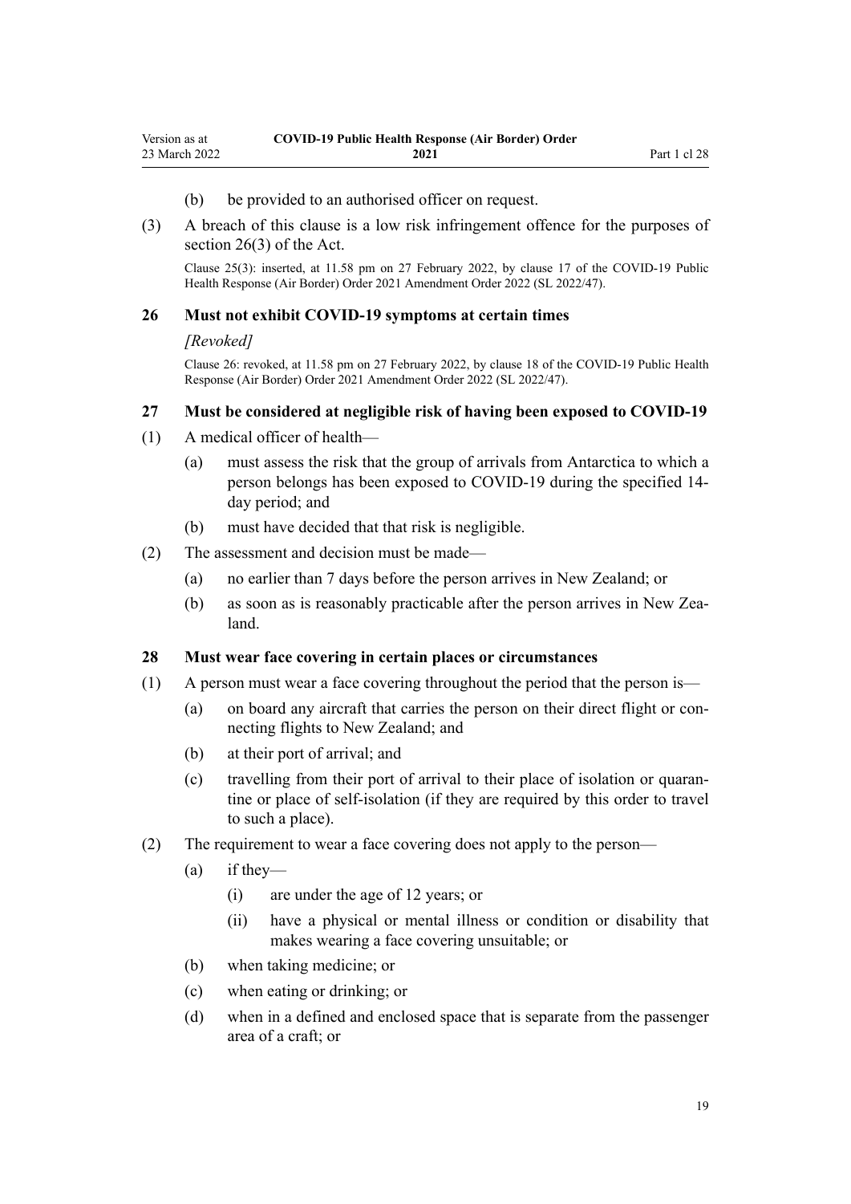(b) be provided to an authorised officer on request.

(3) A breach of this clause is a low risk infringement offence for the purposes of section 26(3) of the Act.

Clause 25(3): inserted, at 11.58 pm on 27 February 2022, by clause 17 of the COVID-19 Public Health Response (Air Border) Order 2021 Amendment Order 2022 (SL 2022/47).

### 26 Must not exhibit COVID-19 symptoms at certain times

*[Revoked]*

Clause 26: revoked, at 11.58 pm on 27 February 2022, by clause 18 of the COVID-19 Public Health Response (Air Border) Order 2021 Amendment Order 2022 (SL 2022/47).

### 27 Must be considered at negligible risk of having been exposed to COVID-19

(1) A medical officer of health—

(a) must assess the risk that the group of arrivals from Antarctica to which a person belongs has been exposed to COVID-19 during the specified 14-day period; and

(b) must have decided that that risk is negligible.

(2) The assessment and decision must be made—

(a) no earlier than 7 days before the person arrives in New Zealand; or

(b) as soon as is reasonably practicable after the person arrives in New Zealand.

### 28 Must wear face covering in certain places or circumstances

(1) A person must wear a face covering throughout the period that the person is—

(a) on board any aircraft that carries the person on their direct flight or connecting flights to New Zealand; and

(b) at their port of arrival; and

(c) travelling from their port of arrival to their place of isolation or quarantine or place of self-isolation (if they are required by this order to travel to such a place).

(2) The requirement to wear a face covering does not apply to the person—

(a) if they—

(i) are under the age of 12 years; or

(ii) have a physical or mental illness or condition or disability that makes wearing a face covering unsuitable; or

(b) when taking medicine; or

(c) when eating or drinking; or

(d) when in a defined and enclosed space that is separate from the passenger area of a craft; or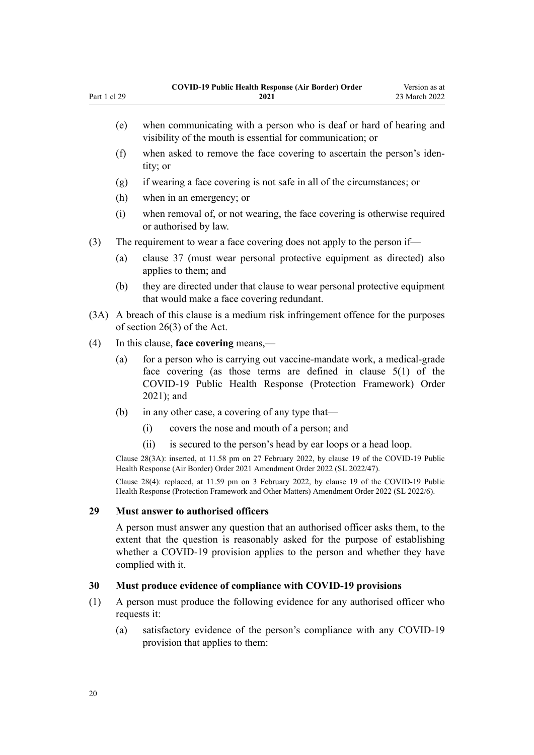(e) when communicating with a person who is deaf or hard of hearing and visibility of the mouth is essential for communication; or

(f) when asked to remove the face covering to ascertain the person's identity; or

(g) if wearing a face covering is not safe in all of the circumstances; or

(h) when in an emergency; or

(i) when removal of, or not wearing, the face covering is otherwise required or authorised by law.

(3) The requirement to wear a face covering does not apply to the person if—

(a) clause 37 (must wear personal protective equipment as directed) also applies to them; and

(b) they are directed under that clause to wear personal protective equipment that would make a face covering redundant.

(3A) A breach of this clause is a medium risk infringement offence for the purposes of section 26(3) of the Act.

(4) In this clause, **face covering** means,—

(a) for a person who is carrying out vaccine-mandate work, a medical-grade face covering (as those terms are defined in clause 5(1) of the COVID-19 Public Health Response (Protection Framework) Order 2021); and

(b) in any other case, a covering of any type that—

(i) covers the nose and mouth of a person; and

(ii) is secured to the person's head by ear loops or a head loop.

Clause 28(3A): inserted, at 11.58 pm on 27 February 2022, by clause 19 of the COVID-19 Public Health Response (Air Border) Order 2021 Amendment Order 2022 (SL 2022/47).

Clause 28(4): replaced, at 11.59 pm on 3 February 2022, by clause 19 of the COVID-19 Public Health Response (Protection Framework and Other Matters) Amendment Order 2022 (SL 2022/6).

### 29 Must answer to authorised officers

A person must answer any question that an authorised officer asks them, to the extent that the question is reasonably asked for the purpose of establishing whether a COVID-19 provision applies to the person and whether they have complied with it.

### 30 Must produce evidence of compliance with COVID-19 provisions

(1) A person must produce the following evidence for any authorised officer who requests it:

(a) satisfactory evidence of the person's compliance with any COVID-19 provision that applies to them: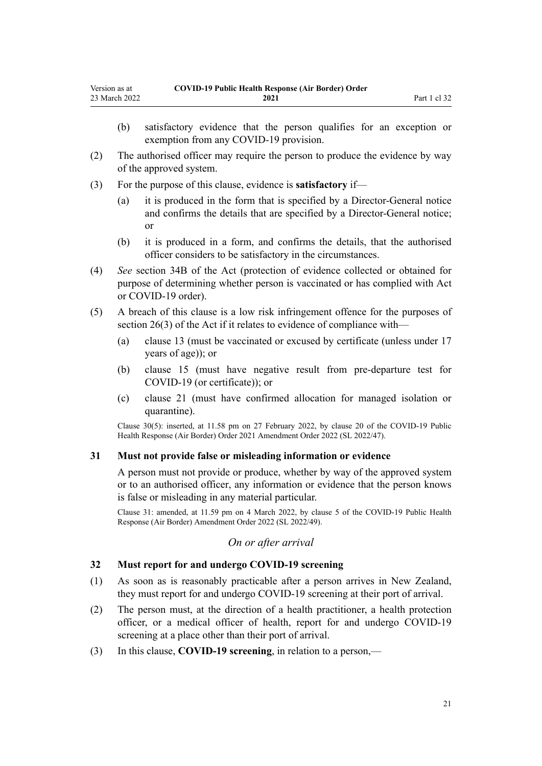(b) satisfactory evidence that the person qualifies for an exception or exemption from any COVID-19 provision.

(2) The authorised officer may require the person to produce the evidence by way of the approved system.

(3) For the purpose of this clause, evidence is **satisfactory** if—

(a) it is produced in the form that is specified by a Director-General notice and confirms the details that are specified by a Director-General notice; or

(b) it is produced in a form, and confirms the details, that the authorised officer considers to be satisfactory in the circumstances.

(4) *See* section 34B of the Act (protection of evidence collected or obtained for purpose of determining whether person is vaccinated or has complied with Act or COVID-19 order).

(5) A breach of this clause is a low risk infringement offence for the purposes of section 26(3) of the Act if it relates to evidence of compliance with—

(a) clause 13 (must be vaccinated or excused by certificate (unless under 17 years of age)); or

(b) clause 15 (must have negative result from pre-departure test for COVID-19 (or certificate)); or

(c) clause 21 (must have confirmed allocation for managed isolation or quarantine).

Clause 30(5): inserted, at 11.58 pm on 27 February 2022, by clause 20 of the COVID-19 Public Health Response (Air Border) Order 2021 Amendment Order 2022 (SL 2022/47).

### 31 Must not provide false or misleading information or evidence

A person must not provide or produce, whether by way of the approved system or to an authorised officer, any information or evidence that the person knows is false or misleading in any material particular.

Clause 31: amended, at 11.59 pm on 4 March 2022, by clause 5 of the COVID-19 Public Health Response (Air Border) Amendment Order 2022 (SL 2022/49).

*On or after arrival*

### 32 Must report for and undergo COVID-19 screening

(1) As soon as is reasonably practicable after a person arrives in New Zealand, they must report for and undergo COVID-19 screening at their port of arrival.

(2) The person must, at the direction of a health practitioner, a health protection officer, or a medical officer of health, report for and undergo COVID-19 screening at a place other than their port of arrival.

(3) In this clause, **COVID-19 screening**, in relation to a person,—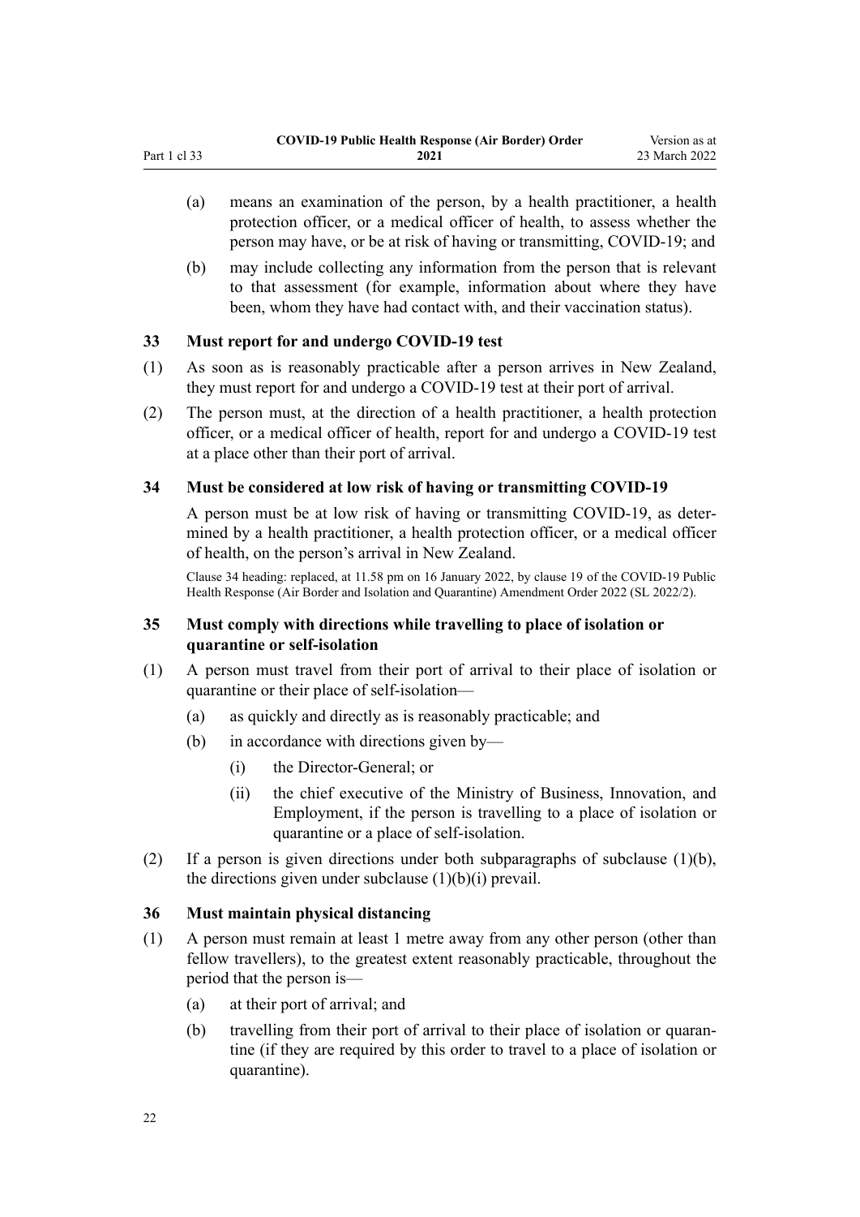(a) means an examination of the person, by a health practitioner, a health protection officer, or a medical officer of health, to assess whether the person may have, or be at risk of having or transmitting, COVID-19; and

(b) may include collecting any information from the person that is relevant to that assessment (for example, information about where they have been, whom they have had contact with, and their vaccination status).

### 33 Must report for and undergo COVID-19 test

(1) As soon as is reasonably practicable after a person arrives in New Zealand, they must report for and undergo a COVID-19 test at their port of arrival.

(2) The person must, at the direction of a health practitioner, a health protection officer, or a medical officer of health, report for and undergo a COVID-19 test at a place other than their port of arrival.

### 34 Must be considered at low risk of having or transmitting COVID-19

A person must be at low risk of having or transmitting COVID-19, as determined by a health practitioner, a health protection officer, or a medical officer of health, on the person's arrival in New Zealand.

Clause 34 heading: replaced, at 11.58 pm on 16 January 2022, by clause 19 of the COVID-19 Public Health Response (Air Border and Isolation and Quarantine) Amendment Order 2022 (SL 2022/2).

### 35 Must comply with directions while travelling to place of isolation or quarantine or self-isolation

(1) A person must travel from their port of arrival to their place of isolation or quarantine or their place of self-isolation—

- (a) as quickly and directly as is reasonably practicable; and
- (b) in accordance with directions given by—
  - (i) the Director-General; or
  - (ii) the chief executive of the Ministry of Business, Innovation, and Employment, if the person is travelling to a place of isolation or quarantine or a place of self-isolation.

(2) If a person is given directions under both subparagraphs of subclause (1)(b), the directions given under subclause (1)(b)(i) prevail.

### 36 Must maintain physical distancing

(1) A person must remain at least 1 metre away from any other person (other than fellow travellers), to the greatest extent reasonably practicable, throughout the period that the person is—

- (a) at their port of arrival; and
- (b) travelling from their port of arrival to their place of isolation or quarantine (if they are required by this order to travel to a place of isolation or quarantine).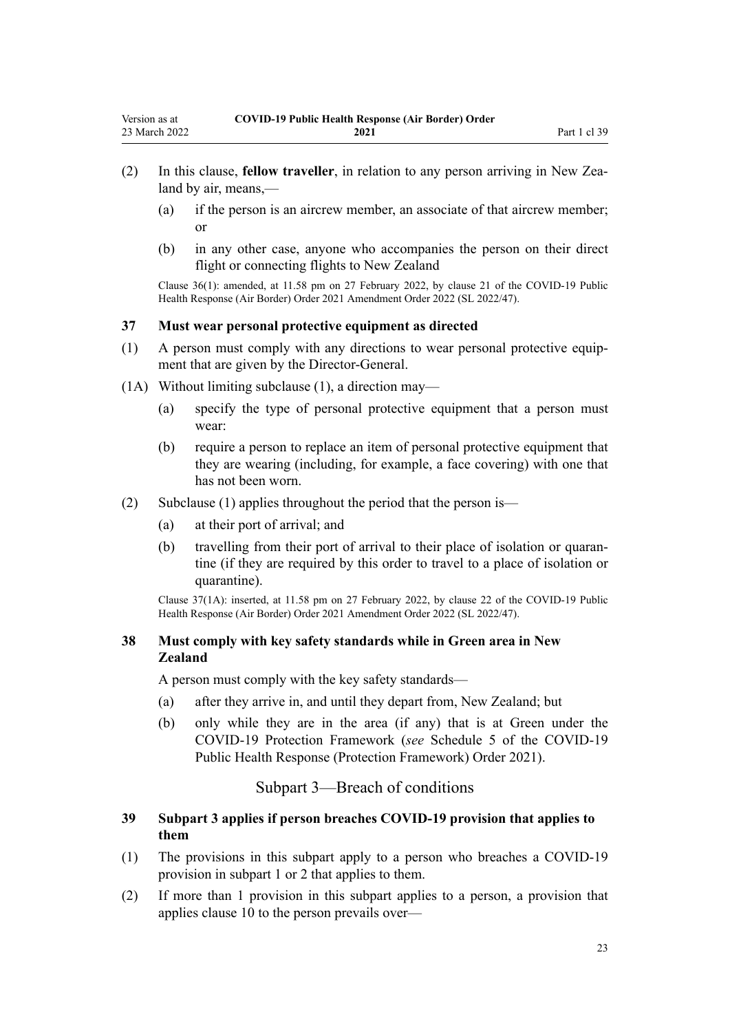(2) In this clause, **fellow traveller**, in relation to any person arriving in New Zealand by air, means,—

   (a) if the person is an aircrew member, an associate of that aircrew member; or

   (b) in any other case, anyone who accompanies the person on their direct flight or connecting flights to New Zealand

Clause 36(1): amended, at 11.58 pm on 27 February 2022, by clause 21 of the COVID-19 Public Health Response (Air Border) Order 2021 Amendment Order 2022 (SL 2022/47).

### 37 Must wear personal protective equipment as directed

(1) A person must comply with any directions to wear personal protective equipment that are given by the Director-General.

(1A) Without limiting subclause (1), a direction may—

   (a) specify the type of personal protective equipment that a person must wear:

   (b) require a person to replace an item of personal protective equipment that they are wearing (including, for example, a face covering) with one that has not been worn.

(2) Subclause (1) applies throughout the period that the person is—

   (a) at their port of arrival; and

   (b) travelling from their port of arrival to their place of isolation or quarantine (if they are required by this order to travel to a place of isolation or quarantine).

Clause 37(1A): inserted, at 11.58 pm on 27 February 2022, by clause 22 of the COVID-19 Public Health Response (Air Border) Order 2021 Amendment Order 2022 (SL 2022/47).

### 38 Must comply with key safety standards while in Green area in New Zealand

A person must comply with the key safety standards—

   (a) after they arrive in, and until they depart from, New Zealand; but

   (b) only while they are in the area (if any) that is at Green under the COVID-19 Protection Framework (*see* Schedule 5 of the COVID-19 Public Health Response (Protection Framework) Order 2021).

## Subpart 3—Breach of conditions

### 39 Subpart 3 applies if person breaches COVID-19 provision that applies to them

(1) The provisions in this subpart apply to a person who breaches a COVID-19 provision in subpart 1 or 2 that applies to them.

(2) If more than 1 provision in this subpart applies to a person, a provision that applies clause 10 to the person prevails over—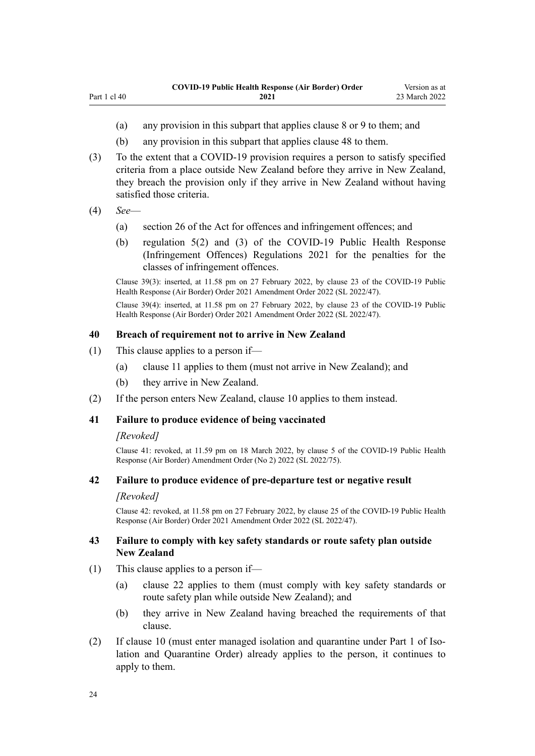(a) any provision in this subpart that applies clause 8 or 9 to them; and

(b) any provision in this subpart that applies clause 48 to them.

(3) To the extent that a COVID-19 provision requires a person to satisfy specified criteria from a place outside New Zealand before they arrive in New Zealand, they breach the provision only if they arrive in New Zealand without having satisfied those criteria.

(4) *See*—

(a) section 26 of the Act for offences and infringement offences; and

(b) regulation 5(2) and (3) of the COVID-19 Public Health Response (Infringement Offences) Regulations 2021 for the penalties for the classes of infringement offences.

Clause 39(3): inserted, at 11.58 pm on 27 February 2022, by clause 23 of the COVID-19 Public Health Response (Air Border) Order 2021 Amendment Order 2022 (SL 2022/47).

Clause 39(4): inserted, at 11.58 pm on 27 February 2022, by clause 23 of the COVID-19 Public Health Response (Air Border) Order 2021 Amendment Order 2022 (SL 2022/47).

### 40 Breach of requirement not to arrive in New Zealand

(1) This clause applies to a person if—

(a) clause 11 applies to them (must not arrive in New Zealand); and

(b) they arrive in New Zealand.

(2) If the person enters New Zealand, clause 10 applies to them instead.

### 41 Failure to produce evidence of being vaccinated

*[Revoked]*

Clause 41: revoked, at 11.59 pm on 18 March 2022, by clause 5 of the COVID-19 Public Health Response (Air Border) Amendment Order (No 2) 2022 (SL 2022/75).

### 42 Failure to produce evidence of pre-departure test or negative result

*[Revoked]*

Clause 42: revoked, at 11.58 pm on 27 February 2022, by clause 25 of the COVID-19 Public Health Response (Air Border) Order 2021 Amendment Order 2022 (SL 2022/47).

### 43 Failure to comply with key safety standards or route safety plan outside New Zealand

(1) This clause applies to a person if—

(a) clause 22 applies to them (must comply with key safety standards or route safety plan while outside New Zealand); and

(b) they arrive in New Zealand having breached the requirements of that clause.

(2) If clause 10 (must enter managed isolation and quarantine under Part 1 of Isolation and Quarantine Order) already applies to the person, it continues to apply to them.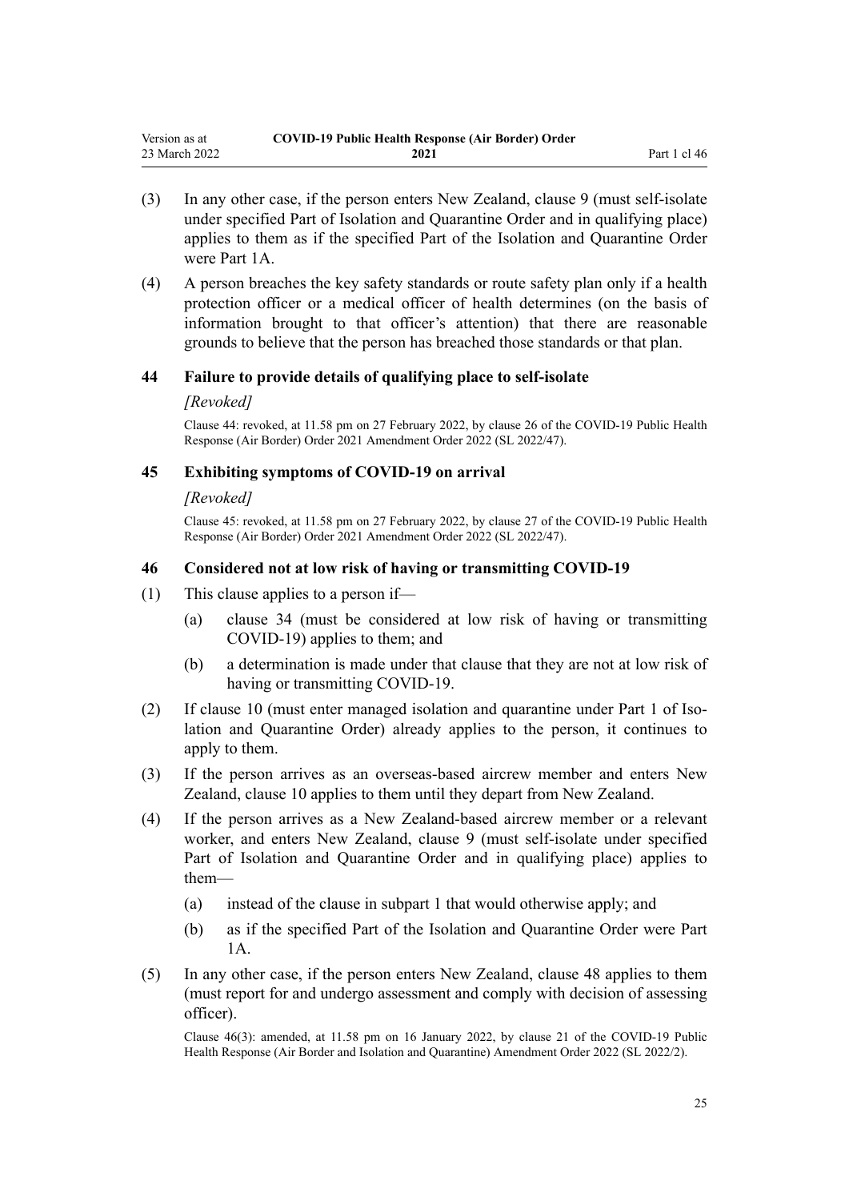(3) In any other case, if the person enters New Zealand, clause 9 (must self-isolate under specified Part of Isolation and Quarantine Order and in qualifying place) applies to them as if the specified Part of the Isolation and Quarantine Order were Part 1A.

(4) A person breaches the key safety standards or route safety plan only if a health protection officer or a medical officer of health determines (on the basis of information brought to that officer's attention) that there are reasonable grounds to believe that the person has breached those standards or that plan.

### 44 Failure to provide details of qualifying place to self-isolate

*[Revoked]*

Clause 44: revoked, at 11.58 pm on 27 February 2022, by clause 26 of the COVID-19 Public Health Response (Air Border) Order 2021 Amendment Order 2022 (SL 2022/47).

### 45 Exhibiting symptoms of COVID-19 on arrival

*[Revoked]*

Clause 45: revoked, at 11.58 pm on 27 February 2022, by clause 27 of the COVID-19 Public Health Response (Air Border) Order 2021 Amendment Order 2022 (SL 2022/47).

### 46 Considered not at low risk of having or transmitting COVID-19

(1) This clause applies to a person if—

  (a) clause 34 (must be considered at low risk of having or transmitting COVID-19) applies to them; and

  (b) a determination is made under that clause that they are not at low risk of having or transmitting COVID-19.

(2) If clause 10 (must enter managed isolation and quarantine under Part 1 of Isolation and Quarantine Order) already applies to the person, it continues to apply to them.

(3) If the person arrives as an overseas-based aircrew member and enters New Zealand, clause 10 applies to them until they depart from New Zealand.

(4) If the person arrives as a New Zealand-based aircrew member or a relevant worker, and enters New Zealand, clause 9 (must self-isolate under specified Part of Isolation and Quarantine Order and in qualifying place) applies to them—

  (a) instead of the clause in subpart 1 that would otherwise apply; and

  (b) as if the specified Part of the Isolation and Quarantine Order were Part 1A.

(5) In any other case, if the person enters New Zealand, clause 48 applies to them (must report for and undergo assessment and comply with decision of assessing officer).

Clause 46(3): amended, at 11.58 pm on 16 January 2022, by clause 21 of the COVID-19 Public Health Response (Air Border and Isolation and Quarantine) Amendment Order 2022 (SL 2022/2).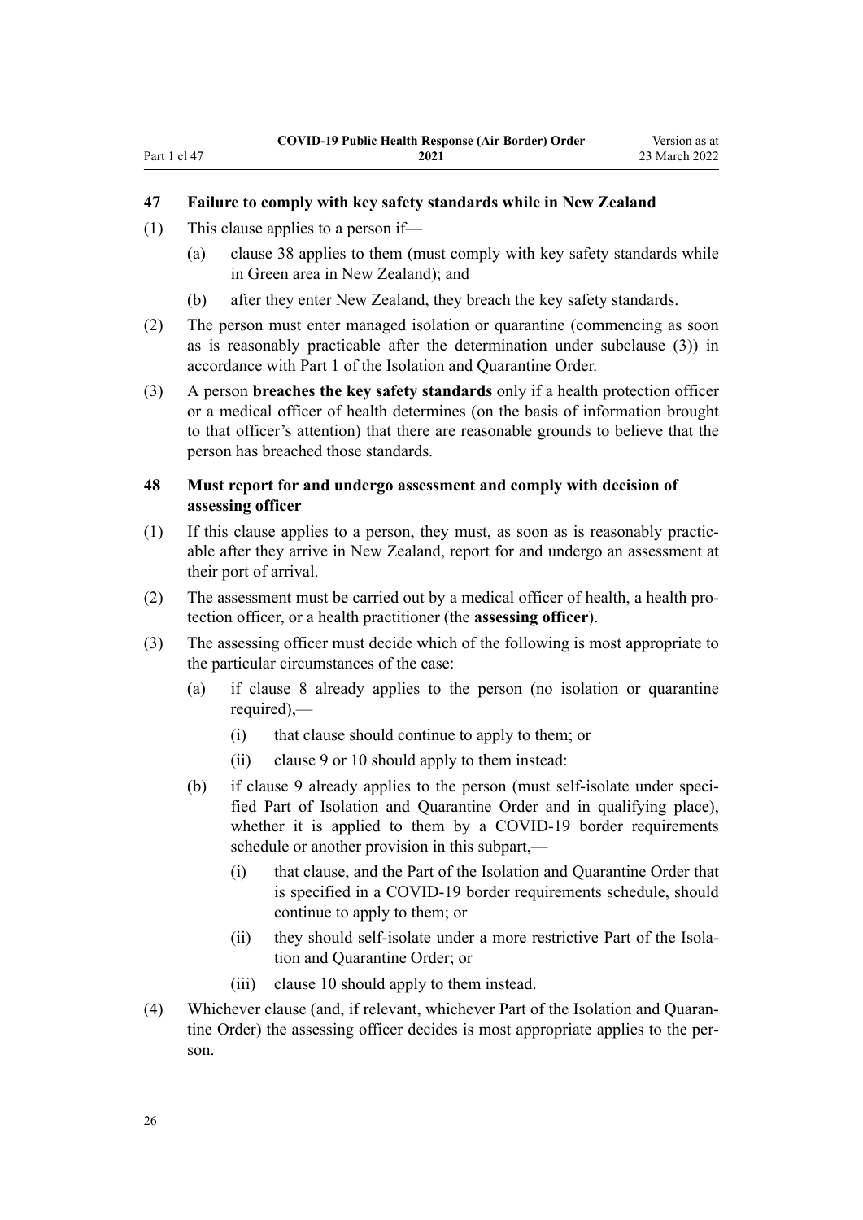### 47 Failure to comply with key safety standards while in New Zealand

(1) This clause applies to a person if—

(a) clause 38 applies to them (must comply with key safety standards while in Green area in New Zealand); and

(b) after they enter New Zealand, they breach the key safety standards.

(2) The person must enter managed isolation or quarantine (commencing as soon as is reasonably practicable after the determination under subclause (3)) in accordance with Part 1 of the Isolation and Quarantine Order.

(3) A person **breaches the key safety standards** only if a health protection officer or a medical officer of health determines (on the basis of information brought to that officer's attention) that there are reasonable grounds to believe that the person has breached those standards.

### 48 Must report for and undergo assessment and comply with decision of assessing officer

(1) If this clause applies to a person, they must, as soon as is reasonably practicable after they arrive in New Zealand, report for and undergo an assessment at their port of arrival.

(2) The assessment must be carried out by a medical officer of health, a health protection officer, or a health practitioner (the **assessing officer**).

(3) The assessing officer must decide which of the following is most appropriate to the particular circumstances of the case:

(a) if clause 8 already applies to the person (no isolation or quarantine required),—

(i) that clause should continue to apply to them; or

(ii) clause 9 or 10 should apply to them instead:

(b) if clause 9 already applies to the person (must self-isolate under specified Part of Isolation and Quarantine Order and in qualifying place), whether it is applied to them by a COVID-19 border requirements schedule or another provision in this subpart,—

(i) that clause, and the Part of the Isolation and Quarantine Order that is specified in a COVID-19 border requirements schedule, should continue to apply to them; or

(ii) they should self-isolate under a more restrictive Part of the Isolation and Quarantine Order; or

(iii) clause 10 should apply to them instead.

(4) Whichever clause (and, if relevant, whichever Part of the Isolation and Quarantine Order) the assessing officer decides is most appropriate applies to the person.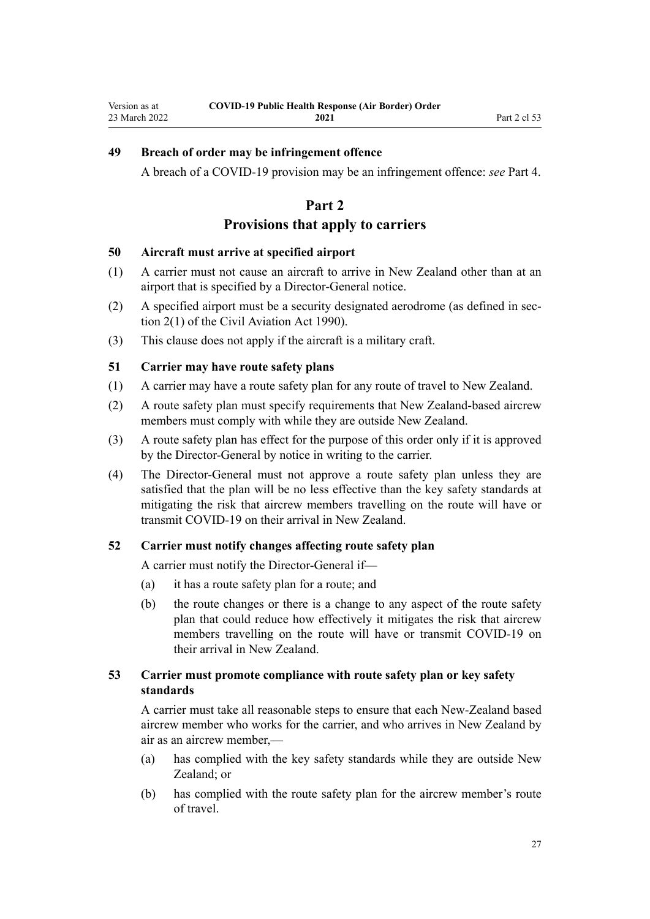### 49 Breach of order may be infringement offence

A breach of a COVID-19 provision may be an infringement offence: *see* Part 4.

## Part 2
## Provisions that apply to carriers

### 50 Aircraft must arrive at specified airport

(1) A carrier must not cause an aircraft to arrive in New Zealand other than at an airport that is specified by a Director-General notice.

(2) A specified airport must be a security designated aerodrome (as defined in section 2(1) of the Civil Aviation Act 1990).

(3) This clause does not apply if the aircraft is a military craft.

### 51 Carrier may have route safety plans

(1) A carrier may have a route safety plan for any route of travel to New Zealand.

(2) A route safety plan must specify requirements that New Zealand-based aircrew members must comply with while they are outside New Zealand.

(3) A route safety plan has effect for the purpose of this order only if it is approved by the Director-General by notice in writing to the carrier.

(4) The Director-General must not approve a route safety plan unless they are satisfied that the plan will be no less effective than the key safety standards at mitigating the risk that aircrew members travelling on the route will have or transmit COVID-19 on their arrival in New Zealand.

### 52 Carrier must notify changes affecting route safety plan

A carrier must notify the Director-General if—

(a) it has a route safety plan for a route; and

(b) the route changes or there is a change to any aspect of the route safety plan that could reduce how effectively it mitigates the risk that aircrew members travelling on the route will have or transmit COVID-19 on their arrival in New Zealand.

### 53 Carrier must promote compliance with route safety plan or key safety standards

A carrier must take all reasonable steps to ensure that each New-Zealand based aircrew member who works for the carrier, and who arrives in New Zealand by air as an aircrew member,—

(a) has complied with the key safety standards while they are outside New Zealand; or

(b) has complied with the route safety plan for the aircrew member's route of travel.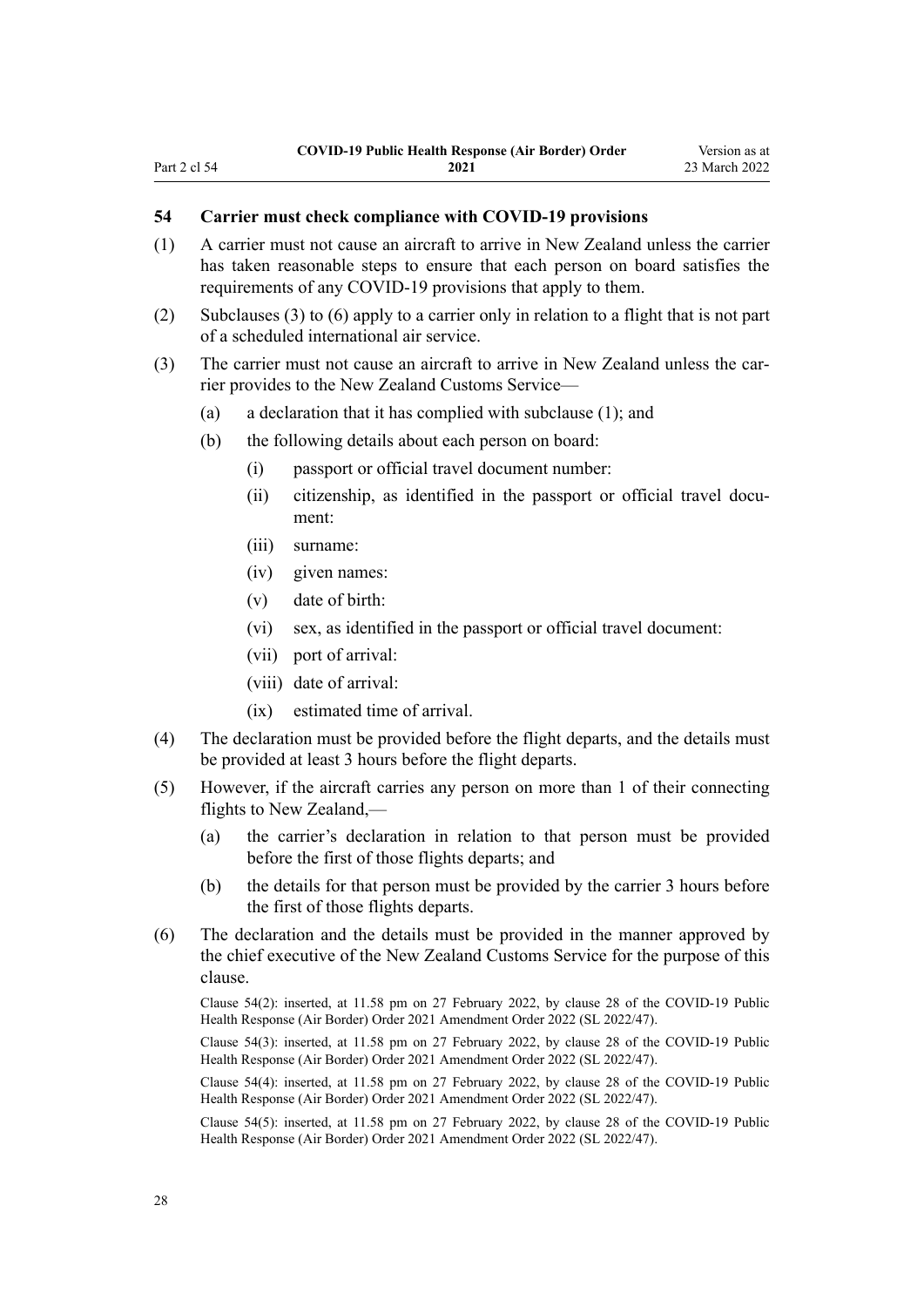### 54 Carrier must check compliance with COVID-19 provisions

(1) A carrier must not cause an aircraft to arrive in New Zealand unless the carrier has taken reasonable steps to ensure that each person on board satisfies the requirements of any COVID-19 provisions that apply to them.

(2) Subclauses (3) to (6) apply to a carrier only in relation to a flight that is not part of a scheduled international air service.

(3) The carrier must not cause an aircraft to arrive in New Zealand unless the carrier provides to the New Zealand Customs Service—

- (a) a declaration that it has complied with subclause (1); and
- (b) the following details about each person on board:
  - (i) passport or official travel document number:
  - (ii) citizenship, as identified in the passport or official travel document:
  - (iii) surname:
  - (iv) given names:
  - (v) date of birth:
  - (vi) sex, as identified in the passport or official travel document:
  - (vii) port of arrival:
  - (viii) date of arrival:
  - (ix) estimated time of arrival.

(4) The declaration must be provided before the flight departs, and the details must be provided at least 3 hours before the flight departs.

(5) However, if the aircraft carries any person on more than 1 of their connecting flights to New Zealand,—

- (a) the carrier's declaration in relation to that person must be provided before the first of those flights departs; and
- (b) the details for that person must be provided by the carrier 3 hours before the first of those flights departs.

(6) The declaration and the details must be provided in the manner approved by the chief executive of the New Zealand Customs Service for the purpose of this clause.

Clause 54(2): inserted, at 11.58 pm on 27 February 2022, by clause 28 of the COVID-19 Public Health Response (Air Border) Order 2021 Amendment Order 2022 (SL 2022/47).

Clause 54(3): inserted, at 11.58 pm on 27 February 2022, by clause 28 of the COVID-19 Public Health Response (Air Border) Order 2021 Amendment Order 2022 (SL 2022/47).

Clause 54(4): inserted, at 11.58 pm on 27 February 2022, by clause 28 of the COVID-19 Public Health Response (Air Border) Order 2021 Amendment Order 2022 (SL 2022/47).

Clause 54(5): inserted, at 11.58 pm on 27 February 2022, by clause 28 of the COVID-19 Public Health Response (Air Border) Order 2021 Amendment Order 2022 (SL 2022/47).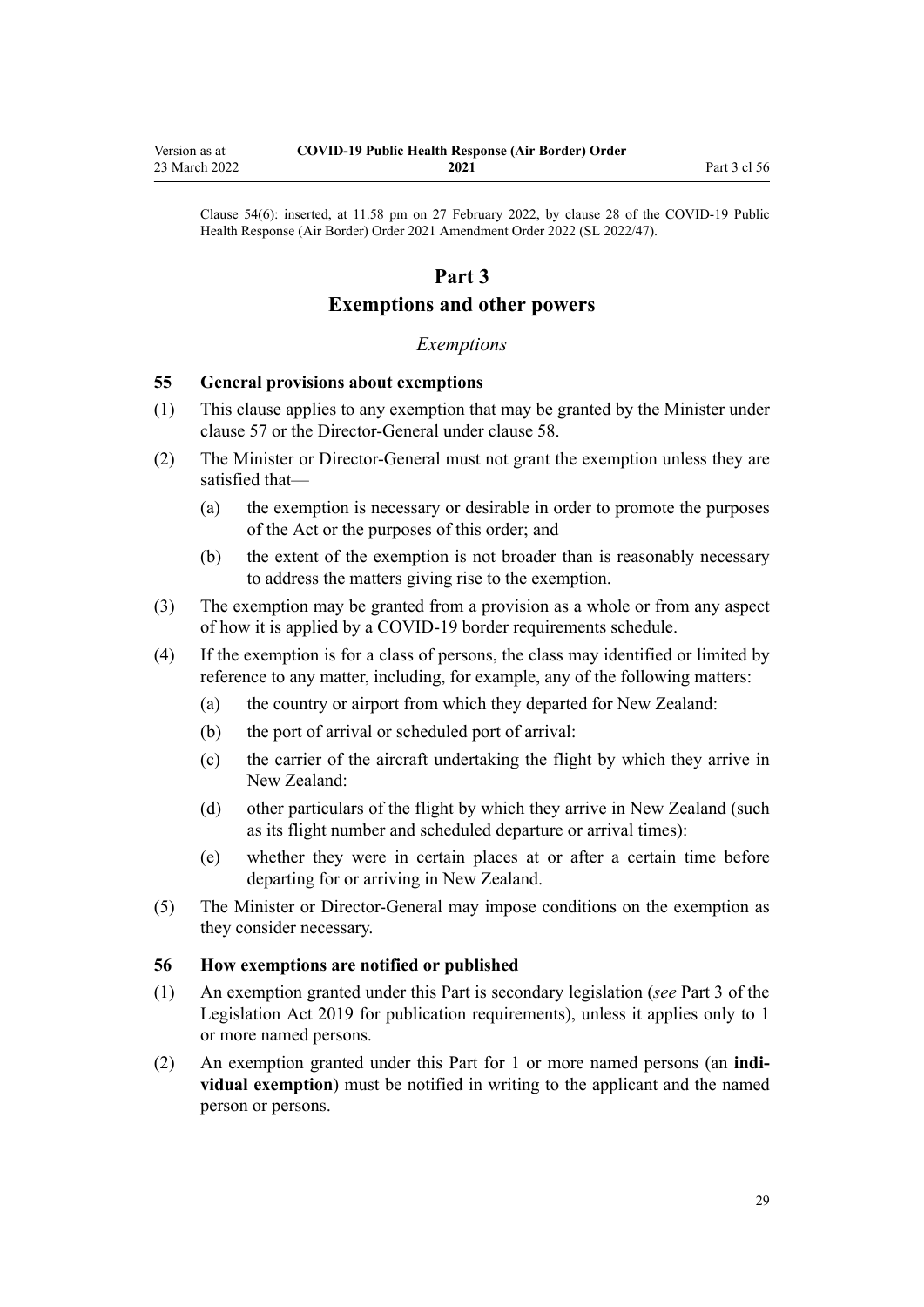Clause 54(6): inserted, at 11.58 pm on 27 February 2022, by clause 28 of the COVID-19 Public Health Response (Air Border) Order 2021 Amendment Order 2022 (SL 2022/47).

# Part 3
# Exemptions and other powers

### *Exemptions*

### 55 General provisions about exemptions

(1) This clause applies to any exemption that may be granted by the Minister under clause 57 or the Director-General under clause 58.

(2) The Minister or Director-General must not grant the exemption unless they are satisfied that—

   (a) the exemption is necessary or desirable in order to promote the purposes of the Act or the purposes of this order; and

   (b) the extent of the exemption is not broader than is reasonably necessary to address the matters giving rise to the exemption.

(3) The exemption may be granted from a provision as a whole or from any aspect of how it is applied by a COVID-19 border requirements schedule.

(4) If the exemption is for a class of persons, the class may identified or limited by reference to any matter, including, for example, any of the following matters:

   (a) the country or airport from which they departed for New Zealand:

   (b) the port of arrival or scheduled port of arrival:

   (c) the carrier of the aircraft undertaking the flight by which they arrive in New Zealand:

   (d) other particulars of the flight by which they arrive in New Zealand (such as its flight number and scheduled departure or arrival times):

   (e) whether they were in certain places at or after a certain time before departing for or arriving in New Zealand.

(5) The Minister or Director-General may impose conditions on the exemption as they consider necessary.

### 56 How exemptions are notified or published

(1) An exemption granted under this Part is secondary legislation (*see* Part 3 of the Legislation Act 2019 for publication requirements), unless it applies only to 1 or more named persons.

(2) An exemption granted under this Part for 1 or more named persons (an **individual exemption**) must be notified in writing to the applicant and the named person or persons.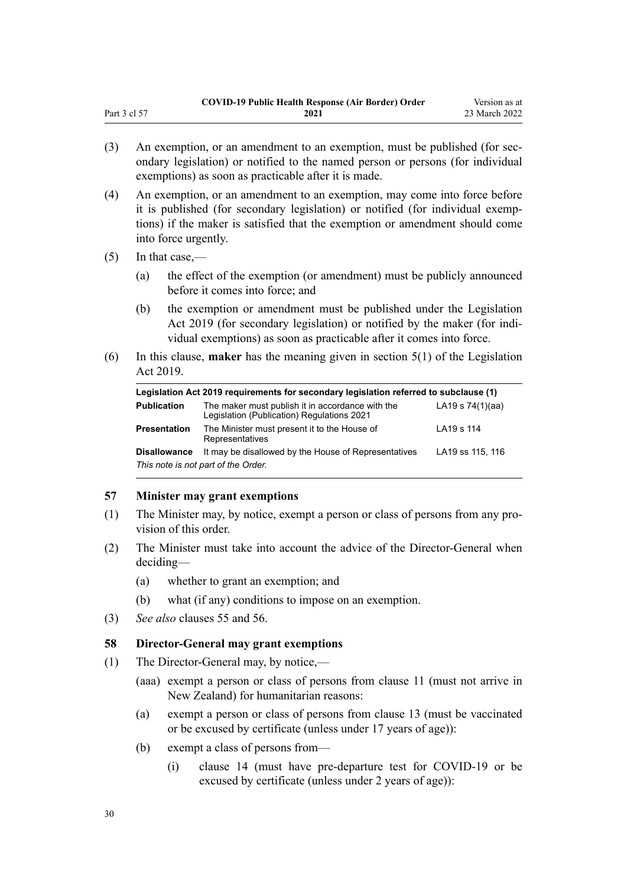(3) An exemption, or an amendment to an exemption, must be published (for secondary legislation) or notified to the named person or persons (for individual exemptions) as soon as practicable after it is made.

(4) An exemption, or an amendment to an exemption, may come into force before it is published (for secondary legislation) or notified (for individual exemptions) if the maker is satisfied that the exemption or amendment should come into force urgently.

(5) In that case,—

  (a) the effect of the exemption (or amendment) must be publicly announced before it comes into force; and

  (b) the exemption or amendment must be published under the Legislation Act 2019 (for secondary legislation) or notified by the maker (for individual exemptions) as soon as practicable after it comes into force.

(6) In this clause, **maker** has the meaning given in section 5(1) of the Legislation Act 2019.

| Legislation Act 2019 requirements for secondary legislation referred to subclause (1) | | |
|---|---|---|
| **Publication** | The maker must publish it in accordance with the Legislation (Publication) Regulations 2021 | LA19 s 74(1)(aa) |
| **Presentation** | The Minister must present it to the House of Representatives | LA19 s 114 |
| **Disallowance** | It may be disallowed by the House of Representatives | LA19 ss 115, 116 |

*This note is not part of the Order.*

### 57 Minister may grant exemptions

(1) The Minister may, by notice, exempt a person or class of persons from any provision of this order.

(2) The Minister must take into account the advice of the Director-General when deciding—

  (a) whether to grant an exemption; and

  (b) what (if any) conditions to impose on an exemption.

(3) *See also* clauses 55 and 56.

### 58 Director-General may grant exemptions

(1) The Director-General may, by notice,—

  (aaa) exempt a person or class of persons from clause 11 (must not arrive in New Zealand) for humanitarian reasons:

  (a) exempt a person or class of persons from clause 13 (must be vaccinated or be excused by certificate (unless under 17 years of age)):

  (b) exempt a class of persons from—

    (i) clause 14 (must have pre-departure test for COVID-19 or be excused by certificate (unless under 2 years of age)):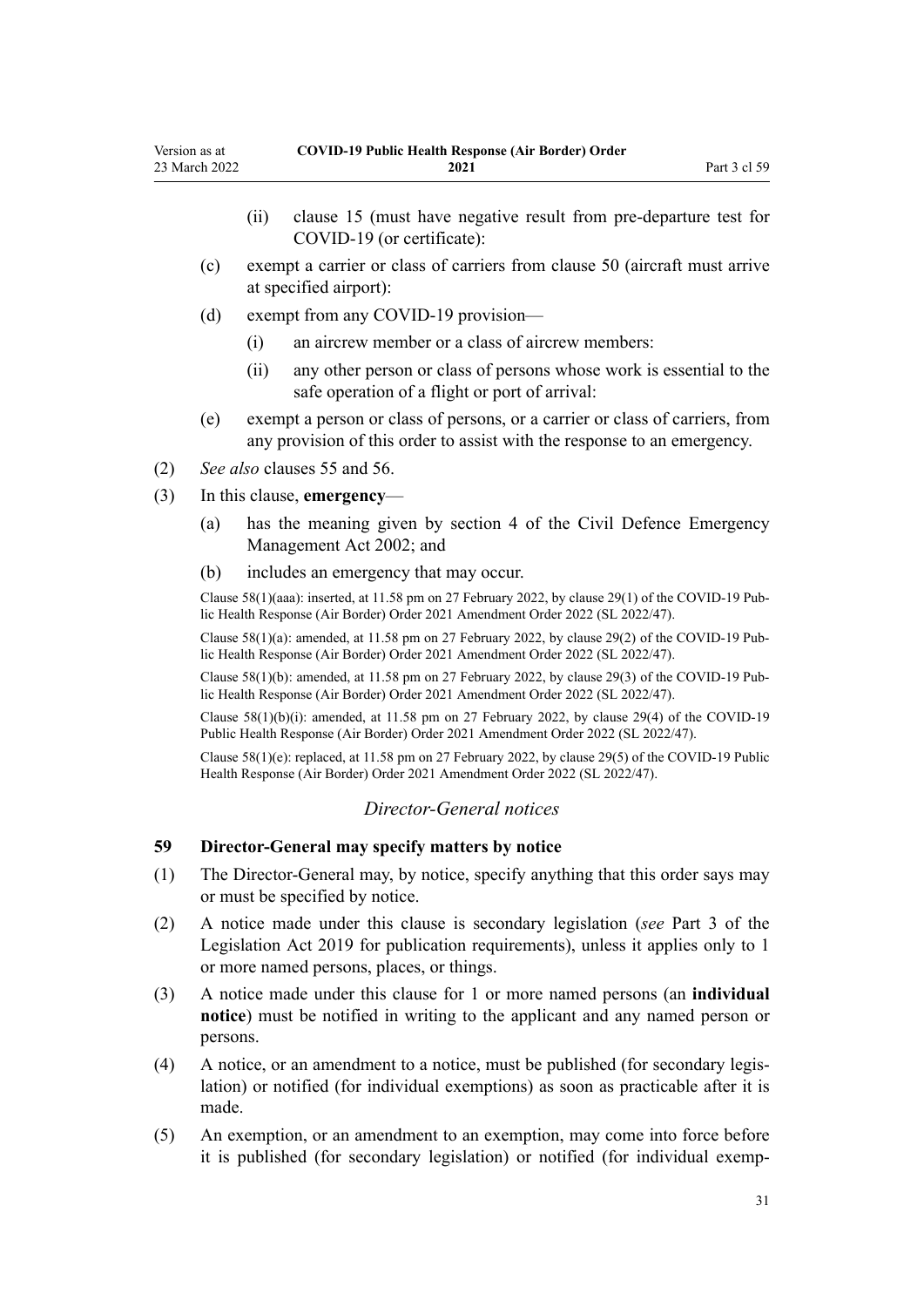(ii) clause 15 (must have negative result from pre-departure test for COVID-19 (or certificate):

(c) exempt a carrier or class of carriers from clause 50 (aircraft must arrive at specified airport):

(d) exempt from any COVID-19 provision—

(i) an aircrew member or a class of aircrew members:

(ii) any other person or class of persons whose work is essential to the safe operation of a flight or port of arrival:

(e) exempt a person or class of persons, or a carrier or class of carriers, from any provision of this order to assist with the response to an emergency.

(2) *See also* clauses 55 and 56.

(3) In this clause, **emergency**—

(a) has the meaning given by section 4 of the Civil Defence Emergency Management Act 2002; and

(b) includes an emergency that may occur.

Clause 58(1)(aaa): inserted, at 11.58 pm on 27 February 2022, by clause 29(1) of the COVID-19 Public Health Response (Air Border) Order 2021 Amendment Order 2022 (SL 2022/47).

Clause 58(1)(a): amended, at 11.58 pm on 27 February 2022, by clause 29(2) of the COVID-19 Public Health Response (Air Border) Order 2021 Amendment Order 2022 (SL 2022/47).

Clause 58(1)(b): amended, at 11.58 pm on 27 February 2022, by clause 29(3) of the COVID-19 Public Health Response (Air Border) Order 2021 Amendment Order 2022 (SL 2022/47).

Clause 58(1)(b)(i): amended, at 11.58 pm on 27 February 2022, by clause 29(4) of the COVID-19 Public Health Response (Air Border) Order 2021 Amendment Order 2022 (SL 2022/47).

Clause 58(1)(e): replaced, at 11.58 pm on 27 February 2022, by clause 29(5) of the COVID-19 Public Health Response (Air Border) Order 2021 Amendment Order 2022 (SL 2022/47).

### *Director-General notices*

#### 59 Director-General may specify matters by notice

(1) The Director-General may, by notice, specify anything that this order says may or must be specified by notice.

(2) A notice made under this clause is secondary legislation (*see* Part 3 of the Legislation Act 2019 for publication requirements), unless it applies only to 1 or more named persons, places, or things.

(3) A notice made under this clause for 1 or more named persons (an **individual notice**) must be notified in writing to the applicant and any named person or persons.

(4) A notice, or an amendment to a notice, must be published (for secondary legislation) or notified (for individual exemptions) as soon as practicable after it is made.

(5) An exemption, or an amendment to an exemption, may come into force before it is published (for secondary legislation) or notified (for individual exemp-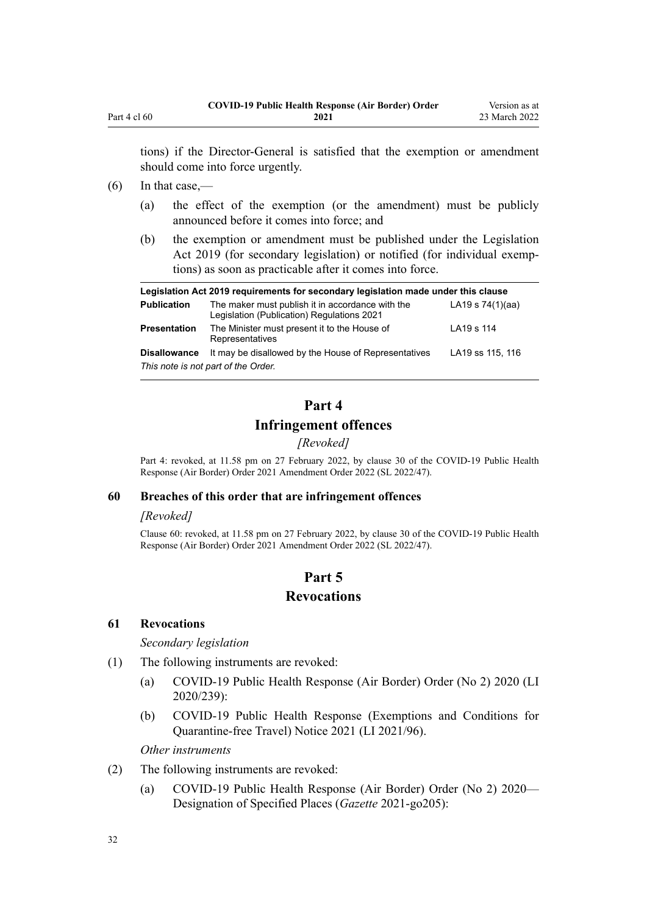tions) if the Director-General is satisfied that the exemption or amendment should come into force urgently.

(6) In that case,—

(a) the effect of the exemption (or the amendment) must be publicly announced before it comes into force; and

(b) the exemption or amendment must be published under the Legislation Act 2019 (for secondary legislation) or notified (for individual exemptions) as soon as practicable after it comes into force.

| Legislation Act 2019 requirements for secondary legislation made under this clause | | |
|---|---|---|
| **Publication** | The maker must publish it in accordance with the Legislation (Publication) Regulations 2021 | LA19 s 74(1)(aa) |
| **Presentation** | The Minister must present it to the House of Representatives | LA19 s 114 |
| **Disallowance** | It may be disallowed by the House of Representatives | LA19 ss 115, 116 |

*This note is not part of the Order.*

## Part 4
## Infringement offences

*[Revoked]*

Part 4: revoked, at 11.58 pm on 27 February 2022, by clause 30 of the COVID-19 Public Health Response (Air Border) Order 2021 Amendment Order 2022 (SL 2022/47).

### 60 Breaches of this order that are infringement offences

*[Revoked]*

Clause 60: revoked, at 11.58 pm on 27 February 2022, by clause 30 of the COVID-19 Public Health Response (Air Border) Order 2021 Amendment Order 2022 (SL 2022/47).

## Part 5
## Revocations

### 61 Revocations

*Secondary legislation*

(1) The following instruments are revoked:

(a) COVID-19 Public Health Response (Air Border) Order (No 2) 2020 (LI 2020/239):

(b) COVID-19 Public Health Response (Exemptions and Conditions for Quarantine-free Travel) Notice 2021 (LI 2021/96).

*Other instruments*

(2) The following instruments are revoked:

(a) COVID-19 Public Health Response (Air Border) Order (No 2) 2020—Designation of Specified Places (*Gazette* 2021-go205):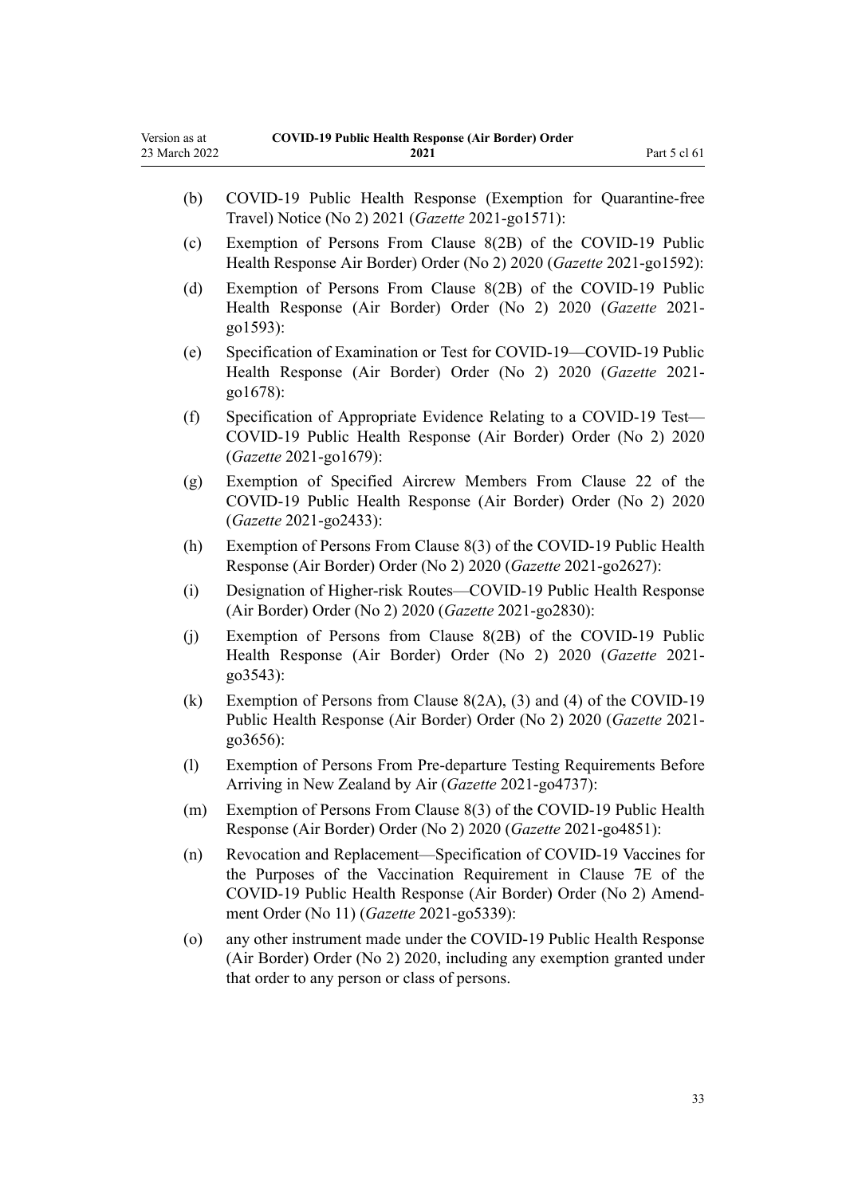(b) COVID-19 Public Health Response (Exemption for Quarantine-free Travel) Notice (No 2) 2021 (*Gazette* 2021-go1571):

(c) Exemption of Persons From Clause 8(2B) of the COVID-19 Public Health Response Air Border) Order (No 2) 2020 (*Gazette* 2021-go1592):

(d) Exemption of Persons From Clause 8(2B) of the COVID-19 Public Health Response (Air Border) Order (No 2) 2020 (*Gazette* 2021-go1593):

(e) Specification of Examination or Test for COVID-19—COVID-19 Public Health Response (Air Border) Order (No 2) 2020 (*Gazette* 2021-go1678):

(f) Specification of Appropriate Evidence Relating to a COVID-19 Test—COVID-19 Public Health Response (Air Border) Order (No 2) 2020 (*Gazette* 2021-go1679):

(g) Exemption of Specified Aircrew Members From Clause 22 of the COVID-19 Public Health Response (Air Border) Order (No 2) 2020 (*Gazette* 2021-go2433):

(h) Exemption of Persons From Clause 8(3) of the COVID-19 Public Health Response (Air Border) Order (No 2) 2020 (*Gazette* 2021-go2627):

(i) Designation of Higher-risk Routes—COVID-19 Public Health Response (Air Border) Order (No 2) 2020 (*Gazette* 2021-go2830):

(j) Exemption of Persons from Clause 8(2B) of the COVID-19 Public Health Response (Air Border) Order (No 2) 2020 (*Gazette* 2021-go3543):

(k) Exemption of Persons from Clause 8(2A), (3) and (4) of the COVID-19 Public Health Response (Air Border) Order (No 2) 2020 (*Gazette* 2021-go3656):

(l) Exemption of Persons From Pre-departure Testing Requirements Before Arriving in New Zealand by Air (*Gazette* 2021-go4737):

(m) Exemption of Persons From Clause 8(3) of the COVID-19 Public Health Response (Air Border) Order (No 2) 2020 (*Gazette* 2021-go4851):

(n) Revocation and Replacement—Specification of COVID-19 Vaccines for the Purposes of the Vaccination Requirement in Clause 7E of the COVID-19 Public Health Response (Air Border) Order (No 2) Amendment Order (No 11) (*Gazette* 2021-go5339):

(o) any other instrument made under the COVID-19 Public Health Response (Air Border) Order (No 2) 2020, including any exemption granted under that order to any person or class of persons.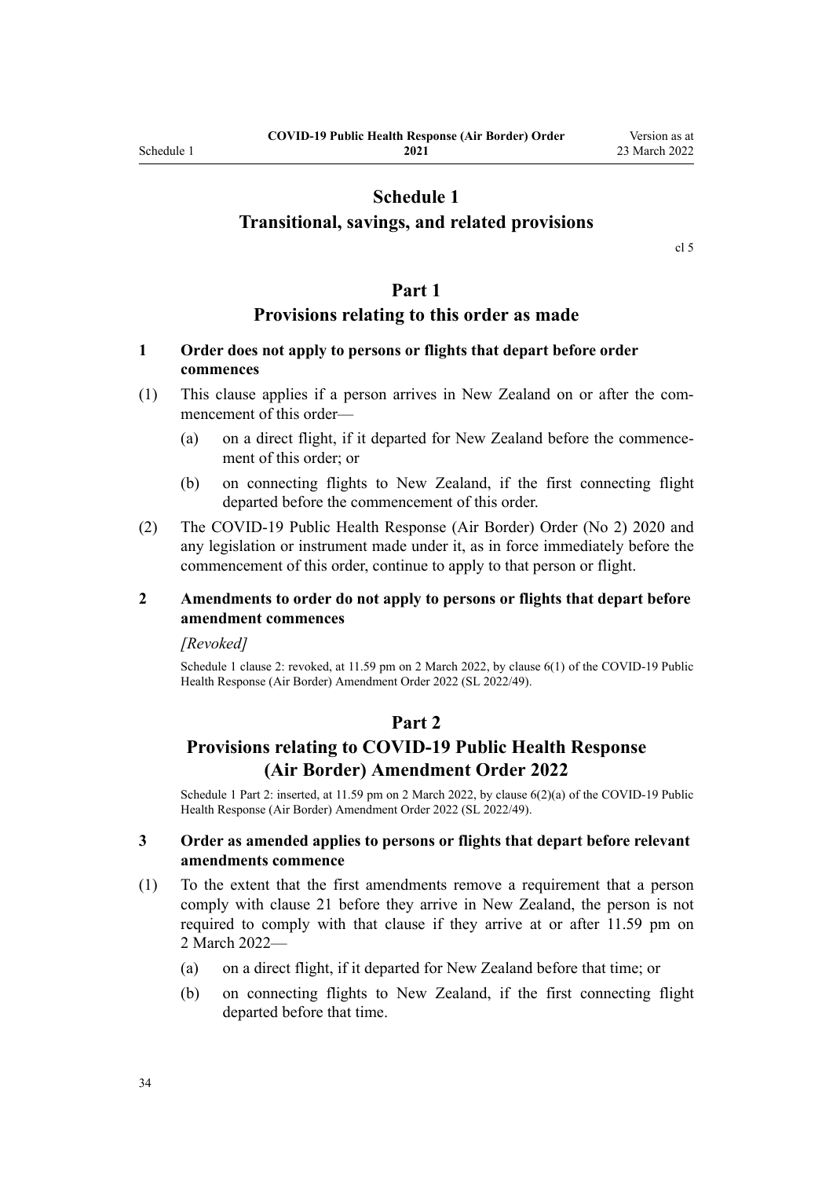# Schedule 1
## Transitional, savings, and related provisions

cl 5

## Part 1
### Provisions relating to this order as made

**1 Order does not apply to persons or flights that depart before order commences**

(1) This clause applies if a person arrives in New Zealand on or after the commencement of this order—

- (a) on a direct flight, if it departed for New Zealand before the commencement of this order; or
- (b) on connecting flights to New Zealand, if the first connecting flight departed before the commencement of this order.

(2) The COVID-19 Public Health Response (Air Border) Order (No 2) 2020 and any legislation or instrument made under it, as in force immediately before the commencement of this order, continue to apply to that person or flight.

**2 Amendments to order do not apply to persons or flights that depart before amendment commences**

*[Revoked]*

Schedule 1 clause 2: revoked, at 11.59 pm on 2 March 2022, by clause 6(1) of the COVID-19 Public Health Response (Air Border) Amendment Order 2022 (SL 2022/49).

## Part 2
### Provisions relating to COVID-19 Public Health Response (Air Border) Amendment Order 2022

Schedule 1 Part 2: inserted, at 11.59 pm on 2 March 2022, by clause 6(2)(a) of the COVID-19 Public Health Response (Air Border) Amendment Order 2022 (SL 2022/49).

**3 Order as amended applies to persons or flights that depart before relevant amendments commence**

(1) To the extent that the first amendments remove a requirement that a person comply with clause 21 before they arrive in New Zealand, the person is not required to comply with that clause if they arrive at or after 11.59 pm on 2 March 2022—

- (a) on a direct flight, if it departed for New Zealand before that time; or
- (b) on connecting flights to New Zealand, if the first connecting flight departed before that time.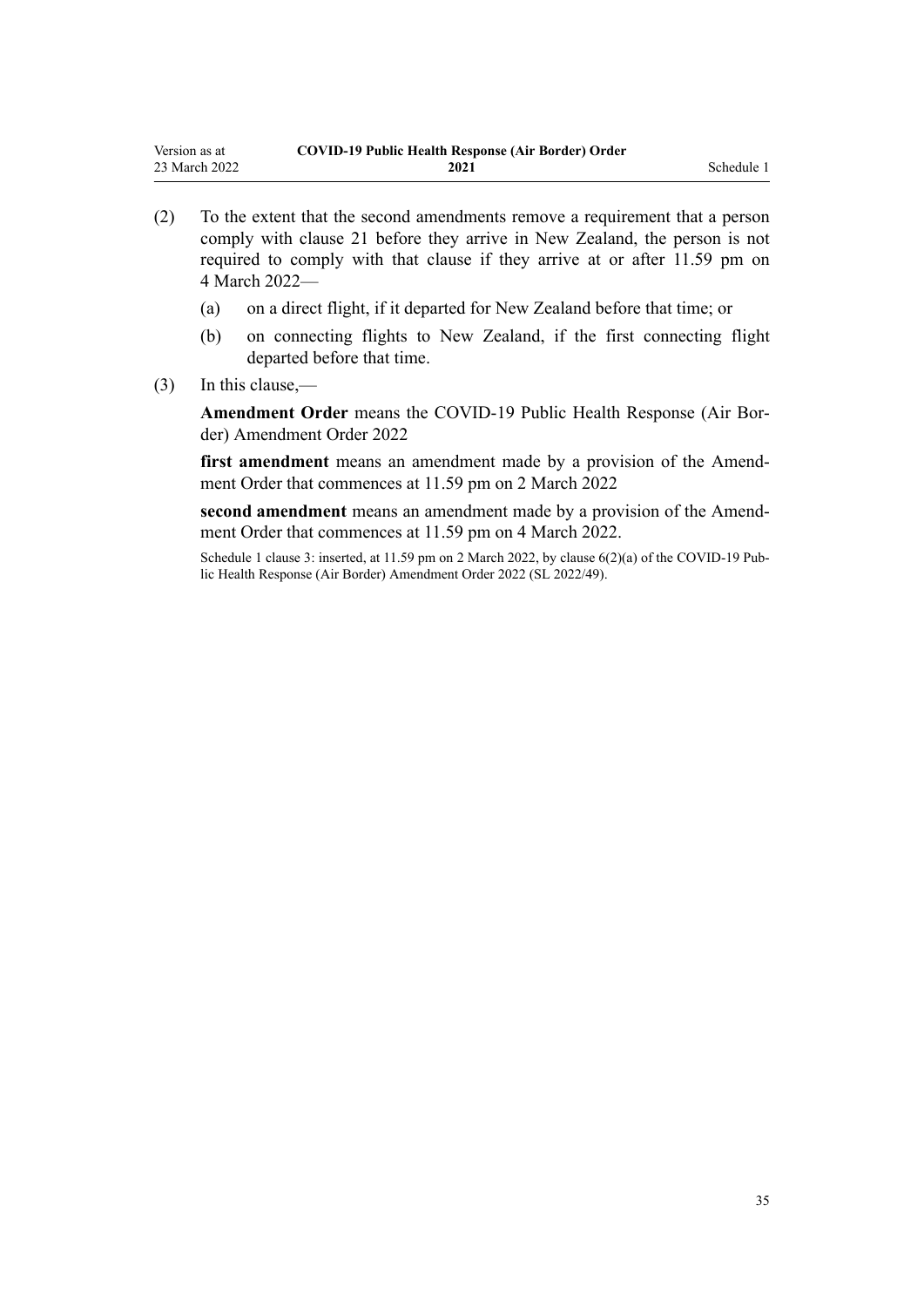(2) To the extent that the second amendments remove a requirement that a person comply with clause 21 before they arrive in New Zealand, the person is not required to comply with that clause if they arrive at or after 11.59 pm on 4 March 2022—

  (a) on a direct flight, if it departed for New Zealand before that time; or

  (b) on connecting flights to New Zealand, if the first connecting flight departed before that time.

(3) In this clause,—

**Amendment Order** means the COVID-19 Public Health Response (Air Border) Amendment Order 2022

**first amendment** means an amendment made by a provision of the Amendment Order that commences at 11.59 pm on 2 March 2022

**second amendment** means an amendment made by a provision of the Amendment Order that commences at 11.59 pm on 4 March 2022.

Schedule 1 clause 3: inserted, at 11.59 pm on 2 March 2022, by clause 6(2)(a) of the COVID-19 Public Health Response (Air Border) Amendment Order 2022 (SL 2022/49).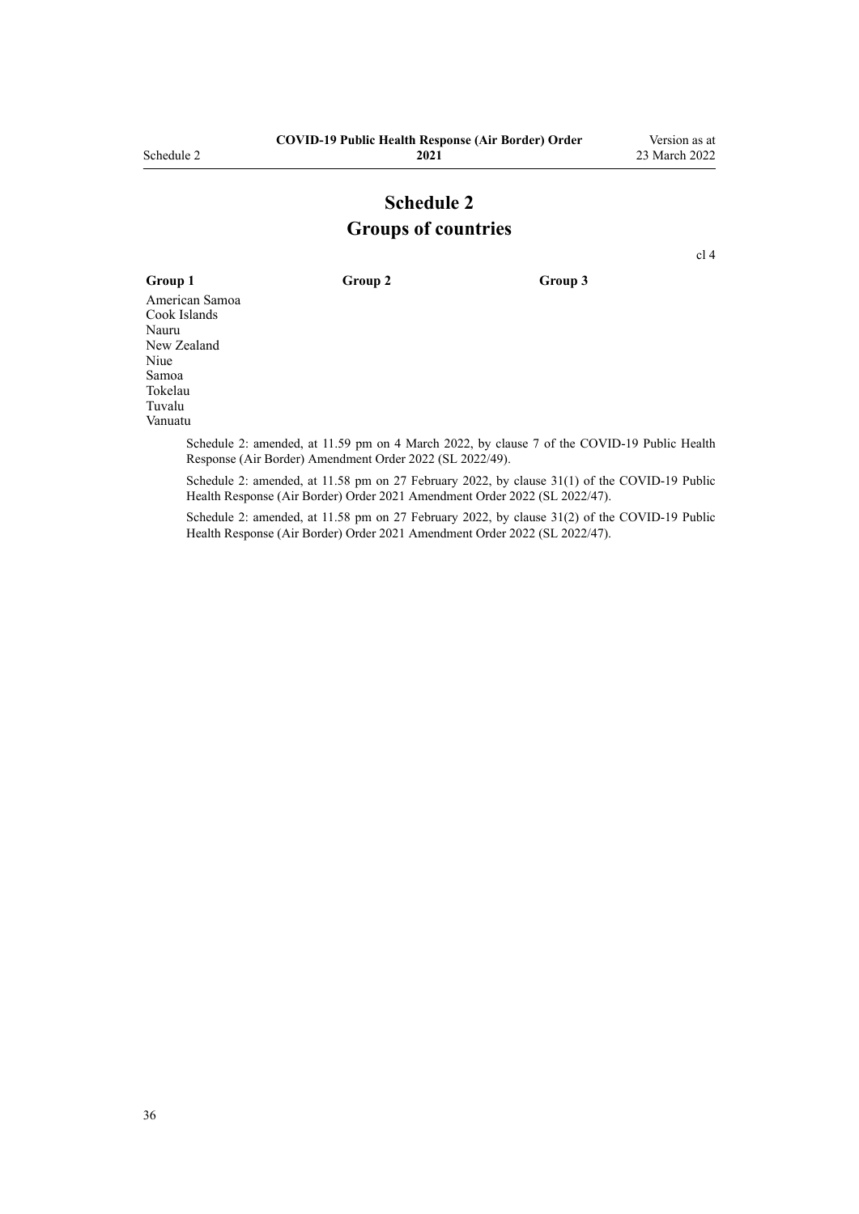# Schedule 2
## Groups of countries

cl 4

| Group 1 | Group 2 | Group 3 |
| --- | --- | --- |
| American Samoa | | |
| Cook Islands | | |
| Nauru | | |
| New Zealand | | |
| Niue | | |
| Samoa | | |
| Tokelau | | |
| Tuvalu | | |
| Vanuatu | | |

Schedule 2: amended, at 11.59 pm on 4 March 2022, by clause 7 of the COVID-19 Public Health Response (Air Border) Amendment Order 2022 (SL 2022/49).

Schedule 2: amended, at 11.58 pm on 27 February 2022, by clause 31(1) of the COVID-19 Public Health Response (Air Border) Order 2021 Amendment Order 2022 (SL 2022/47).

Schedule 2: amended, at 11.58 pm on 27 February 2022, by clause 31(2) of the COVID-19 Public Health Response (Air Border) Order 2021 Amendment Order 2022 (SL 2022/47).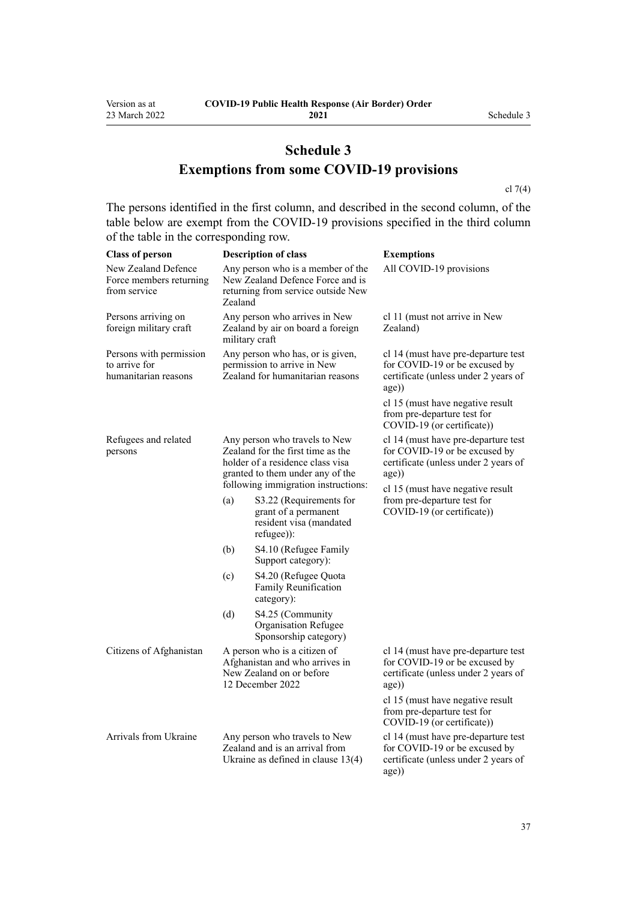# Schedule 3
## Exemptions from some COVID-19 provisions

cl 7(4)

The persons identified in the first column, and described in the second column, of the table below are exempt from the COVID-19 provisions specified in the third column of the table in the corresponding row.

| Class of person | Description of class | Exemptions |
|---|---|---|
| New Zealand Defence Force members returning from service | Any person who is a member of the New Zealand Defence Force and is returning from service outside New Zealand | All COVID-19 provisions |
| Persons arriving on foreign military craft | Any person who arrives in New Zealand by air on board a foreign military craft | cl 11 (must not arrive in New Zealand) |
| Persons with permission to arrive for humanitarian reasons | Any person who has, or is given, permission to arrive in New Zealand for humanitarian reasons | cl 14 (must have pre-departure test for COVID-19 or be excused by certificate (unless under 2 years of age))<br><br>cl 15 (must have negative result from pre-departure test for COVID-19 (or certificate)) |
| Refugees and related persons | Any person who travels to New Zealand for the first time as the holder of a residence class visa granted to them under any of the following immigration instructions:<br>(a) S3.22 (Requirements for grant of a permanent resident visa (mandated refugee)):<br>(b) S4.10 (Refugee Family Support category):<br>(c) S4.20 (Refugee Quota Family Reunification category):<br>(d) S4.25 (Community Organisation Refugee Sponsorship category) | cl 14 (must have pre-departure test for COVID-19 or be excused by certificate (unless under 2 years of age))<br><br>cl 15 (must have negative result from pre-departure test for COVID-19 (or certificate)) |
| Citizens of Afghanistan | A person who is a citizen of Afghanistan and who arrives in New Zealand on or before 12 December 2022 | cl 14 (must have pre-departure test for COVID-19 or be excused by certificate (unless under 2 years of age))<br><br>cl 15 (must have negative result from pre-departure test for COVID-19 (or certificate)) |
| Arrivals from Ukraine | Any person who travels to New Zealand and is an arrival from Ukraine as defined in clause 13(4) | cl 14 (must have pre-departure test for COVID-19 or be excused by certificate (unless under 2 years of age)) |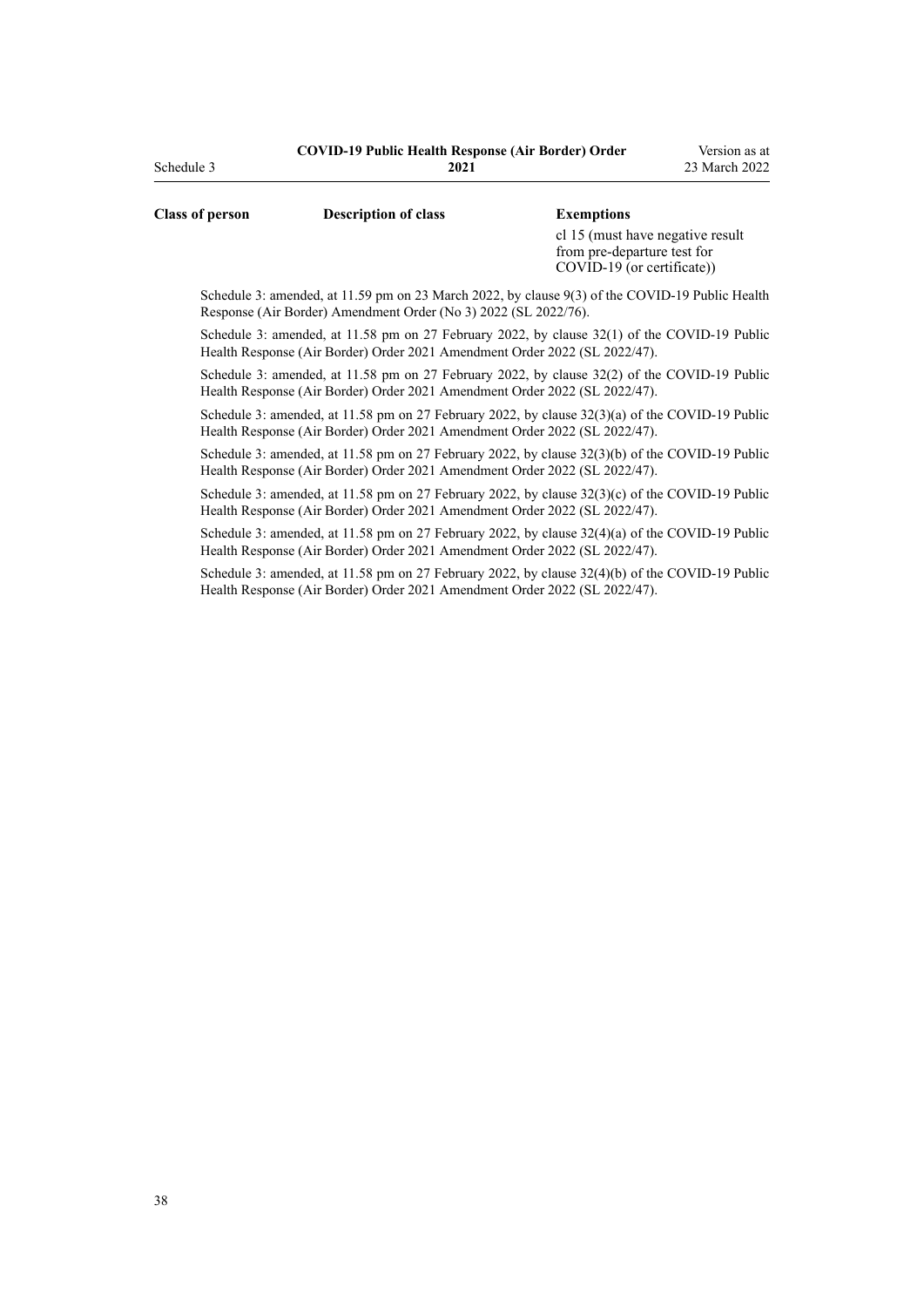| Class of person | Description of class | Exemptions |
| --- | --- | --- |
| | | cl 15 (must have negative result from pre-departure test for COVID-19 (or certificate)) |

Schedule 3: amended, at 11.59 pm on 23 March 2022, by clause 9(3) of the COVID-19 Public Health Response (Air Border) Amendment Order (No 3) 2022 (SL 2022/76).

Schedule 3: amended, at 11.58 pm on 27 February 2022, by clause 32(1) of the COVID-19 Public Health Response (Air Border) Order 2021 Amendment Order 2022 (SL 2022/47).

Schedule 3: amended, at 11.58 pm on 27 February 2022, by clause 32(2) of the COVID-19 Public Health Response (Air Border) Order 2021 Amendment Order 2022 (SL 2022/47).

Schedule 3: amended, at 11.58 pm on 27 February 2022, by clause 32(3)(a) of the COVID-19 Public Health Response (Air Border) Order 2021 Amendment Order 2022 (SL 2022/47).

Schedule 3: amended, at 11.58 pm on 27 February 2022, by clause 32(3)(b) of the COVID-19 Public Health Response (Air Border) Order 2021 Amendment Order 2022 (SL 2022/47).

Schedule 3: amended, at 11.58 pm on 27 February 2022, by clause 32(3)(c) of the COVID-19 Public Health Response (Air Border) Order 2021 Amendment Order 2022 (SL 2022/47).

Schedule 3: amended, at 11.58 pm on 27 February 2022, by clause 32(4)(a) of the COVID-19 Public Health Response (Air Border) Order 2021 Amendment Order 2022 (SL 2022/47).

Schedule 3: amended, at 11.58 pm on 27 February 2022, by clause 32(4)(b) of the COVID-19 Public Health Response (Air Border) Order 2021 Amendment Order 2022 (SL 2022/47).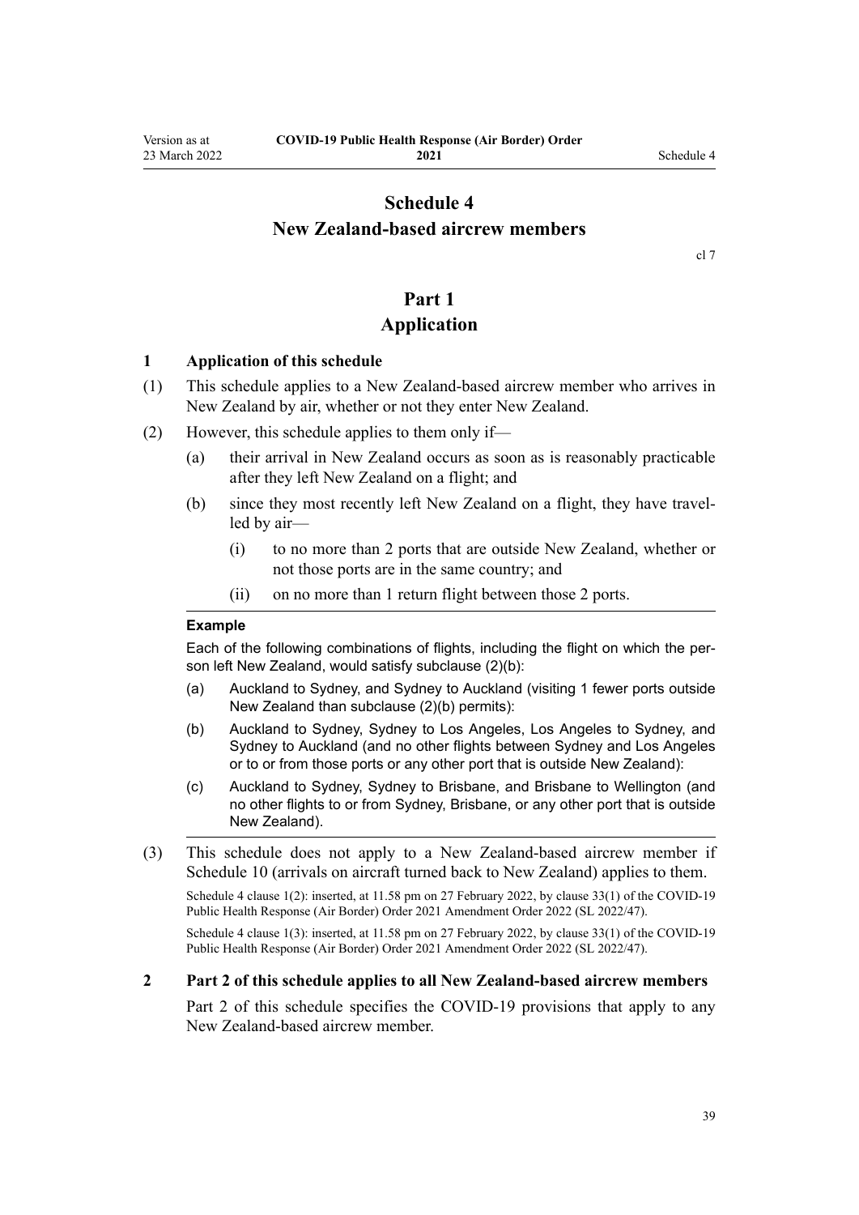# Schedule 4
# New Zealand-based aircrew members

cl 7

## Part 1
## Application

### 1 Application of this schedule

(1) This schedule applies to a New Zealand-based aircrew member who arrives in New Zealand by air, whether or not they enter New Zealand.

(2) However, this schedule applies to them only if—

- (a) their arrival in New Zealand occurs as soon as is reasonably practicable after they left New Zealand on a flight; and
- (b) since they most recently left New Zealand on a flight, they have travelled by air—
  - (i) to no more than 2 ports that are outside New Zealand, whether or not those ports are in the same country; and
  - (ii) on no more than 1 return flight between those 2 ports.

**Example**

Each of the following combinations of flights, including the flight on which the person left New Zealand, would satisfy subclause (2)(b):

- (a) Auckland to Sydney, and Sydney to Auckland (visiting 1 fewer ports outside New Zealand than subclause (2)(b) permits):
- (b) Auckland to Sydney, Sydney to Los Angeles, Los Angeles to Sydney, and Sydney to Auckland (and no other flights between Sydney and Los Angeles or to or from those ports or any other port that is outside New Zealand):
- (c) Auckland to Sydney, Sydney to Brisbane, and Brisbane to Wellington (and no other flights to or from Sydney, Brisbane, or any other port that is outside New Zealand).

(3) This schedule does not apply to a New Zealand-based aircrew member if Schedule 10 (arrivals on aircraft turned back to New Zealand) applies to them.

Schedule 4 clause 1(2): inserted, at 11.58 pm on 27 February 2022, by clause 33(1) of the COVID-19 Public Health Response (Air Border) Order 2021 Amendment Order 2022 (SL 2022/47).

Schedule 4 clause 1(3): inserted, at 11.58 pm on 27 February 2022, by clause 33(1) of the COVID-19 Public Health Response (Air Border) Order 2021 Amendment Order 2022 (SL 2022/47).

### 2 Part 2 of this schedule applies to all New Zealand-based aircrew members

Part 2 of this schedule specifies the COVID-19 provisions that apply to any New Zealand-based aircrew member.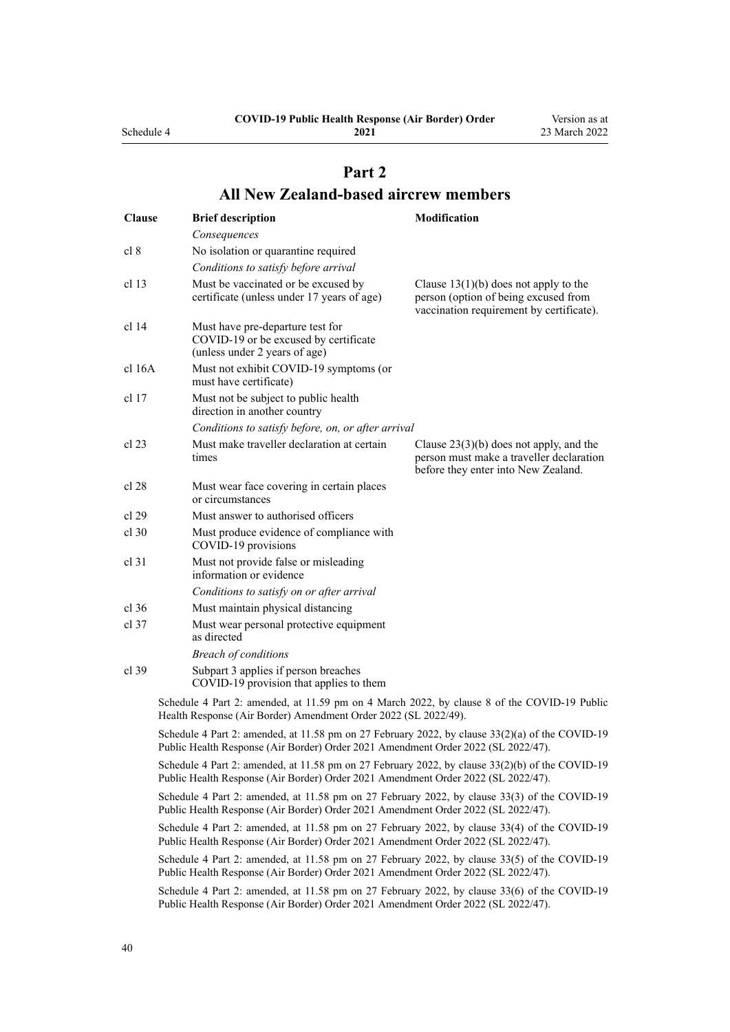## Part 2

## All New Zealand-based aircrew members

| Clause | Brief description | Modification |
| --- | --- | --- |
| | *Consequences* | |
| cl 8 | No isolation or quarantine required | |
| | *Conditions to satisfy before arrival* | |
| cl 13 | Must be vaccinated or be excused by certificate (unless under 17 years of age) | Clause 13(1)(b) does not apply to the person (option of being excused from vaccination requirement by certificate). |
| cl 14 | Must have pre-departure test for COVID-19 or be excused by certificate (unless under 2 years of age) | |
| cl 16A | Must not exhibit COVID-19 symptoms (or must have certificate) | |
| cl 17 | Must not be subject to public health direction in another country | |
| | *Conditions to satisfy before, on, or after arrival* | |
| cl 23 | Must make traveller declaration at certain times | Clause 23(3)(b) does not apply, and the person must make a traveller declaration before they enter into New Zealand. |
| cl 28 | Must wear face covering in certain places or circumstances | |
| cl 29 | Must answer to authorised officers | |
| cl 30 | Must produce evidence of compliance with COVID-19 provisions | |
| cl 31 | Must not provide false or misleading information or evidence | |
| | *Conditions to satisfy on or after arrival* | |
| cl 36 | Must maintain physical distancing | |
| cl 37 | Must wear personal protective equipment as directed | |
| | *Breach of conditions* | |
| cl 39 | Subpart 3 applies if person breaches COVID-19 provision that applies to them | |

Schedule 4 Part 2: amended, at 11.59 pm on 4 March 2022, by clause 8 of the COVID-19 Public Health Response (Air Border) Amendment Order 2022 (SL 2022/49).

Schedule 4 Part 2: amended, at 11.58 pm on 27 February 2022, by clause 33(2)(a) of the COVID-19 Public Health Response (Air Border) Order 2021 Amendment Order 2022 (SL 2022/47).

Schedule 4 Part 2: amended, at 11.58 pm on 27 February 2022, by clause 33(2)(b) of the COVID-19 Public Health Response (Air Border) Order 2021 Amendment Order 2022 (SL 2022/47).

Schedule 4 Part 2: amended, at 11.58 pm on 27 February 2022, by clause 33(3) of the COVID-19 Public Health Response (Air Border) Order 2021 Amendment Order 2022 (SL 2022/47).

Schedule 4 Part 2: amended, at 11.58 pm on 27 February 2022, by clause 33(4) of the COVID-19 Public Health Response (Air Border) Order 2021 Amendment Order 2022 (SL 2022/47).

Schedule 4 Part 2: amended, at 11.58 pm on 27 February 2022, by clause 33(5) of the COVID-19 Public Health Response (Air Border) Order 2021 Amendment Order 2022 (SL 2022/47).

Schedule 4 Part 2: amended, at 11.58 pm on 27 February 2022, by clause 33(6) of the COVID-19 Public Health Response (Air Border) Order 2021 Amendment Order 2022 (SL 2022/47).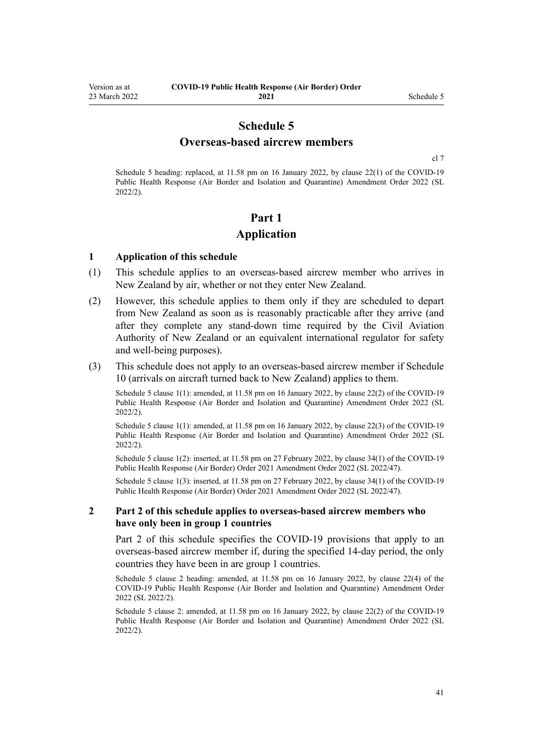# Schedule 5
## Overseas-based aircrew members

cl 7

Schedule 5 heading: replaced, at 11.58 pm on 16 January 2022, by clause 22(1) of the COVID-19 Public Health Response (Air Border and Isolation and Quarantine) Amendment Order 2022 (SL 2022/2).

# Part 1
## Application

### 1 Application of this schedule

(1) This schedule applies to an overseas-based aircrew member who arrives in New Zealand by air, whether or not they enter New Zealand.

(2) However, this schedule applies to them only if they are scheduled to depart from New Zealand as soon as is reasonably practicable after they arrive (and after they complete any stand-down time required by the Civil Aviation Authority of New Zealand or an equivalent international regulator for safety and well-being purposes).

(3) This schedule does not apply to an overseas-based aircrew member if Schedule 10 (arrivals on aircraft turned back to New Zealand) applies to them.

Schedule 5 clause 1(1): amended, at 11.58 pm on 16 January 2022, by clause 22(2) of the COVID-19 Public Health Response (Air Border and Isolation and Quarantine) Amendment Order 2022 (SL 2022/2).

Schedule 5 clause 1(1): amended, at 11.58 pm on 16 January 2022, by clause 22(3) of the COVID-19 Public Health Response (Air Border and Isolation and Quarantine) Amendment Order 2022 (SL 2022/2).

Schedule 5 clause 1(2): inserted, at 11.58 pm on 27 February 2022, by clause 34(1) of the COVID-19 Public Health Response (Air Border) Order 2021 Amendment Order 2022 (SL 2022/47).

Schedule 5 clause 1(3): inserted, at 11.58 pm on 27 February 2022, by clause 34(1) of the COVID-19 Public Health Response (Air Border) Order 2021 Amendment Order 2022 (SL 2022/47).

### 2 Part 2 of this schedule applies to overseas-based aircrew members who have only been in group 1 countries

Part 2 of this schedule specifies the COVID-19 provisions that apply to an overseas-based aircrew member if, during the specified 14-day period, the only countries they have been in are group 1 countries.

Schedule 5 clause 2 heading: amended, at 11.58 pm on 16 January 2022, by clause 22(4) of the COVID-19 Public Health Response (Air Border and Isolation and Quarantine) Amendment Order 2022 (SL 2022/2).

Schedule 5 clause 2: amended, at 11.58 pm on 16 January 2022, by clause 22(2) of the COVID-19 Public Health Response (Air Border and Isolation and Quarantine) Amendment Order 2022 (SL 2022/2).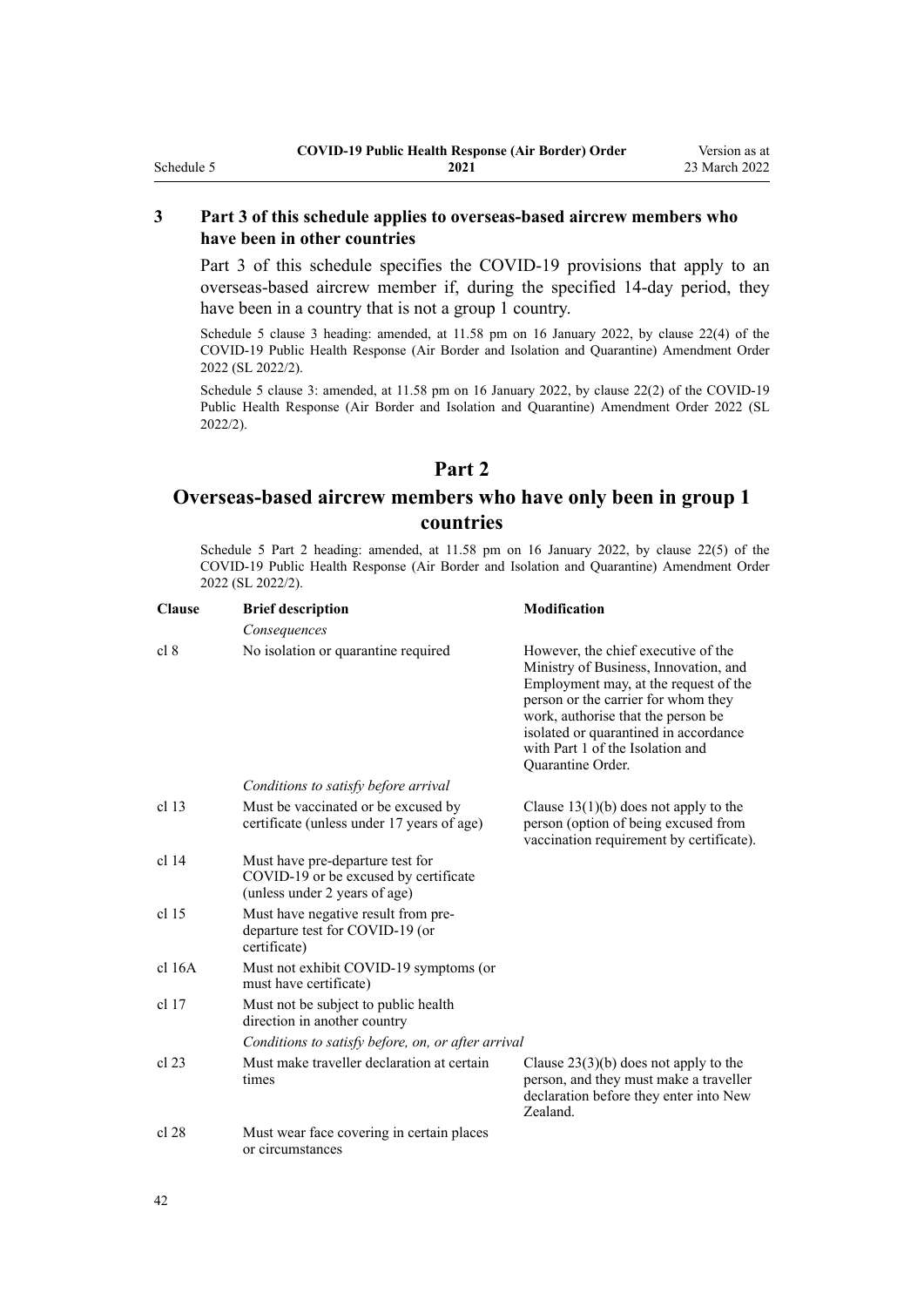### 3 Part 3 of this schedule applies to overseas-based aircrew members who have been in other countries

Part 3 of this schedule specifies the COVID-19 provisions that apply to an overseas-based aircrew member if, during the specified 14-day period, they have been in a country that is not a group 1 country.

Schedule 5 clause 3 heading: amended, at 11.58 pm on 16 January 2022, by clause 22(4) of the COVID-19 Public Health Response (Air Border and Isolation and Quarantine) Amendment Order 2022 (SL 2022/2).

Schedule 5 clause 3: amended, at 11.58 pm on 16 January 2022, by clause 22(2) of the COVID-19 Public Health Response (Air Border and Isolation and Quarantine) Amendment Order 2022 (SL 2022/2).

## Part 2
## Overseas-based aircrew members who have only been in group 1 countries

Schedule 5 Part 2 heading: amended, at 11.58 pm on 16 January 2022, by clause 22(5) of the COVID-19 Public Health Response (Air Border and Isolation and Quarantine) Amendment Order 2022 (SL 2022/2).

| Clause | Brief description | Modification |
|---|---|---|
| | *Consequences* | |
| cl 8 | No isolation or quarantine required | However, the chief executive of the Ministry of Business, Innovation, and Employment may, at the request of the person or the carrier for whom they work, authorise that the person be isolated or quarantined in accordance with Part 1 of the Isolation and Quarantine Order. |
| | *Conditions to satisfy before arrival* | |
| cl 13 | Must be vaccinated or be excused by certificate (unless under 17 years of age) | Clause 13(1)(b) does not apply to the person (option of being excused from vaccination requirement by certificate). |
| cl 14 | Must have pre-departure test for COVID-19 or be excused by certificate (unless under 2 years of age) | |
| cl 15 | Must have negative result from pre-departure test for COVID-19 (or certificate) | |
| cl 16A | Must not exhibit COVID-19 symptoms (or must have certificate) | |
| cl 17 | Must not be subject to public health direction in another country | |
| | *Conditions to satisfy before, on, or after arrival* | |
| cl 23 | Must make traveller declaration at certain times | Clause 23(3)(b) does not apply to the person, and they must make a traveller declaration before they enter into New Zealand. |
| cl 28 | Must wear face covering in certain places or circumstances | |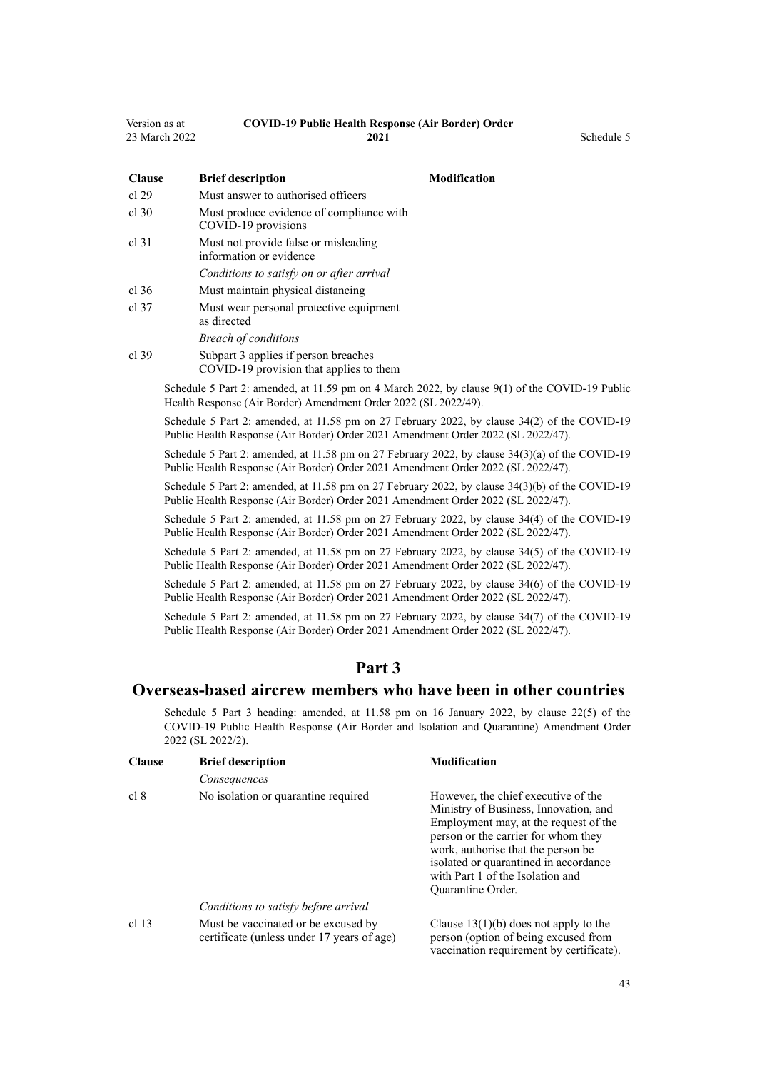| Clause | Brief description | Modification |
|---|---|---|
| cl 29 | Must answer to authorised officers | |
| cl 30 | Must produce evidence of compliance with COVID-19 provisions | |
| cl 31 | Must not provide false or misleading information or evidence | |
| | *Conditions to satisfy on or after arrival* | |
| cl 36 | Must maintain physical distancing | |
| cl 37 | Must wear personal protective equipment as directed | |
| | *Breach of conditions* | |
| cl 39 | Subpart 3 applies if person breaches COVID-19 provision that applies to them | |

Schedule 5 Part 2: amended, at 11.59 pm on 4 March 2022, by clause 9(1) of the COVID-19 Public Health Response (Air Border) Amendment Order 2022 (SL 2022/49).

Schedule 5 Part 2: amended, at 11.58 pm on 27 February 2022, by clause 34(2) of the COVID-19 Public Health Response (Air Border) Order 2021 Amendment Order 2022 (SL 2022/47).

Schedule 5 Part 2: amended, at 11.58 pm on 27 February 2022, by clause 34(3)(a) of the COVID-19 Public Health Response (Air Border) Order 2021 Amendment Order 2022 (SL 2022/47).

Schedule 5 Part 2: amended, at 11.58 pm on 27 February 2022, by clause 34(3)(b) of the COVID-19 Public Health Response (Air Border) Order 2021 Amendment Order 2022 (SL 2022/47).

Schedule 5 Part 2: amended, at 11.58 pm on 27 February 2022, by clause 34(4) of the COVID-19 Public Health Response (Air Border) Order 2021 Amendment Order 2022 (SL 2022/47).

Schedule 5 Part 2: amended, at 11.58 pm on 27 February 2022, by clause 34(5) of the COVID-19 Public Health Response (Air Border) Order 2021 Amendment Order 2022 (SL 2022/47).

Schedule 5 Part 2: amended, at 11.58 pm on 27 February 2022, by clause 34(6) of the COVID-19 Public Health Response (Air Border) Order 2021 Amendment Order 2022 (SL 2022/47).

Schedule 5 Part 2: amended, at 11.58 pm on 27 February 2022, by clause 34(7) of the COVID-19 Public Health Response (Air Border) Order 2021 Amendment Order 2022 (SL 2022/47).

## Part 3
## Overseas-based aircrew members who have been in other countries

Schedule 5 Part 3 heading: amended, at 11.58 pm on 16 January 2022, by clause 22(5) of the COVID-19 Public Health Response (Air Border and Isolation and Quarantine) Amendment Order 2022 (SL 2022/2).

| Clause | Brief description | Modification |
|---|---|---|
| | *Consequences* | |
| cl 8 | No isolation or quarantine required | However, the chief executive of the Ministry of Business, Innovation, and Employment may, at the request of the person or the carrier for whom they work, authorise that the person be isolated or quarantined in accordance with Part 1 of the Isolation and Quarantine Order. |
| | *Conditions to satisfy before arrival* | |
| cl 13 | Must be vaccinated or be excused by certificate (unless under 17 years of age) | Clause 13(1)(b) does not apply to the person (option of being excused from vaccination requirement by certificate). |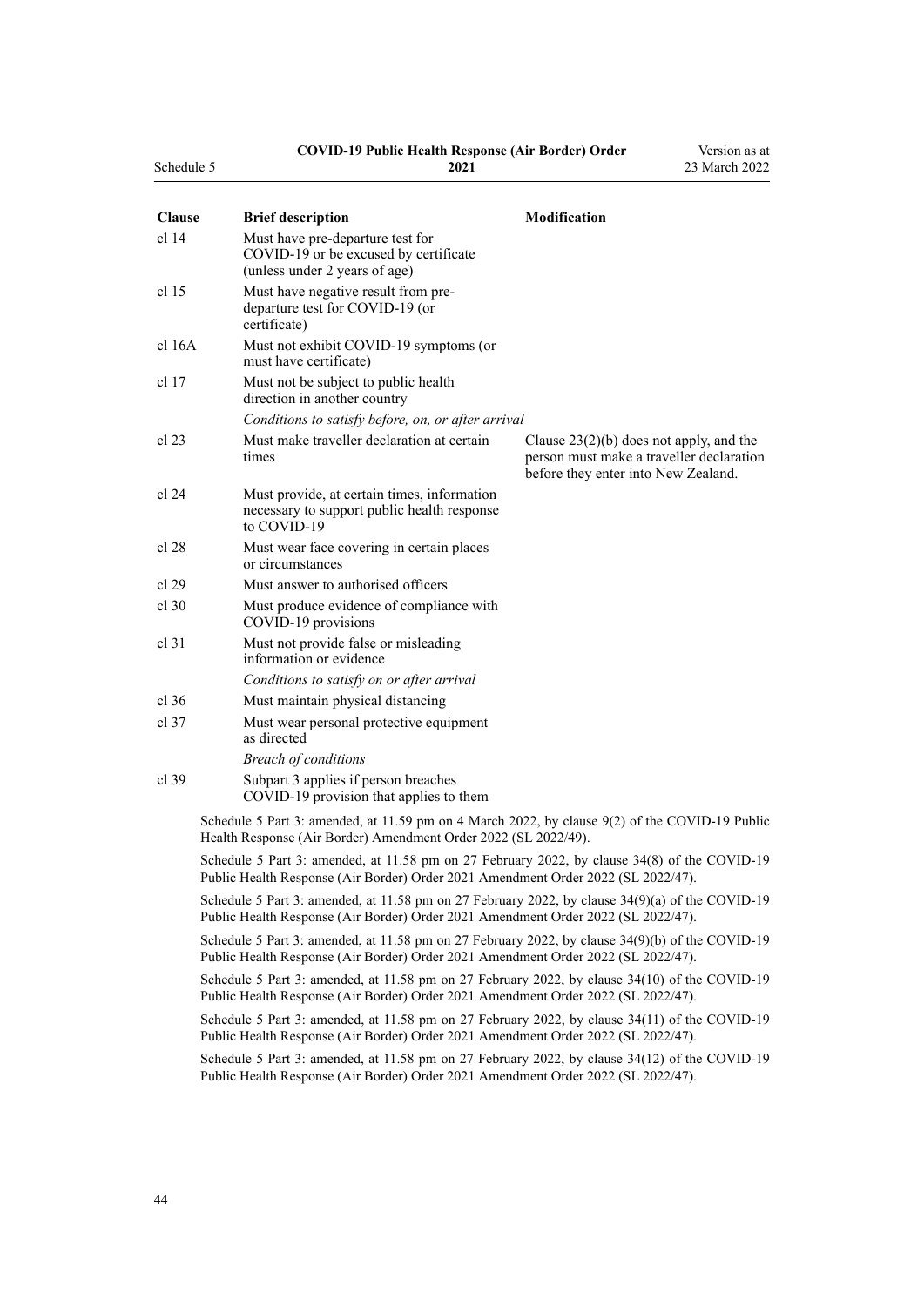| Clause | Brief description | Modification |
| --- | --- | --- |
| cl 14 | Must have pre-departure test for COVID-19 or be excused by certificate (unless under 2 years of age) | |
| cl 15 | Must have negative result from pre-departure test for COVID-19 (or certificate) | |
| cl 16A | Must not exhibit COVID-19 symptoms (or must have certificate) | |
| cl 17 | Must not be subject to public health direction in another country | |
| | *Conditions to satisfy before, on, or after arrival* | |
| cl 23 | Must make traveller declaration at certain times | Clause 23(2)(b) does not apply, and the person must make a traveller declaration before they enter into New Zealand. |
| cl 24 | Must provide, at certain times, information necessary to support public health response to COVID-19 | |
| cl 28 | Must wear face covering in certain places or circumstances | |
| cl 29 | Must answer to authorised officers | |
| cl 30 | Must produce evidence of compliance with COVID-19 provisions | |
| cl 31 | Must not provide false or misleading information or evidence | |
| | *Conditions to satisfy on or after arrival* | |
| cl 36 | Must maintain physical distancing | |
| cl 37 | Must wear personal protective equipment as directed | |
| | *Breach of conditions* | |
| cl 39 | Subpart 3 applies if person breaches COVID-19 provision that applies to them | |

Schedule 5 Part 3: amended, at 11.59 pm on 4 March 2022, by clause 9(2) of the COVID-19 Public Health Response (Air Border) Amendment Order 2022 (SL 2022/49).

Schedule 5 Part 3: amended, at 11.58 pm on 27 February 2022, by clause 34(8) of the COVID-19 Public Health Response (Air Border) Order 2021 Amendment Order 2022 (SL 2022/47).

Schedule 5 Part 3: amended, at 11.58 pm on 27 February 2022, by clause 34(9)(a) of the COVID-19 Public Health Response (Air Border) Order 2021 Amendment Order 2022 (SL 2022/47).

Schedule 5 Part 3: amended, at 11.58 pm on 27 February 2022, by clause 34(9)(b) of the COVID-19 Public Health Response (Air Border) Order 2021 Amendment Order 2022 (SL 2022/47).

Schedule 5 Part 3: amended, at 11.58 pm on 27 February 2022, by clause 34(10) of the COVID-19 Public Health Response (Air Border) Order 2021 Amendment Order 2022 (SL 2022/47).

Schedule 5 Part 3: amended, at 11.58 pm on 27 February 2022, by clause 34(11) of the COVID-19 Public Health Response (Air Border) Order 2021 Amendment Order 2022 (SL 2022/47).

Schedule 5 Part 3: amended, at 11.58 pm on 27 February 2022, by clause 34(12) of the COVID-19 Public Health Response (Air Border) Order 2021 Amendment Order 2022 (SL 2022/47).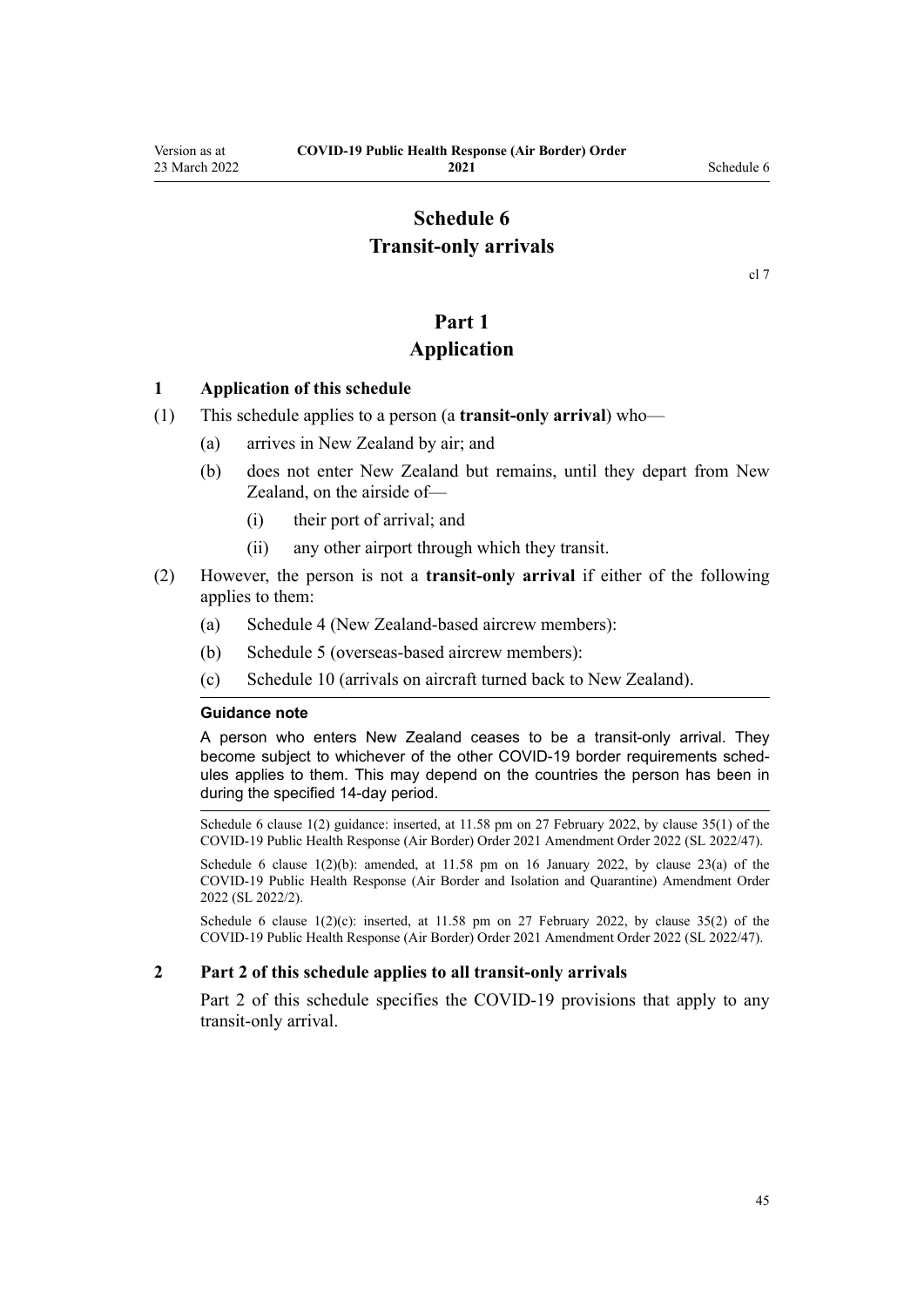# Schedule 6
# Transit-only arrivals

cl 7

## Part 1
## Application

### 1 Application of this schedule

(1) This schedule applies to a person (a **transit-only arrival**) who—

- (a) arrives in New Zealand by air; and
- (b) does not enter New Zealand but remains, until they depart from New Zealand, on the airside of—
  - (i) their port of arrival; and
  - (ii) any other airport through which they transit.

(2) However, the person is not a **transit-only arrival** if either of the following applies to them:

- (a) Schedule 4 (New Zealand-based aircrew members):
- (b) Schedule 5 (overseas-based aircrew members):
- (c) Schedule 10 (arrivals on aircraft turned back to New Zealand).

**Guidance note**

A person who enters New Zealand ceases to be a transit-only arrival. They become subject to whichever of the other COVID-19 border requirements schedules applies to them. This may depend on the countries the person has been in during the specified 14-day period.

Schedule 6 clause 1(2) guidance: inserted, at 11.58 pm on 27 February 2022, by clause 35(1) of the COVID-19 Public Health Response (Air Border) Order 2021 Amendment Order 2022 (SL 2022/47).

Schedule 6 clause 1(2)(b): amended, at 11.58 pm on 16 January 2022, by clause 23(a) of the COVID-19 Public Health Response (Air Border and Isolation and Quarantine) Amendment Order 2022 (SL 2022/2).

Schedule 6 clause 1(2)(c): inserted, at 11.58 pm on 27 February 2022, by clause 35(2) of the COVID-19 Public Health Response (Air Border) Order 2021 Amendment Order 2022 (SL 2022/47).

### 2 Part 2 of this schedule applies to all transit-only arrivals

Part 2 of this schedule specifies the COVID-19 provisions that apply to any transit-only arrival.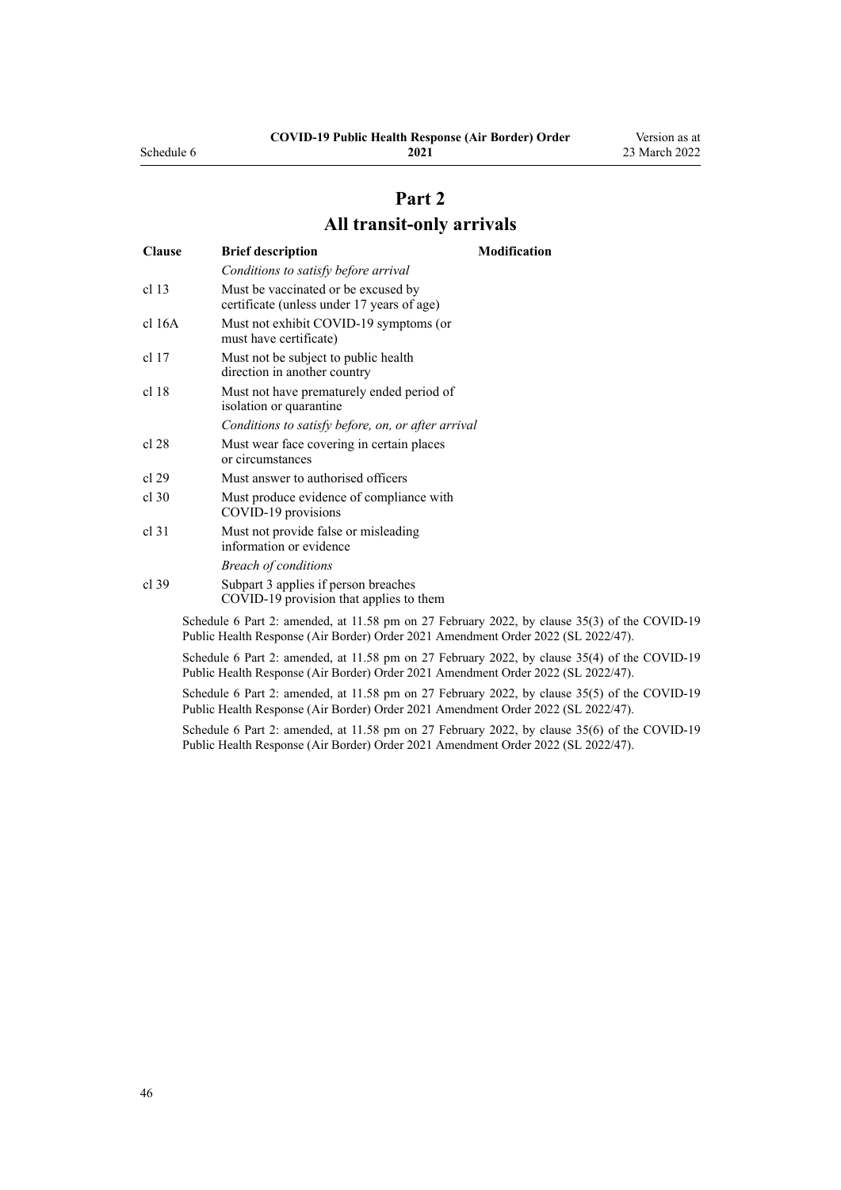# Part 2

# All transit-only arrivals

| Clause | Brief description | Modification |
|---|---|---|
| | *Conditions to satisfy before arrival* | |
| cl 13 | Must be vaccinated or be excused by certificate (unless under 17 years of age) | |
| cl 16A | Must not exhibit COVID-19 symptoms (or must have certificate) | |
| cl 17 | Must not be subject to public health direction in another country | |
| cl 18 | Must not have prematurely ended period of isolation or quarantine | |
| | *Conditions to satisfy before, on, or after arrival* | |
| cl 28 | Must wear face covering in certain places or circumstances | |
| cl 29 | Must answer to authorised officers | |
| cl 30 | Must produce evidence of compliance with COVID-19 provisions | |
| cl 31 | Must not provide false or misleading information or evidence | |
| | *Breach of conditions* | |
| cl 39 | Subpart 3 applies if person breaches COVID-19 provision that applies to them | |

Schedule 6 Part 2: amended, at 11.58 pm on 27 February 2022, by clause 35(3) of the COVID-19 Public Health Response (Air Border) Order 2021 Amendment Order 2022 (SL 2022/47).

Schedule 6 Part 2: amended, at 11.58 pm on 27 February 2022, by clause 35(4) of the COVID-19 Public Health Response (Air Border) Order 2021 Amendment Order 2022 (SL 2022/47).

Schedule 6 Part 2: amended, at 11.58 pm on 27 February 2022, by clause 35(5) of the COVID-19 Public Health Response (Air Border) Order 2021 Amendment Order 2022 (SL 2022/47).

Schedule 6 Part 2: amended, at 11.58 pm on 27 February 2022, by clause 35(6) of the COVID-19 Public Health Response (Air Border) Order 2021 Amendment Order 2022 (SL 2022/47).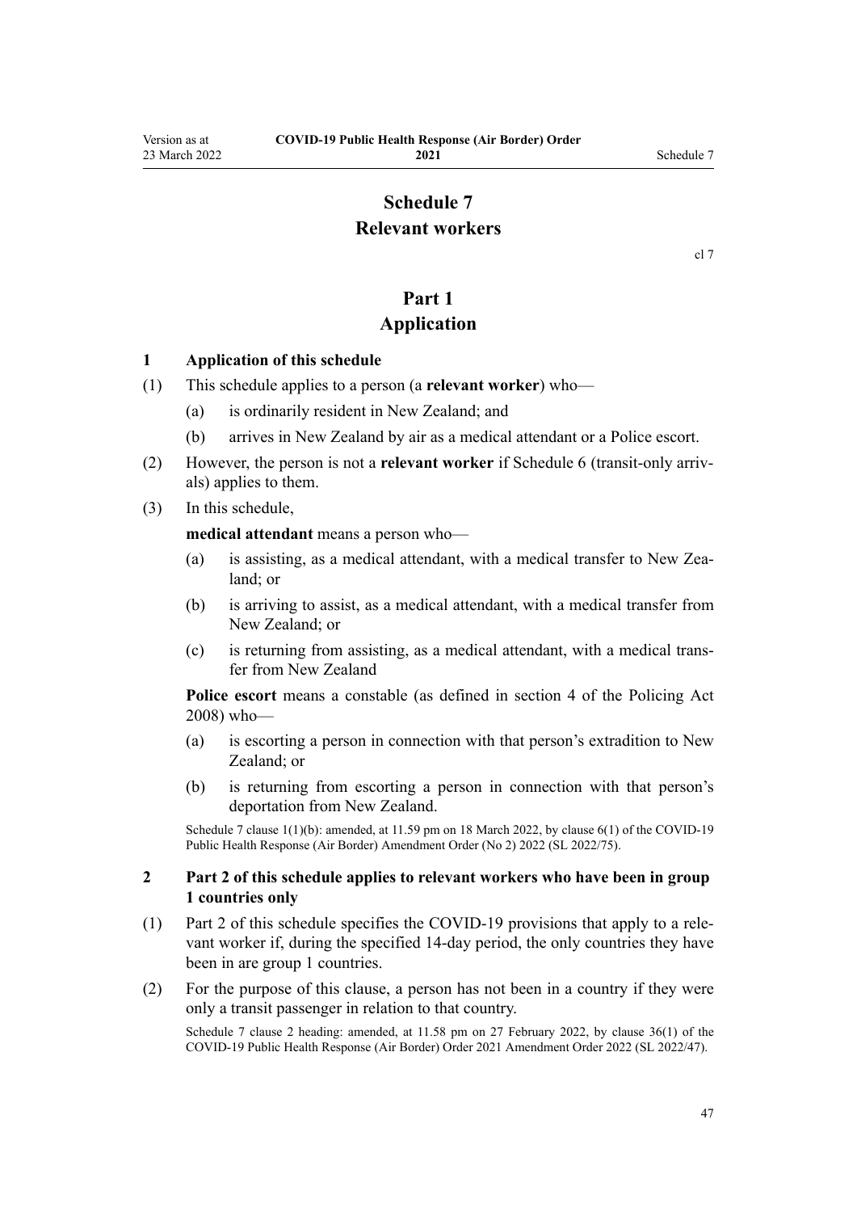# Schedule 7
# Relevant workers

cl 7

## Part 1
## Application

### 1 Application of this schedule

(1) This schedule applies to a person (a **relevant worker**) who—

(a) is ordinarily resident in New Zealand; and

(b) arrives in New Zealand by air as a medical attendant or a Police escort.

(2) However, the person is not a **relevant worker** if Schedule 6 (transit-only arrivals) applies to them.

(3) In this schedule,

**medical attendant** means a person who—

(a) is assisting, as a medical attendant, with a medical transfer to New Zealand; or

(b) is arriving to assist, as a medical attendant, with a medical transfer from New Zealand; or

(c) is returning from assisting, as a medical attendant, with a medical transfer from New Zealand

**Police escort** means a constable (as defined in section 4 of the Policing Act 2008) who—

(a) is escorting a person in connection with that person's extradition to New Zealand; or

(b) is returning from escorting a person in connection with that person's deportation from New Zealand.

Schedule 7 clause 1(1)(b): amended, at 11.59 pm on 18 March 2022, by clause 6(1) of the COVID-19 Public Health Response (Air Border) Amendment Order (No 2) 2022 (SL 2022/75).

### 2 Part 2 of this schedule applies to relevant workers who have been in group 1 countries only

(1) Part 2 of this schedule specifies the COVID-19 provisions that apply to a relevant worker if, during the specified 14-day period, the only countries they have been in are group 1 countries.

(2) For the purpose of this clause, a person has not been in a country if they were only a transit passenger in relation to that country.

Schedule 7 clause 2 heading: amended, at 11.58 pm on 27 February 2022, by clause 36(1) of the COVID-19 Public Health Response (Air Border) Order 2021 Amendment Order 2022 (SL 2022/47).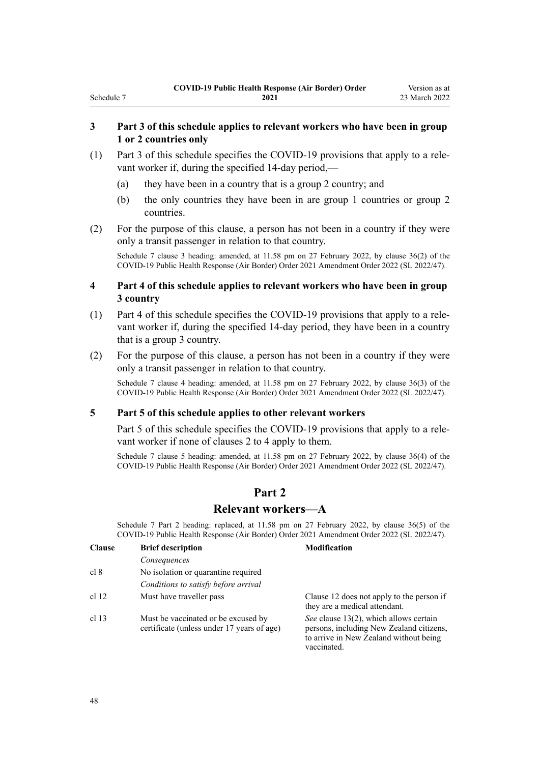### 3 Part 3 of this schedule applies to relevant workers who have been in group 1 or 2 countries only

(1) Part 3 of this schedule specifies the COVID-19 provisions that apply to a relevant worker if, during the specified 14-day period,—

(a) they have been in a country that is a group 2 country; and

(b) the only countries they have been in are group 1 countries or group 2 countries.

(2) For the purpose of this clause, a person has not been in a country if they were only a transit passenger in relation to that country.

Schedule 7 clause 3 heading: amended, at 11.58 pm on 27 February 2022, by clause 36(2) of the COVID-19 Public Health Response (Air Border) Order 2021 Amendment Order 2022 (SL 2022/47).

### 4 Part 4 of this schedule applies to relevant workers who have been in group 3 country

(1) Part 4 of this schedule specifies the COVID-19 provisions that apply to a relevant worker if, during the specified 14-day period, they have been in a country that is a group 3 country.

(2) For the purpose of this clause, a person has not been in a country if they were only a transit passenger in relation to that country.

Schedule 7 clause 4 heading: amended, at 11.58 pm on 27 February 2022, by clause 36(3) of the COVID-19 Public Health Response (Air Border) Order 2021 Amendment Order 2022 (SL 2022/47).

### 5 Part 5 of this schedule applies to other relevant workers

Part 5 of this schedule specifies the COVID-19 provisions that apply to a relevant worker if none of clauses 2 to 4 apply to them.

Schedule 7 clause 5 heading: amended, at 11.58 pm on 27 February 2022, by clause 36(4) of the COVID-19 Public Health Response (Air Border) Order 2021 Amendment Order 2022 (SL 2022/47).

## Part 2
## Relevant workers—A

Schedule 7 Part 2 heading: replaced, at 11.58 pm on 27 February 2022, by clause 36(5) of the COVID-19 Public Health Response (Air Border) Order 2021 Amendment Order 2022 (SL 2022/47).

| Clause | Brief description | Modification |
|---|---|---|
| | *Consequences* | |
| cl 8 | No isolation or quarantine required | |
| | *Conditions to satisfy before arrival* | |
| cl 12 | Must have traveller pass | Clause 12 does not apply to the person if they are a medical attendant. |
| cl 13 | Must be vaccinated or be excused by certificate (unless under 17 years of age) | *See* clause 13(2), which allows certain persons, including New Zealand citizens, to arrive in New Zealand without being vaccinated. |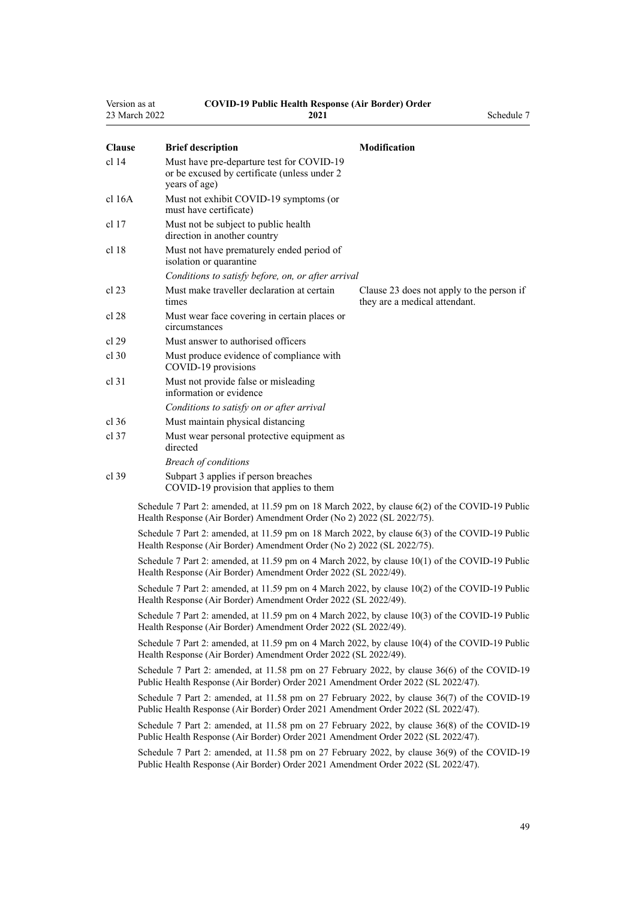| Clause | Brief description | Modification |
|---|---|---|
| cl 14 | Must have pre-departure test for COVID-19 or be excused by certificate (unless under 2 years of age) | |
| cl 16A | Must not exhibit COVID-19 symptoms (or must have certificate) | |
| cl 17 | Must not be subject to public health direction in another country | |
| cl 18 | Must not have prematurely ended period of isolation or quarantine | |
| | *Conditions to satisfy before, on, or after arrival* | |
| cl 23 | Must make traveller declaration at certain times | Clause 23 does not apply to the person if they are a medical attendant. |
| cl 28 | Must wear face covering in certain places or circumstances | |
| cl 29 | Must answer to authorised officers | |
| cl 30 | Must produce evidence of compliance with COVID-19 provisions | |
| cl 31 | Must not provide false or misleading information or evidence | |
| | *Conditions to satisfy on or after arrival* | |
| cl 36 | Must maintain physical distancing | |
| cl 37 | Must wear personal protective equipment as directed | |
| | *Breach of conditions* | |
| cl 39 | Subpart 3 applies if person breaches COVID-19 provision that applies to them | |

Schedule 7 Part 2: amended, at 11.59 pm on 18 March 2022, by clause 6(2) of the COVID-19 Public Health Response (Air Border) Amendment Order (No 2) 2022 (SL 2022/75).

Schedule 7 Part 2: amended, at 11.59 pm on 18 March 2022, by clause 6(3) of the COVID-19 Public Health Response (Air Border) Amendment Order (No 2) 2022 (SL 2022/75).

Schedule 7 Part 2: amended, at 11.59 pm on 4 March 2022, by clause 10(1) of the COVID-19 Public Health Response (Air Border) Amendment Order 2022 (SL 2022/49).

Schedule 7 Part 2: amended, at 11.59 pm on 4 March 2022, by clause 10(2) of the COVID-19 Public Health Response (Air Border) Amendment Order 2022 (SL 2022/49).

Schedule 7 Part 2: amended, at 11.59 pm on 4 March 2022, by clause 10(3) of the COVID-19 Public Health Response (Air Border) Amendment Order 2022 (SL 2022/49).

Schedule 7 Part 2: amended, at 11.59 pm on 4 March 2022, by clause 10(4) of the COVID-19 Public Health Response (Air Border) Amendment Order 2022 (SL 2022/49).

Schedule 7 Part 2: amended, at 11.58 pm on 27 February 2022, by clause 36(6) of the COVID-19 Public Health Response (Air Border) Order 2021 Amendment Order 2022 (SL 2022/47).

Schedule 7 Part 2: amended, at 11.58 pm on 27 February 2022, by clause 36(7) of the COVID-19 Public Health Response (Air Border) Order 2021 Amendment Order 2022 (SL 2022/47).

Schedule 7 Part 2: amended, at 11.58 pm on 27 February 2022, by clause 36(8) of the COVID-19 Public Health Response (Air Border) Order 2021 Amendment Order 2022 (SL 2022/47).

Schedule 7 Part 2: amended, at 11.58 pm on 27 February 2022, by clause 36(9) of the COVID-19 Public Health Response (Air Border) Order 2021 Amendment Order 2022 (SL 2022/47).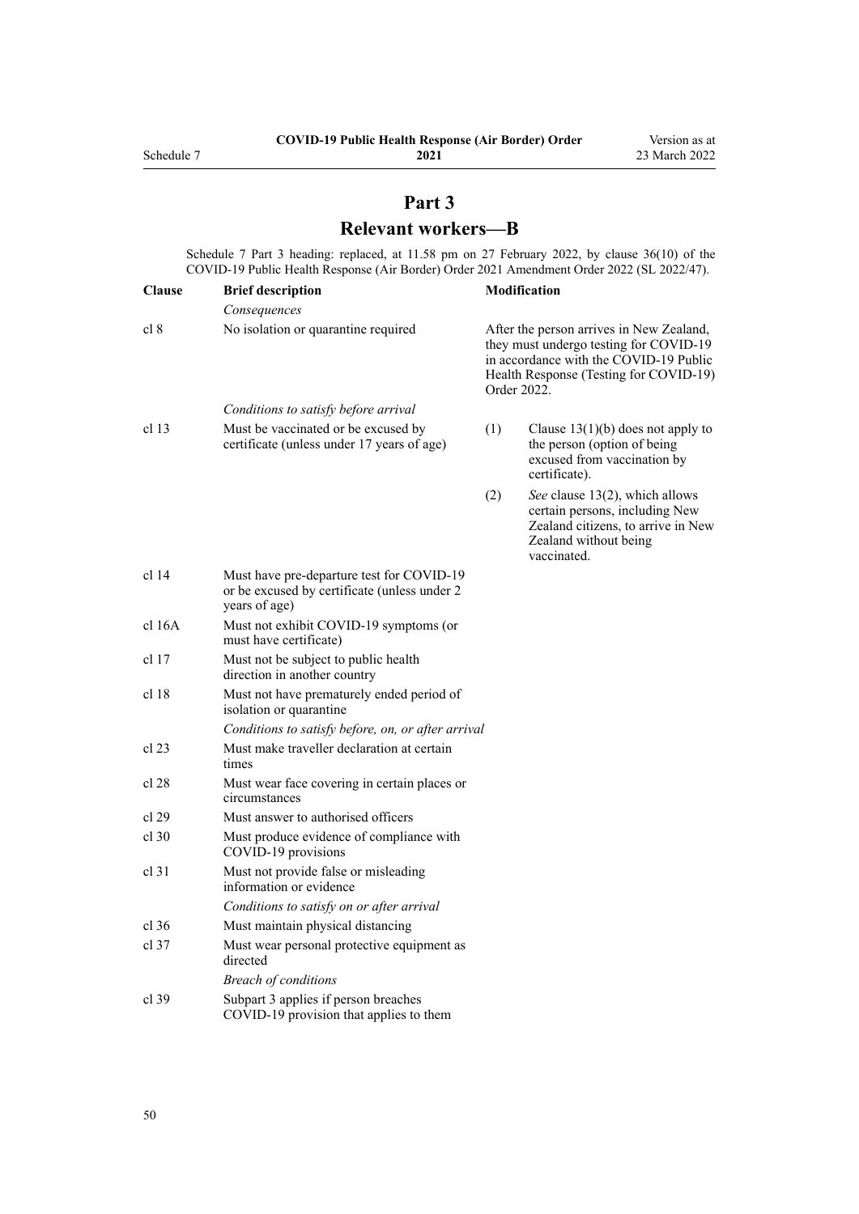## Part 3

## Relevant workers—B

Schedule 7 Part 3 heading: replaced, at 11.58 pm on 27 February 2022, by clause 36(10) of the COVID-19 Public Health Response (Air Border) Order 2021 Amendment Order 2022 (SL 2022/47).

| Clause | Brief description | Modification |
|---|---|---|
| | *Consequences* | |
| cl 8 | No isolation or quarantine required | After the person arrives in New Zealand, they must undergo testing for COVID-19 in accordance with the COVID-19 Public Health Response (Testing for COVID-19) Order 2022. |
| | *Conditions to satisfy before arrival* | |
| cl 13 | Must be vaccinated or be excused by certificate (unless under 17 years of age) | (1) Clause 13(1)(b) does not apply to the person (option of being excused from vaccination by certificate).<br>(2) *See* clause 13(2), which allows certain persons, including New Zealand citizens, to arrive in New Zealand without being vaccinated. |
| cl 14 | Must have pre-departure test for COVID-19 or be excused by certificate (unless under 2 years of age) | |
| cl 16A | Must not exhibit COVID-19 symptoms (or must have certificate) | |
| cl 17 | Must not be subject to public health direction in another country | |
| cl 18 | Must not have prematurely ended period of isolation or quarantine | |
| | *Conditions to satisfy before, on, or after arrival* | |
| cl 23 | Must make traveller declaration at certain times | |
| cl 28 | Must wear face covering in certain places or circumstances | |
| cl 29 | Must answer to authorised officers | |
| cl 30 | Must produce evidence of compliance with COVID-19 provisions | |
| cl 31 | Must not provide false or misleading information or evidence | |
| | *Conditions to satisfy on or after arrival* | |
| cl 36 | Must maintain physical distancing | |
| cl 37 | Must wear personal protective equipment as directed | |
| | *Breach of conditions* | |
| cl 39 | Subpart 3 applies if person breaches COVID-19 provision that applies to them | |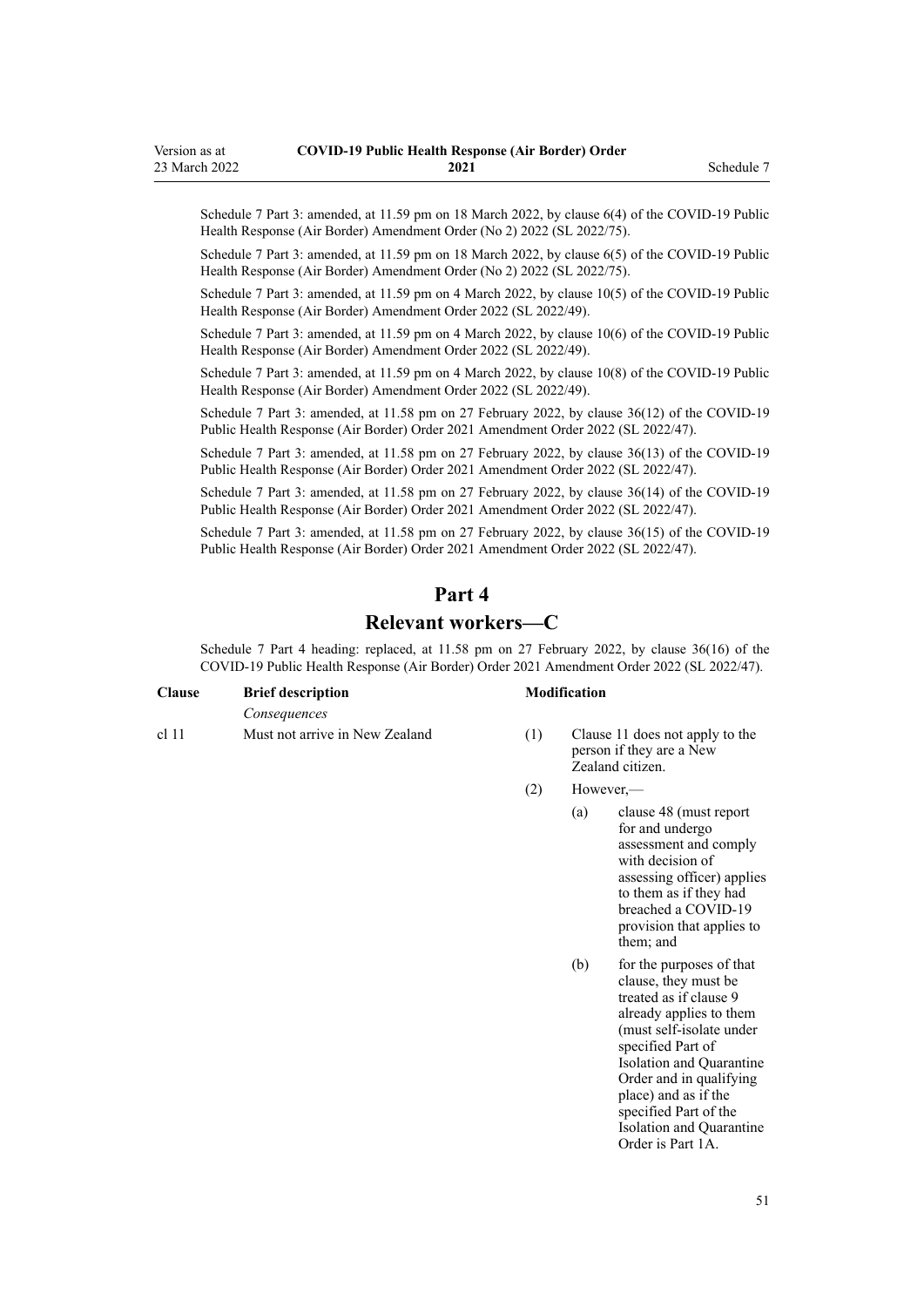Schedule 7 Part 3: amended, at 11.59 pm on 18 March 2022, by clause 6(4) of the COVID-19 Public Health Response (Air Border) Amendment Order (No 2) 2022 (SL 2022/75).

Schedule 7 Part 3: amended, at 11.59 pm on 18 March 2022, by clause 6(5) of the COVID-19 Public Health Response (Air Border) Amendment Order (No 2) 2022 (SL 2022/75).

Schedule 7 Part 3: amended, at 11.59 pm on 4 March 2022, by clause 10(5) of the COVID-19 Public Health Response (Air Border) Amendment Order 2022 (SL 2022/49).

Schedule 7 Part 3: amended, at 11.59 pm on 4 March 2022, by clause 10(6) of the COVID-19 Public Health Response (Air Border) Amendment Order 2022 (SL 2022/49).

Schedule 7 Part 3: amended, at 11.59 pm on 4 March 2022, by clause 10(8) of the COVID-19 Public Health Response (Air Border) Amendment Order 2022 (SL 2022/49).

Schedule 7 Part 3: amended, at 11.58 pm on 27 February 2022, by clause 36(12) of the COVID-19 Public Health Response (Air Border) Order 2021 Amendment Order 2022 (SL 2022/47).

Schedule 7 Part 3: amended, at 11.58 pm on 27 February 2022, by clause 36(13) of the COVID-19 Public Health Response (Air Border) Order 2021 Amendment Order 2022 (SL 2022/47).

Schedule 7 Part 3: amended, at 11.58 pm on 27 February 2022, by clause 36(14) of the COVID-19 Public Health Response (Air Border) Order 2021 Amendment Order 2022 (SL 2022/47).

Schedule 7 Part 3: amended, at 11.58 pm on 27 February 2022, by clause 36(15) of the COVID-19 Public Health Response (Air Border) Order 2021 Amendment Order 2022 (SL 2022/47).

## Part 4
## Relevant workers—C

Schedule 7 Part 4 heading: replaced, at 11.58 pm on 27 February 2022, by clause 36(16) of the COVID-19 Public Health Response (Air Border) Order 2021 Amendment Order 2022 (SL 2022/47).

| Clause | Brief description | Modification |
|---|---|---|
| | *Consequences* | |
| cl 11 | Must not arrive in New Zealand | (1) Clause 11 does not apply to the person if they are a New Zealand citizen. |
| | | (2) However,— |
| | | (a) clause 48 (must report for and undergo assessment and comply with decision of assessing officer) applies to them as if they had breached a COVID-19 provision that applies to them; and |
| | | (b) for the purposes of that clause, they must be treated as if clause 9 already applies to them (must self-isolate under specified Part of Isolation and Quarantine Order and in qualifying place) and as if the specified Part of the Isolation and Quarantine Order is Part 1A. |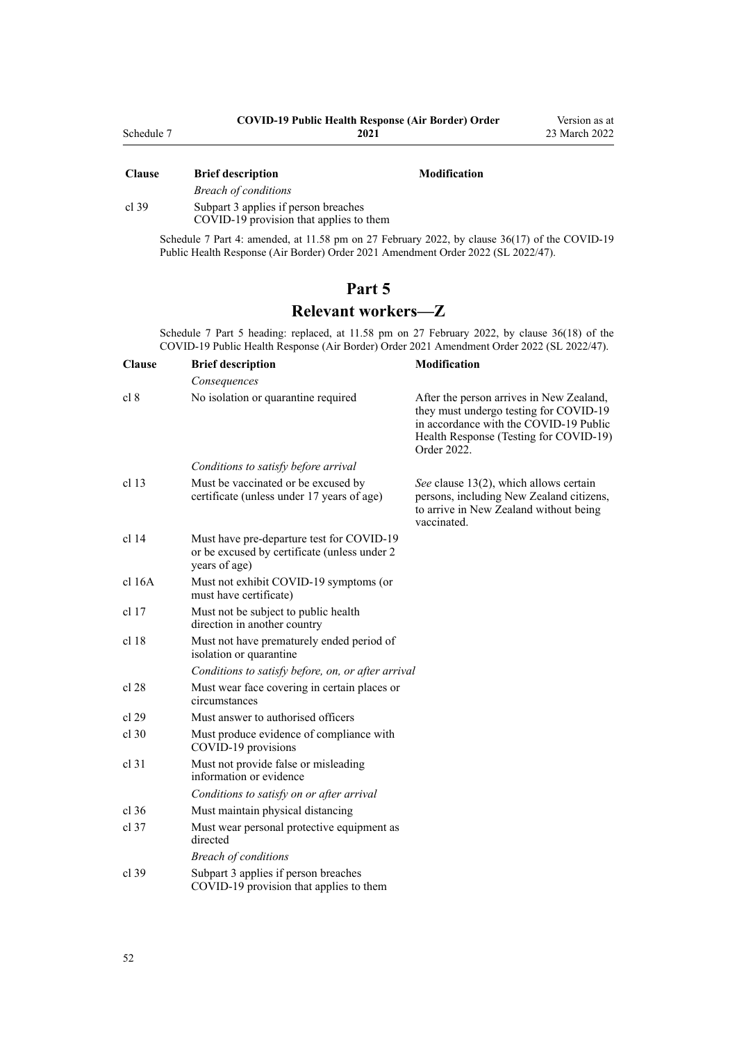| Clause | Brief description | Modification |
|---|---|---|
| | *Breach of conditions* | |
| cl 39 | Subpart 3 applies if person breaches COVID-19 provision that applies to them | |

Schedule 7 Part 4: amended, at 11.58 pm on 27 February 2022, by clause 36(17) of the COVID-19 Public Health Response (Air Border) Order 2021 Amendment Order 2022 (SL 2022/47).

## Part 5
## Relevant workers—Z

Schedule 7 Part 5 heading: replaced, at 11.58 pm on 27 February 2022, by clause 36(18) of the COVID-19 Public Health Response (Air Border) Order 2021 Amendment Order 2022 (SL 2022/47).

| Clause | Brief description | Modification |
|---|---|---|
| | *Consequences* | |
| cl 8 | No isolation or quarantine required | After the person arrives in New Zealand, they must undergo testing for COVID-19 in accordance with the COVID-19 Public Health Response (Testing for COVID-19) Order 2022. |
| | *Conditions to satisfy before arrival* | |
| cl 13 | Must be vaccinated or be excused by certificate (unless under 17 years of age) | *See* clause 13(2), which allows certain persons, including New Zealand citizens, to arrive in New Zealand without being vaccinated. |
| cl 14 | Must have pre-departure test for COVID-19 or be excused by certificate (unless under 2 years of age) | |
| cl 16A | Must not exhibit COVID-19 symptoms (or must have certificate) | |
| cl 17 | Must not be subject to public health direction in another country | |
| cl 18 | Must not have prematurely ended period of isolation or quarantine | |
| | *Conditions to satisfy before, on, or after arrival* | |
| cl 28 | Must wear face covering in certain places or circumstances | |
| cl 29 | Must answer to authorised officers | |
| cl 30 | Must produce evidence of compliance with COVID-19 provisions | |
| cl 31 | Must not provide false or misleading information or evidence | |
| | *Conditions to satisfy on or after arrival* | |
| cl 36 | Must maintain physical distancing | |
| cl 37 | Must wear personal protective equipment as directed | |
| | *Breach of conditions* | |
| cl 39 | Subpart 3 applies if person breaches COVID-19 provision that applies to them | |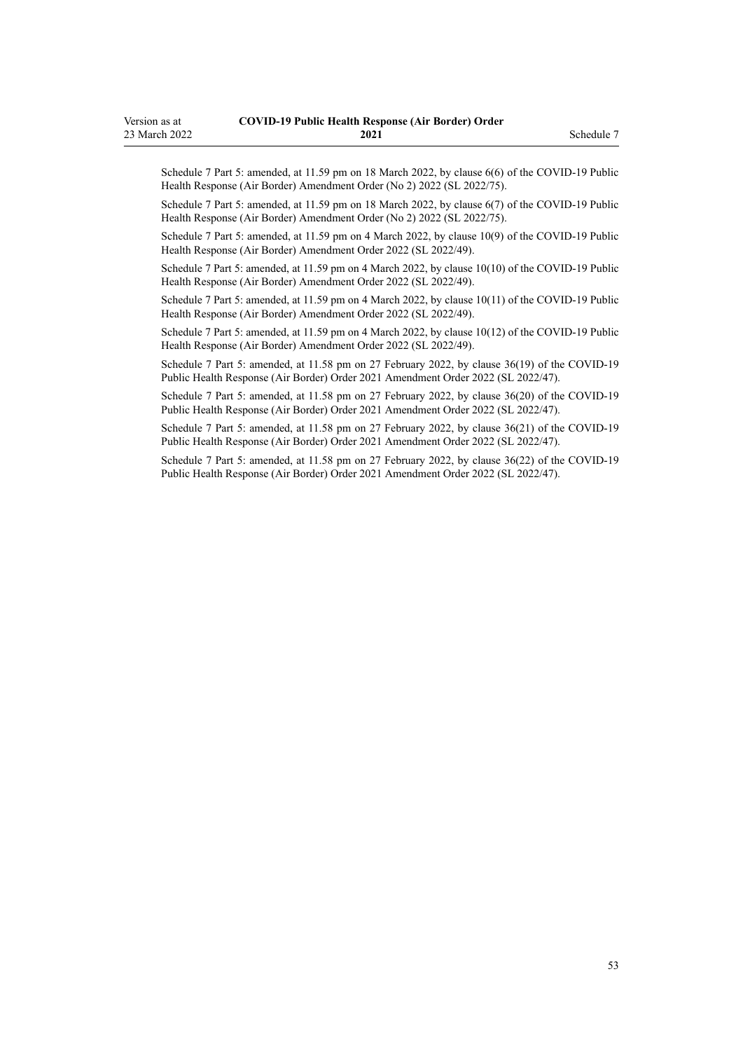Schedule 7 Part 5: amended, at 11.59 pm on 18 March 2022, by clause 6(6) of the COVID-19 Public Health Response (Air Border) Amendment Order (No 2) 2022 (SL 2022/75).

Schedule 7 Part 5: amended, at 11.59 pm on 18 March 2022, by clause 6(7) of the COVID-19 Public Health Response (Air Border) Amendment Order (No 2) 2022 (SL 2022/75).

Schedule 7 Part 5: amended, at 11.59 pm on 4 March 2022, by clause 10(9) of the COVID-19 Public Health Response (Air Border) Amendment Order 2022 (SL 2022/49).

Schedule 7 Part 5: amended, at 11.59 pm on 4 March 2022, by clause 10(10) of the COVID-19 Public Health Response (Air Border) Amendment Order 2022 (SL 2022/49).

Schedule 7 Part 5: amended, at 11.59 pm on 4 March 2022, by clause 10(11) of the COVID-19 Public Health Response (Air Border) Amendment Order 2022 (SL 2022/49).

Schedule 7 Part 5: amended, at 11.59 pm on 4 March 2022, by clause 10(12) of the COVID-19 Public Health Response (Air Border) Amendment Order 2022 (SL 2022/49).

Schedule 7 Part 5: amended, at 11.58 pm on 27 February 2022, by clause 36(19) of the COVID-19 Public Health Response (Air Border) Order 2021 Amendment Order 2022 (SL 2022/47).

Schedule 7 Part 5: amended, at 11.58 pm on 27 February 2022, by clause 36(20) of the COVID-19 Public Health Response (Air Border) Order 2021 Amendment Order 2022 (SL 2022/47).

Schedule 7 Part 5: amended, at 11.58 pm on 27 February 2022, by clause 36(21) of the COVID-19 Public Health Response (Air Border) Order 2021 Amendment Order 2022 (SL 2022/47).

Schedule 7 Part 5: amended, at 11.58 pm on 27 February 2022, by clause 36(22) of the COVID-19 Public Health Response (Air Border) Order 2021 Amendment Order 2022 (SL 2022/47).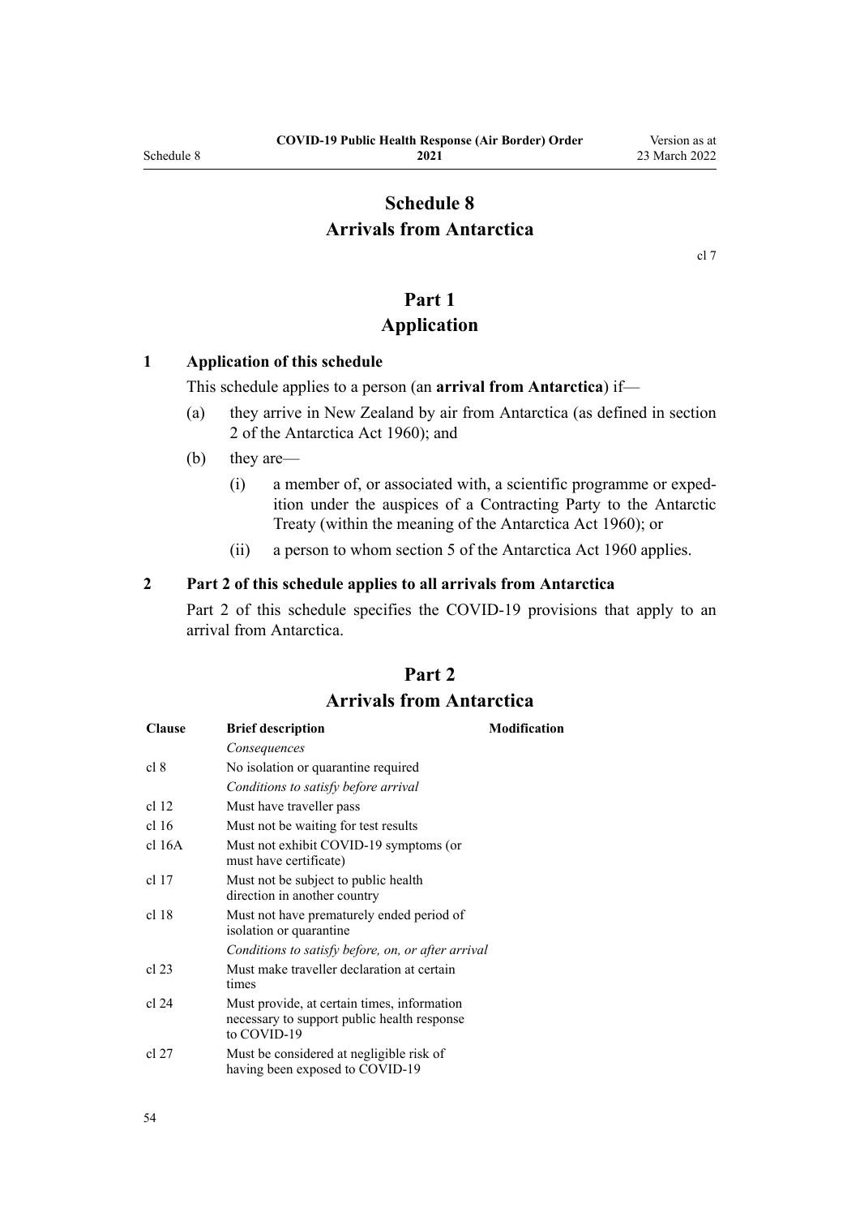# Schedule 8
# Arrivals from Antarctica

cl 7

## Part 1
## Application

### 1 Application of this schedule

This schedule applies to a person (an **arrival from Antarctica**) if—

(a) they arrive in New Zealand by air from Antarctica (as defined in section 2 of the Antarctica Act 1960); and

(b) they are—

(i) a member of, or associated with, a scientific programme or expedition under the auspices of a Contracting Party to the Antarctic Treaty (within the meaning of the Antarctica Act 1960); or

(ii) a person to whom section 5 of the Antarctica Act 1960 applies.

### 2 Part 2 of this schedule applies to all arrivals from Antarctica

Part 2 of this schedule specifies the COVID-19 provisions that apply to an arrival from Antarctica.

## Part 2
## Arrivals from Antarctica

| Clause | Brief description | Modification |
|---|---|---|
| | *Consequences* | |
| cl 8 | No isolation or quarantine required | |
| | *Conditions to satisfy before arrival* | |
| cl 12 | Must have traveller pass | |
| cl 16 | Must not be waiting for test results | |
| cl 16A | Must not exhibit COVID-19 symptoms (or must have certificate) | |
| cl 17 | Must not be subject to public health direction in another country | |
| cl 18 | Must not have prematurely ended period of isolation or quarantine | |
| | *Conditions to satisfy before, on, or after arrival* | |
| cl 23 | Must make traveller declaration at certain times | |
| cl 24 | Must provide, at certain times, information necessary to support public health response to COVID-19 | |
| cl 27 | Must be considered at negligible risk of having been exposed to COVID-19 | |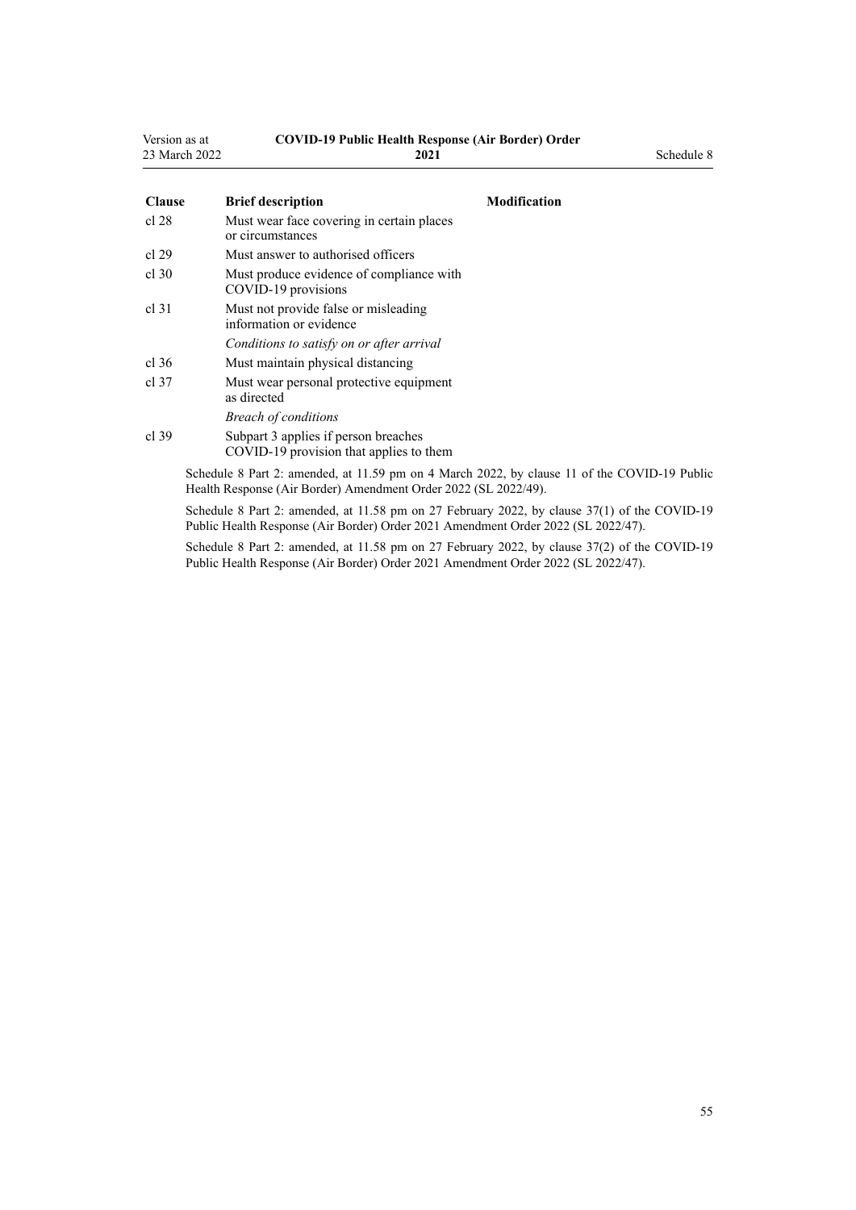| Clause | Brief description | Modification |
| --- | --- | --- |
| cl 28 | Must wear face covering in certain places or circumstances | |
| cl 29 | Must answer to authorised officers | |
| cl 30 | Must produce evidence of compliance with COVID-19 provisions | |
| cl 31 | Must not provide false or misleading information or evidence | |
| | *Conditions to satisfy on or after arrival* | |
| cl 36 | Must maintain physical distancing | |
| cl 37 | Must wear personal protective equipment as directed | |
| | *Breach of conditions* | |
| cl 39 | Subpart 3 applies if person breaches COVID-19 provision that applies to them | |

Schedule 8 Part 2: amended, at 11.59 pm on 4 March 2022, by clause 11 of the COVID-19 Public Health Response (Air Border) Amendment Order 2022 (SL 2022/49).

Schedule 8 Part 2: amended, at 11.58 pm on 27 February 2022, by clause 37(1) of the COVID-19 Public Health Response (Air Border) Order 2021 Amendment Order 2022 (SL 2022/47).

Schedule 8 Part 2: amended, at 11.58 pm on 27 February 2022, by clause 37(2) of the COVID-19 Public Health Response (Air Border) Order 2021 Amendment Order 2022 (SL 2022/47).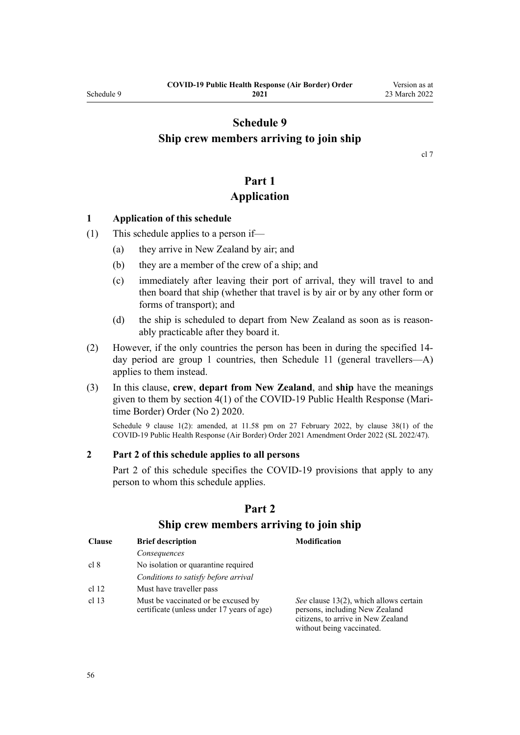# Schedule 9
# Ship crew members arriving to join ship

cl 7

## Part 1
## Application

### 1 Application of this schedule

(1) This schedule applies to a person if—

(a) they arrive in New Zealand by air; and

(b) they are a member of the crew of a ship; and

(c) immediately after leaving their port of arrival, they will travel to and then board that ship (whether that travel is by air or by any other form or forms of transport); and

(d) the ship is scheduled to depart from New Zealand as soon as is reasonably practicable after they board it.

(2) However, if the only countries the person has been in during the specified 14-day period are group 1 countries, then Schedule 11 (general travellers—A) applies to them instead.

(3) In this clause, **crew**, **depart from New Zealand**, and **ship** have the meanings given to them by section 4(1) of the COVID-19 Public Health Response (Maritime Border) Order (No 2) 2020.

Schedule 9 clause 1(2): amended, at 11.58 pm on 27 February 2022, by clause 38(1) of the COVID-19 Public Health Response (Air Border) Order 2021 Amendment Order 2022 (SL 2022/47).

### 2 Part 2 of this schedule applies to all persons

Part 2 of this schedule specifies the COVID-19 provisions that apply to any person to whom this schedule applies.

## Part 2
## Ship crew members arriving to join ship

| Clause | Brief description | Modification |
|---|---|---|
| | *Consequences* | |
| cl 8 | No isolation or quarantine required | |
| | *Conditions to satisfy before arrival* | |
| cl 12 | Must have traveller pass | |
| cl 13 | Must be vaccinated or be excused by certificate (unless under 17 years of age) | *See* clause 13(2), which allows certain persons, including New Zealand citizens, to arrive in New Zealand without being vaccinated. |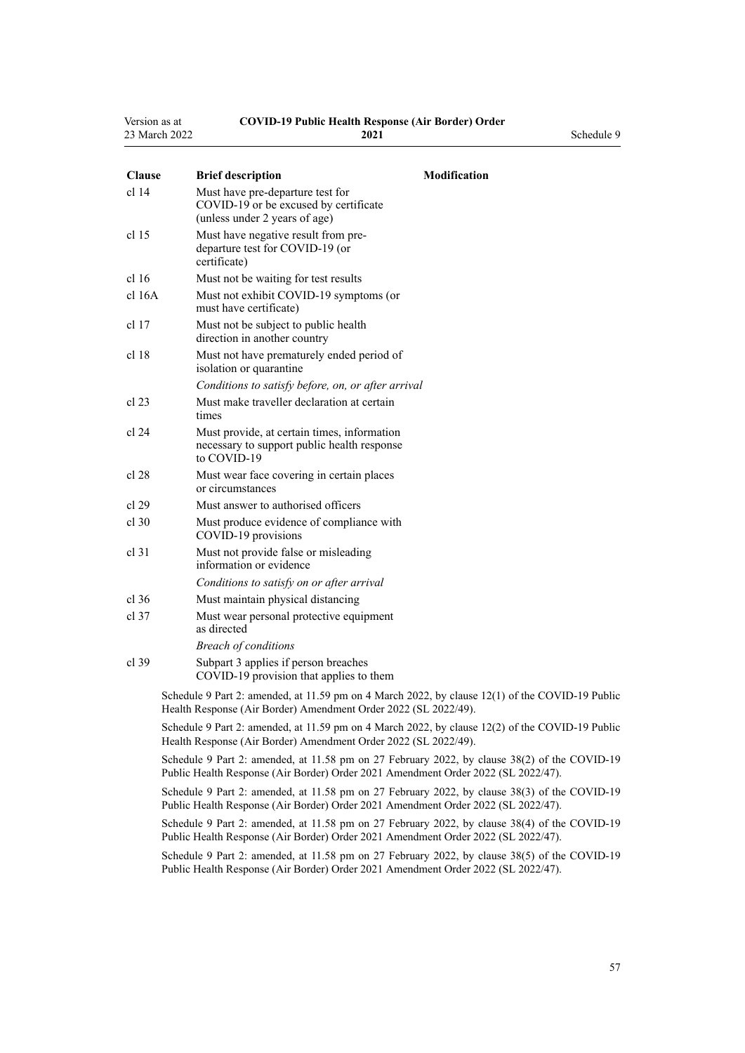| Clause | Brief description | Modification |
|---|---|---|
| cl 14 | Must have pre-departure test for COVID-19 or be excused by certificate (unless under 2 years of age) | |
| cl 15 | Must have negative result from pre-departure test for COVID-19 (or certificate) | |
| cl 16 | Must not be waiting for test results | |
| cl 16A | Must not exhibit COVID-19 symptoms (or must have certificate) | |
| cl 17 | Must not be subject to public health direction in another country | |
| cl 18 | Must not have prematurely ended period of isolation or quarantine | |
| | *Conditions to satisfy before, on, or after arrival* | |
| cl 23 | Must make traveller declaration at certain times | |
| cl 24 | Must provide, at certain times, information necessary to support public health response to COVID-19 | |
| cl 28 | Must wear face covering in certain places or circumstances | |
| cl 29 | Must answer to authorised officers | |
| cl 30 | Must produce evidence of compliance with COVID-19 provisions | |
| cl 31 | Must not provide false or misleading information or evidence | |
| | *Conditions to satisfy on or after arrival* | |
| cl 36 | Must maintain physical distancing | |
| cl 37 | Must wear personal protective equipment as directed | |
| | *Breach of conditions* | |
| cl 39 | Subpart 3 applies if person breaches COVID-19 provision that applies to them | |

Schedule 9 Part 2: amended, at 11.59 pm on 4 March 2022, by clause 12(1) of the COVID-19 Public Health Response (Air Border) Amendment Order 2022 (SL 2022/49).

Schedule 9 Part 2: amended, at 11.59 pm on 4 March 2022, by clause 12(2) of the COVID-19 Public Health Response (Air Border) Amendment Order 2022 (SL 2022/49).

Schedule 9 Part 2: amended, at 11.58 pm on 27 February 2022, by clause 38(2) of the COVID-19 Public Health Response (Air Border) Order 2021 Amendment Order 2022 (SL 2022/47).

Schedule 9 Part 2: amended, at 11.58 pm on 27 February 2022, by clause 38(3) of the COVID-19 Public Health Response (Air Border) Order 2021 Amendment Order 2022 (SL 2022/47).

Schedule 9 Part 2: amended, at 11.58 pm on 27 February 2022, by clause 38(4) of the COVID-19 Public Health Response (Air Border) Order 2021 Amendment Order 2022 (SL 2022/47).

Schedule 9 Part 2: amended, at 11.58 pm on 27 February 2022, by clause 38(5) of the COVID-19 Public Health Response (Air Border) Order 2021 Amendment Order 2022 (SL 2022/47).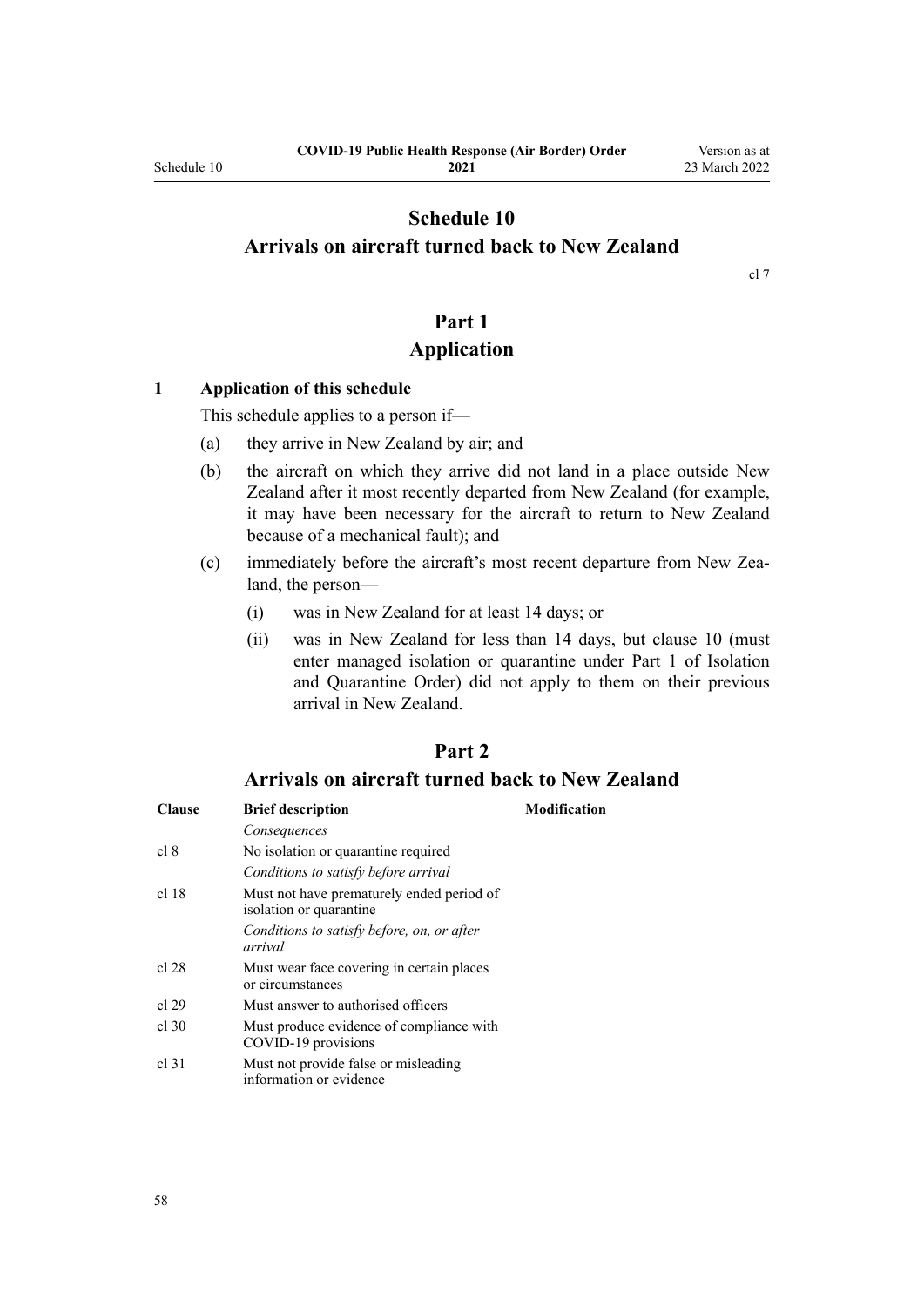# Schedule 10
## Arrivals on aircraft turned back to New Zealand

cl 7

## Part 1
## Application

**1 Application of this schedule**

This schedule applies to a person if—

(a) they arrive in New Zealand by air; and

(b) the aircraft on which they arrive did not land in a place outside New Zealand after it most recently departed from New Zealand (for example, it may have been necessary for the aircraft to return to New Zealand because of a mechanical fault); and

(c) immediately before the aircraft's most recent departure from New Zealand, the person—

(i) was in New Zealand for at least 14 days; or

(ii) was in New Zealand for less than 14 days, but clause 10 (must enter managed isolation or quarantine under Part 1 of Isolation and Quarantine Order) did not apply to them on their previous arrival in New Zealand.

## Part 2
## Arrivals on aircraft turned back to New Zealand

| Clause | Brief description | Modification |
|---|---|---|
| | *Consequences* | |
| cl 8 | No isolation or quarantine required | |
| | *Conditions to satisfy before arrival* | |
| cl 18 | Must not have prematurely ended period of isolation or quarantine | |
| | *Conditions to satisfy before, on, or after arrival* | |
| cl 28 | Must wear face covering in certain places or circumstances | |
| cl 29 | Must answer to authorised officers | |
| cl 30 | Must produce evidence of compliance with COVID-19 provisions | |
| cl 31 | Must not provide false or misleading information or evidence | |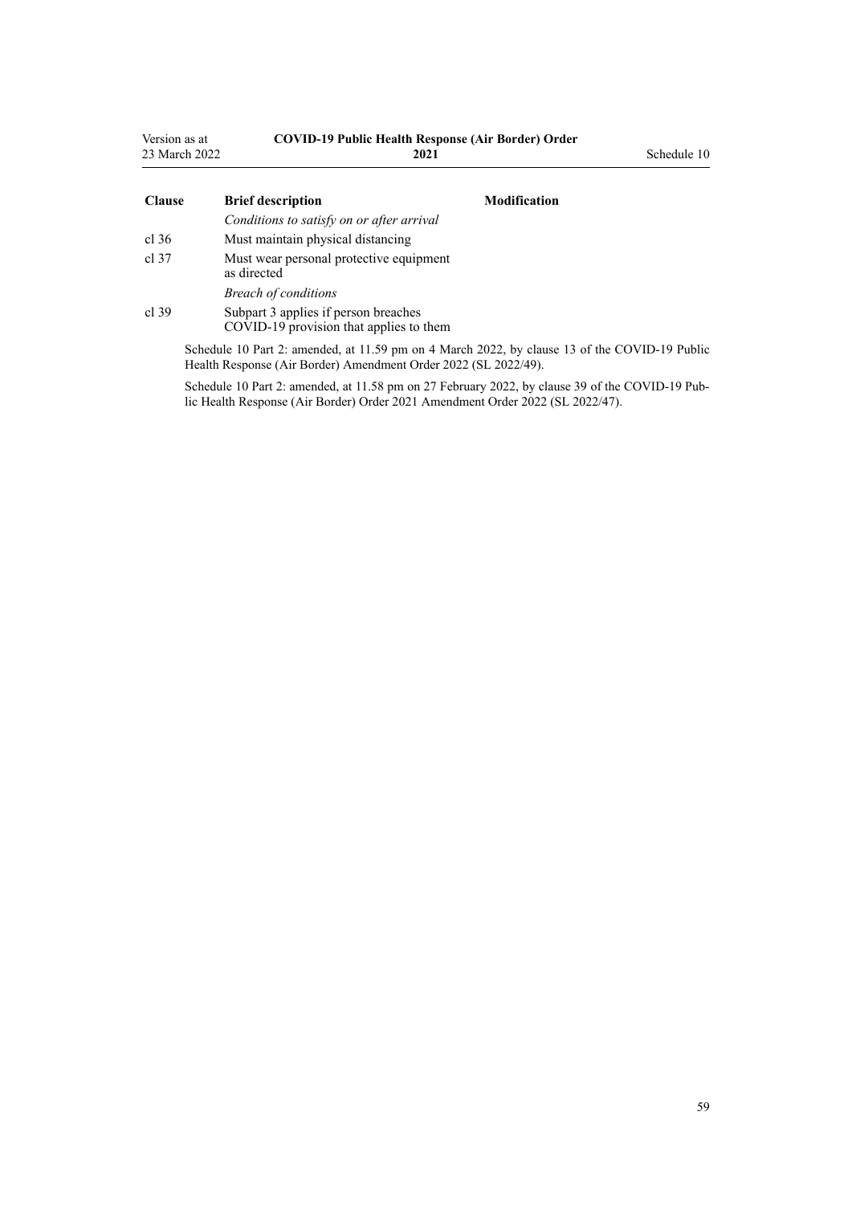| Clause | Brief description | Modification |
|---|---|---|
| | *Conditions to satisfy on or after arrival* | |
| cl 36 | Must maintain physical distancing | |
| cl 37 | Must wear personal protective equipment as directed | |
| | *Breach of conditions* | |
| cl 39 | Subpart 3 applies if person breaches COVID-19 provision that applies to them | |

Schedule 10 Part 2: amended, at 11.59 pm on 4 March 2022, by clause 13 of the COVID-19 Public Health Response (Air Border) Amendment Order 2022 (SL 2022/49).

Schedule 10 Part 2: amended, at 11.58 pm on 27 February 2022, by clause 39 of the COVID-19 Public Health Response (Air Border) Order 2021 Amendment Order 2022 (SL 2022/47).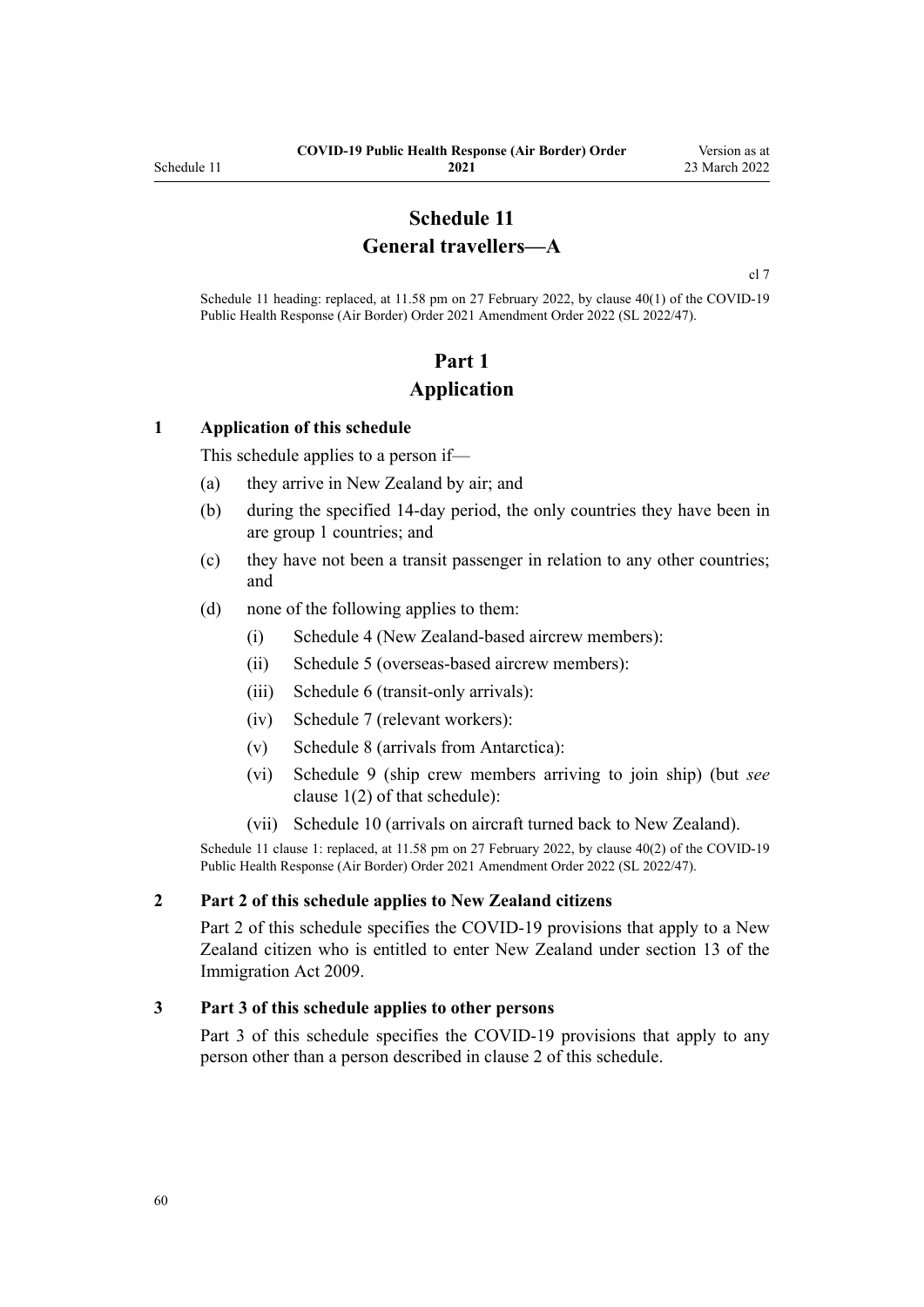# Schedule 11
# General travellers—A

cl 7

Schedule 11 heading: replaced, at 11.58 pm on 27 February 2022, by clause 40(1) of the COVID-19 Public Health Response (Air Border) Order 2021 Amendment Order 2022 (SL 2022/47).

## Part 1
## Application

### 1 Application of this schedule

This schedule applies to a person if—

(a) they arrive in New Zealand by air; and

(b) during the specified 14-day period, the only countries they have been in are group 1 countries; and

(c) they have not been a transit passenger in relation to any other countries; and

(d) none of the following applies to them:

(i) Schedule 4 (New Zealand-based aircrew members):

(ii) Schedule 5 (overseas-based aircrew members):

(iii) Schedule 6 (transit-only arrivals):

(iv) Schedule 7 (relevant workers):

(v) Schedule 8 (arrivals from Antarctica):

(vi) Schedule 9 (ship crew members arriving to join ship) (but *see* clause 1(2) of that schedule):

(vii) Schedule 10 (arrivals on aircraft turned back to New Zealand).

Schedule 11 clause 1: replaced, at 11.58 pm on 27 February 2022, by clause 40(2) of the COVID-19 Public Health Response (Air Border) Order 2021 Amendment Order 2022 (SL 2022/47).

### 2 Part 2 of this schedule applies to New Zealand citizens

Part 2 of this schedule specifies the COVID-19 provisions that apply to a New Zealand citizen who is entitled to enter New Zealand under section 13 of the Immigration Act 2009.

### 3 Part 3 of this schedule applies to other persons

Part 3 of this schedule specifies the COVID-19 provisions that apply to any person other than a person described in clause 2 of this schedule.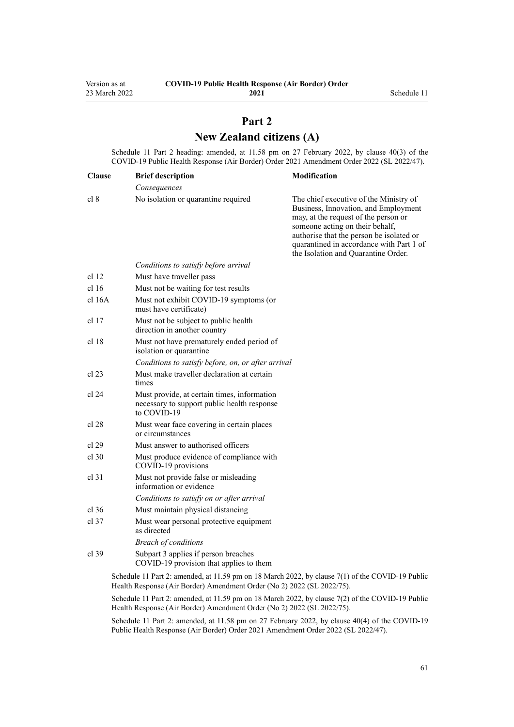## Part 2

## New Zealand citizens (A)

Schedule 11 Part 2 heading: amended, at 11.58 pm on 27 February 2022, by clause 40(3) of the COVID-19 Public Health Response (Air Border) Order 2021 Amendment Order 2022 (SL 2022/47).

| Clause | Brief description | Modification |
|---|---|---|
| | *Consequences* | |
| cl 8 | No isolation or quarantine required | The chief executive of the Ministry of Business, Innovation, and Employment may, at the request of the person or someone acting on their behalf, authorise that the person be isolated or quarantined in accordance with Part 1 of the Isolation and Quarantine Order. |
| | *Conditions to satisfy before arrival* | |
| cl 12 | Must have traveller pass | |
| cl 16 | Must not be waiting for test results | |
| cl 16A | Must not exhibit COVID-19 symptoms (or must have certificate) | |
| cl 17 | Must not be subject to public health direction in another country | |
| cl 18 | Must not have prematurely ended period of isolation or quarantine | |
| | *Conditions to satisfy before, on, or after arrival* | |
| cl 23 | Must make traveller declaration at certain times | |
| cl 24 | Must provide, at certain times, information necessary to support public health response to COVID-19 | |
| cl 28 | Must wear face covering in certain places or circumstances | |
| cl 29 | Must answer to authorised officers | |
| cl 30 | Must produce evidence of compliance with COVID-19 provisions | |
| cl 31 | Must not provide false or misleading information or evidence | |
| | *Conditions to satisfy on or after arrival* | |
| cl 36 | Must maintain physical distancing | |
| cl 37 | Must wear personal protective equipment as directed | |
| | *Breach of conditions* | |
| cl 39 | Subpart 3 applies if person breaches COVID-19 provision that applies to them | |

Schedule 11 Part 2: amended, at 11.59 pm on 18 March 2022, by clause 7(1) of the COVID-19 Public Health Response (Air Border) Amendment Order (No 2) 2022 (SL 2022/75).

Schedule 11 Part 2: amended, at 11.59 pm on 18 March 2022, by clause 7(2) of the COVID-19 Public Health Response (Air Border) Amendment Order (No 2) 2022 (SL 2022/75).

Schedule 11 Part 2: amended, at 11.58 pm on 27 February 2022, by clause 40(4) of the COVID-19 Public Health Response (Air Border) Order 2021 Amendment Order 2022 (SL 2022/47).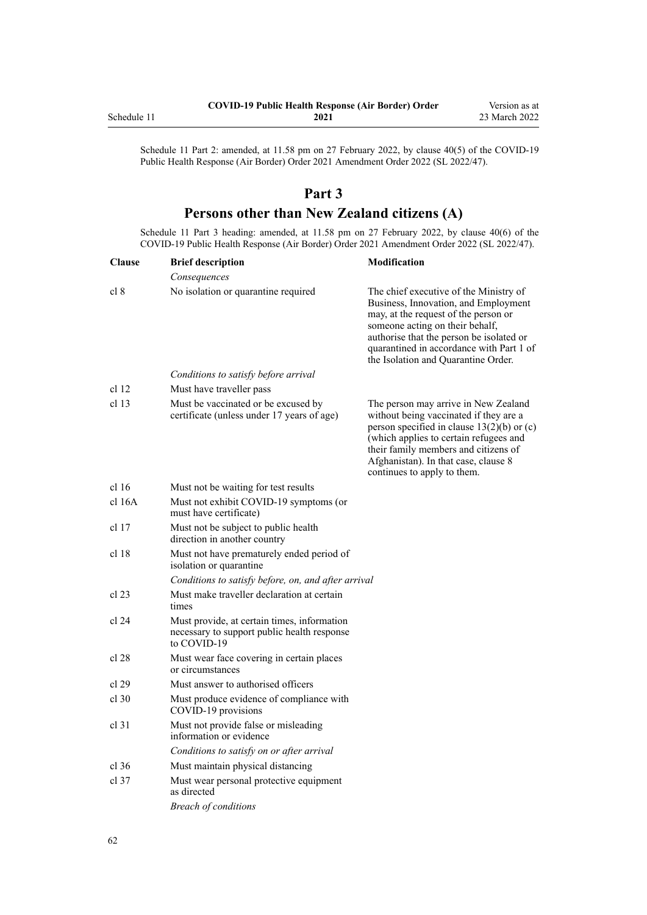Schedule 11 Part 2: amended, at 11.58 pm on 27 February 2022, by clause 40(5) of the COVID-19 Public Health Response (Air Border) Order 2021 Amendment Order 2022 (SL 2022/47).

## Part 3
## Persons other than New Zealand citizens (A)

Schedule 11 Part 3 heading: amended, at 11.58 pm on 27 February 2022, by clause 40(6) of the COVID-19 Public Health Response (Air Border) Order 2021 Amendment Order 2022 (SL 2022/47).

| Clause | Brief description | Modification |
|---|---|---|
| | *Consequences* | |
| cl 8 | No isolation or quarantine required | The chief executive of the Ministry of Business, Innovation, and Employment may, at the request of the person or someone acting on their behalf, authorise that the person be isolated or quarantined in accordance with Part 1 of the Isolation and Quarantine Order. |
| | *Conditions to satisfy before arrival* | |
| cl 12 | Must have traveller pass | |
| cl 13 | Must be vaccinated or be excused by certificate (unless under 17 years of age) | The person may arrive in New Zealand without being vaccinated if they are a person specified in clause 13(2)(b) or (c) (which applies to certain refugees and their family members and citizens of Afghanistan). In that case, clause 8 continues to apply to them. |
| cl 16 | Must not be waiting for test results | |
| cl 16A | Must not exhibit COVID-19 symptoms (or must have certificate) | |
| cl 17 | Must not be subject to public health direction in another country | |
| cl 18 | Must not have prematurely ended period of isolation or quarantine | |
| | *Conditions to satisfy before, on, and after arrival* | |
| cl 23 | Must make traveller declaration at certain times | |
| cl 24 | Must provide, at certain times, information necessary to support public health response to COVID-19 | |
| cl 28 | Must wear face covering in certain places or circumstances | |
| cl 29 | Must answer to authorised officers | |
| cl 30 | Must produce evidence of compliance with COVID-19 provisions | |
| cl 31 | Must not provide false or misleading information or evidence | |
| | *Conditions to satisfy on or after arrival* | |
| cl 36 | Must maintain physical distancing | |
| cl 37 | Must wear personal protective equipment as directed | |
| | *Breach of conditions* | |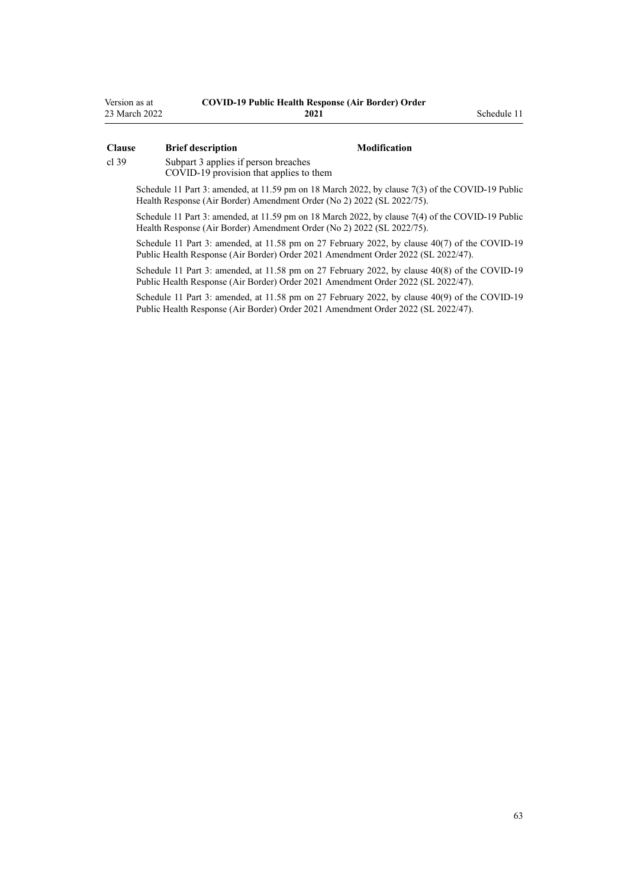| Clause | Brief description | Modification |
|---|---|---|
| cl 39 | Subpart 3 applies if person breaches COVID-19 provision that applies to them | |

Schedule 11 Part 3: amended, at 11.59 pm on 18 March 2022, by clause 7(3) of the COVID-19 Public Health Response (Air Border) Amendment Order (No 2) 2022 (SL 2022/75).

Schedule 11 Part 3: amended, at 11.59 pm on 18 March 2022, by clause 7(4) of the COVID-19 Public Health Response (Air Border) Amendment Order (No 2) 2022 (SL 2022/75).

Schedule 11 Part 3: amended, at 11.58 pm on 27 February 2022, by clause 40(7) of the COVID-19 Public Health Response (Air Border) Order 2021 Amendment Order 2022 (SL 2022/47).

Schedule 11 Part 3: amended, at 11.58 pm on 27 February 2022, by clause 40(8) of the COVID-19 Public Health Response (Air Border) Order 2021 Amendment Order 2022 (SL 2022/47).

Schedule 11 Part 3: amended, at 11.58 pm on 27 February 2022, by clause 40(9) of the COVID-19 Public Health Response (Air Border) Order 2021 Amendment Order 2022 (SL 2022/47).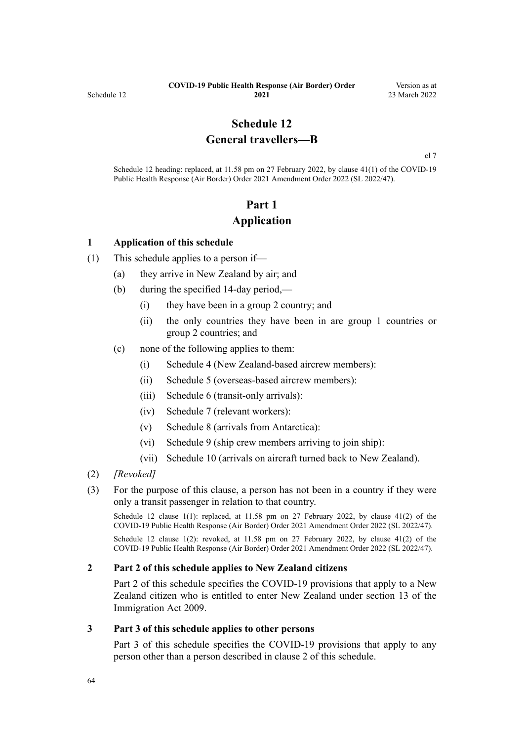# Schedule 12
## General travellers—B

cl 7

Schedule 12 heading: replaced, at 11.58 pm on 27 February 2022, by clause 41(1) of the COVID-19 Public Health Response (Air Border) Order 2021 Amendment Order 2022 (SL 2022/47).

# Part 1
## Application

### 1 Application of this schedule

(1) This schedule applies to a person if—

(a) they arrive in New Zealand by air; and

(b) during the specified 14-day period,—

(i) they have been in a group 2 country; and

(ii) the only countries they have been in are group 1 countries or group 2 countries; and

(c) none of the following applies to them:

(i) Schedule 4 (New Zealand-based aircrew members):

(ii) Schedule 5 (overseas-based aircrew members):

(iii) Schedule 6 (transit-only arrivals):

(iv) Schedule 7 (relevant workers):

(v) Schedule 8 (arrivals from Antarctica):

(vi) Schedule 9 (ship crew members arriving to join ship):

(vii) Schedule 10 (arrivals on aircraft turned back to New Zealand).

(2) *[Revoked]*

(3) For the purpose of this clause, a person has not been in a country if they were only a transit passenger in relation to that country.

Schedule 12 clause 1(1): replaced, at 11.58 pm on 27 February 2022, by clause 41(2) of the COVID-19 Public Health Response (Air Border) Order 2021 Amendment Order 2022 (SL 2022/47).

Schedule 12 clause 1(2): revoked, at 11.58 pm on 27 February 2022, by clause 41(2) of the COVID-19 Public Health Response (Air Border) Order 2021 Amendment Order 2022 (SL 2022/47).

### 2 Part 2 of this schedule applies to New Zealand citizens

Part 2 of this schedule specifies the COVID-19 provisions that apply to a New Zealand citizen who is entitled to enter New Zealand under section 13 of the Immigration Act 2009.

### 3 Part 3 of this schedule applies to other persons

Part 3 of this schedule specifies the COVID-19 provisions that apply to any person other than a person described in clause 2 of this schedule.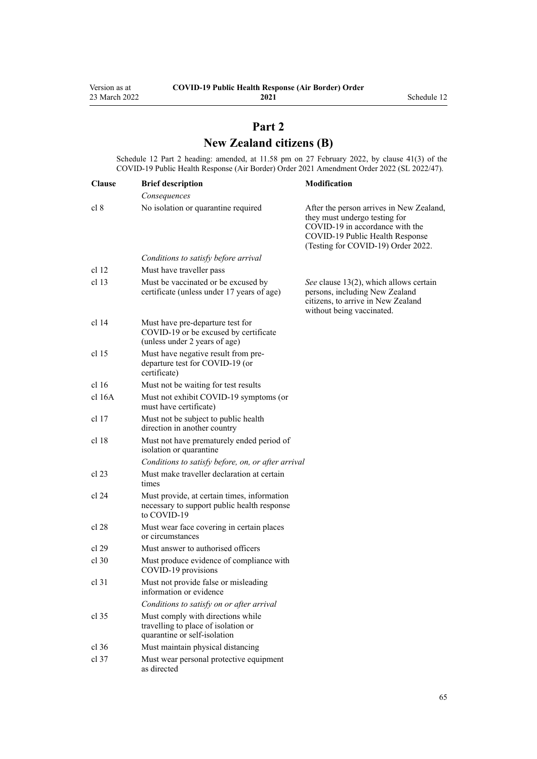## Part 2
## New Zealand citizens (B)

Schedule 12 Part 2 heading: amended, at 11.58 pm on 27 February 2022, by clause 41(3) of the COVID-19 Public Health Response (Air Border) Order 2021 Amendment Order 2022 (SL 2022/47).

| Clause | Brief description | Modification |
| --- | --- | --- |
| | *Consequences* | |
| cl 8 | No isolation or quarantine required | After the person arrives in New Zealand, they must undergo testing for COVID-19 in accordance with the COVID-19 Public Health Response (Testing for COVID-19) Order 2022. |
| | *Conditions to satisfy before arrival* | |
| cl 12 | Must have traveller pass | |
| cl 13 | Must be vaccinated or be excused by certificate (unless under 17 years of age) | *See* clause 13(2), which allows certain persons, including New Zealand citizens, to arrive in New Zealand without being vaccinated. |
| cl 14 | Must have pre-departure test for COVID-19 or be excused by certificate (unless under 2 years of age) | |
| cl 15 | Must have negative result from pre-departure test for COVID-19 (or certificate) | |
| cl 16 | Must not be waiting for test results | |
| cl 16A | Must not exhibit COVID-19 symptoms (or must have certificate) | |
| cl 17 | Must not be subject to public health direction in another country | |
| cl 18 | Must not have prematurely ended period of isolation or quarantine | |
| | *Conditions to satisfy before, on, or after arrival* | |
| cl 23 | Must make traveller declaration at certain times | |
| cl 24 | Must provide, at certain times, information necessary to support public health response to COVID-19 | |
| cl 28 | Must wear face covering in certain places or circumstances | |
| cl 29 | Must answer to authorised officers | |
| cl 30 | Must produce evidence of compliance with COVID-19 provisions | |
| cl 31 | Must not provide false or misleading information or evidence | |
| | *Conditions to satisfy on or after arrival* | |
| cl 35 | Must comply with directions while travelling to place of isolation or quarantine or self-isolation | |
| cl 36 | Must maintain physical distancing | |
| cl 37 | Must wear personal protective equipment as directed | |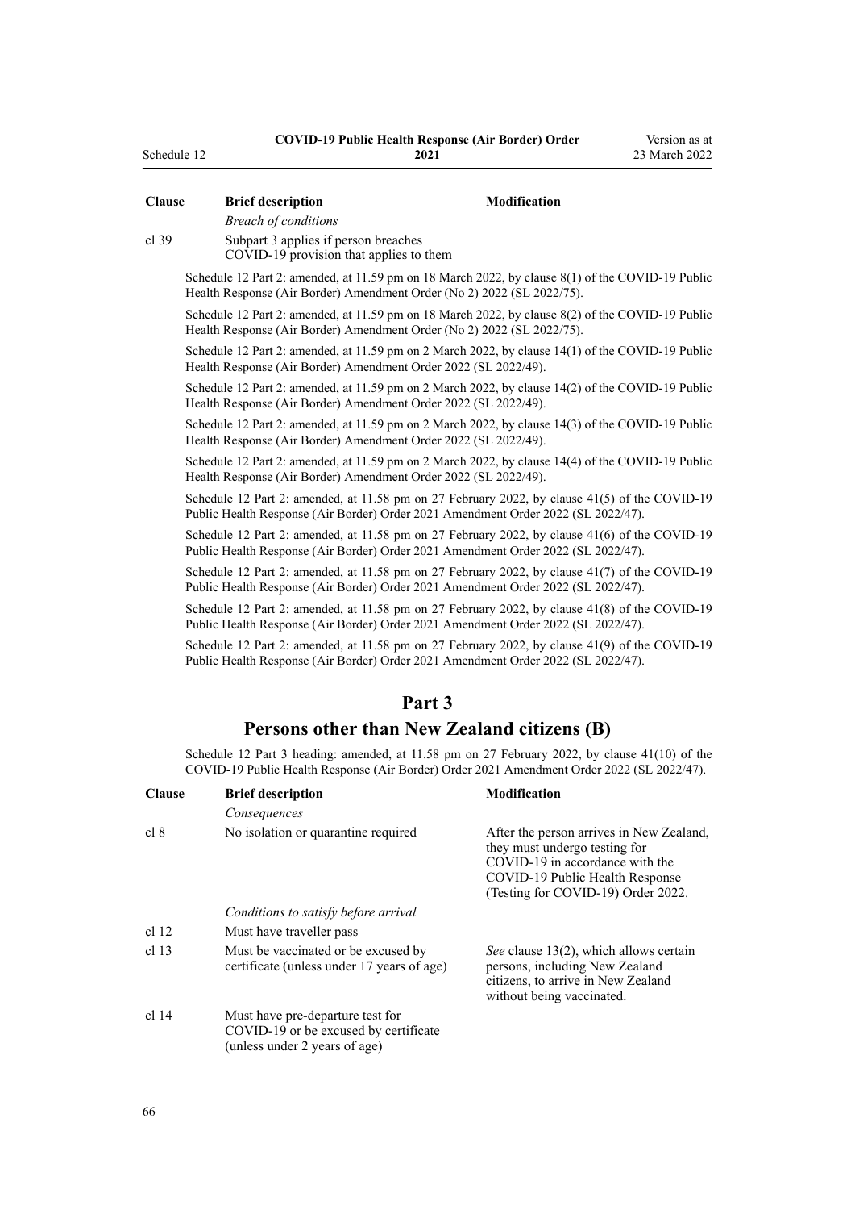| Clause | Brief description | Modification |
|---|---|---|
| | *Breach of conditions* | |
| cl 39 | Subpart 3 applies if person breaches COVID-19 provision that applies to them | |

Schedule 12 Part 2: amended, at 11.59 pm on 18 March 2022, by clause 8(1) of the COVID-19 Public Health Response (Air Border) Amendment Order (No 2) 2022 (SL 2022/75).

Schedule 12 Part 2: amended, at 11.59 pm on 18 March 2022, by clause 8(2) of the COVID-19 Public Health Response (Air Border) Amendment Order (No 2) 2022 (SL 2022/75).

Schedule 12 Part 2: amended, at 11.59 pm on 2 March 2022, by clause 14(1) of the COVID-19 Public Health Response (Air Border) Amendment Order 2022 (SL 2022/49).

Schedule 12 Part 2: amended, at 11.59 pm on 2 March 2022, by clause 14(2) of the COVID-19 Public Health Response (Air Border) Amendment Order 2022 (SL 2022/49).

Schedule 12 Part 2: amended, at 11.59 pm on 2 March 2022, by clause 14(3) of the COVID-19 Public Health Response (Air Border) Amendment Order 2022 (SL 2022/49).

Schedule 12 Part 2: amended, at 11.59 pm on 2 March 2022, by clause 14(4) of the COVID-19 Public Health Response (Air Border) Amendment Order 2022 (SL 2022/49).

Schedule 12 Part 2: amended, at 11.58 pm on 27 February 2022, by clause 41(5) of the COVID-19 Public Health Response (Air Border) Order 2021 Amendment Order 2022 (SL 2022/47).

Schedule 12 Part 2: amended, at 11.58 pm on 27 February 2022, by clause 41(6) of the COVID-19 Public Health Response (Air Border) Order 2021 Amendment Order 2022 (SL 2022/47).

Schedule 12 Part 2: amended, at 11.58 pm on 27 February 2022, by clause 41(7) of the COVID-19 Public Health Response (Air Border) Order 2021 Amendment Order 2022 (SL 2022/47).

Schedule 12 Part 2: amended, at 11.58 pm on 27 February 2022, by clause 41(8) of the COVID-19 Public Health Response (Air Border) Order 2021 Amendment Order 2022 (SL 2022/47).

Schedule 12 Part 2: amended, at 11.58 pm on 27 February 2022, by clause 41(9) of the COVID-19 Public Health Response (Air Border) Order 2021 Amendment Order 2022 (SL 2022/47).

## Part 3
## Persons other than New Zealand citizens (B)

Schedule 12 Part 3 heading: amended, at 11.58 pm on 27 February 2022, by clause 41(10) of the COVID-19 Public Health Response (Air Border) Order 2021 Amendment Order 2022 (SL 2022/47).

| Clause | Brief description | Modification |
|---|---|---|
| | *Consequences* | |
| cl 8 | No isolation or quarantine required | After the person arrives in New Zealand, they must undergo testing for COVID-19 in accordance with the COVID-19 Public Health Response (Testing for COVID-19) Order 2022. |
| | *Conditions to satisfy before arrival* | |
| cl 12 | Must have traveller pass | |
| cl 13 | Must be vaccinated or be excused by certificate (unless under 17 years of age) | *See* clause 13(2), which allows certain persons, including New Zealand citizens, to arrive in New Zealand without being vaccinated. |
| cl 14 | Must have pre-departure test for COVID-19 or be excused by certificate (unless under 2 years of age) | |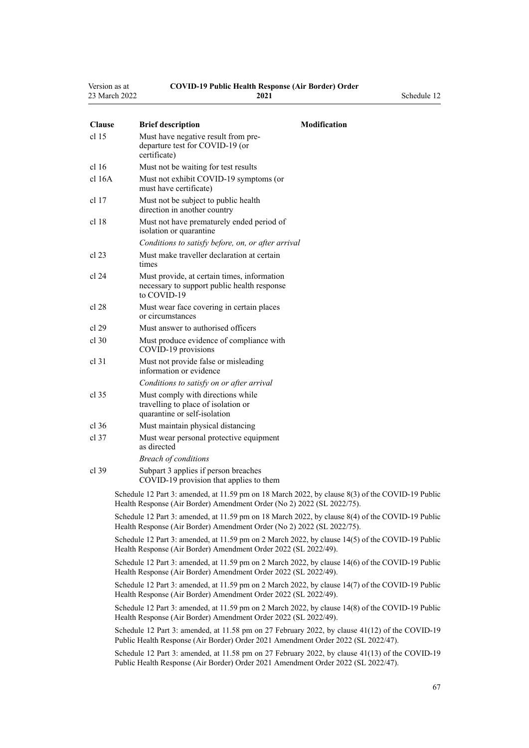| Clause | Brief description | Modification |
|---|---|---|
| cl 15 | Must have negative result from pre-departure test for COVID-19 (or certificate) | |
| cl 16 | Must not be waiting for test results | |
| cl 16A | Must not exhibit COVID-19 symptoms (or must have certificate) | |
| cl 17 | Must not be subject to public health direction in another country | |
| cl 18 | Must not have prematurely ended period of isolation or quarantine | |
| | *Conditions to satisfy before, on, or after arrival* | |
| cl 23 | Must make traveller declaration at certain times | |
| cl 24 | Must provide, at certain times, information necessary to support public health response to COVID-19 | |
| cl 28 | Must wear face covering in certain places or circumstances | |
| cl 29 | Must answer to authorised officers | |
| cl 30 | Must produce evidence of compliance with COVID-19 provisions | |
| cl 31 | Must not provide false or misleading information or evidence | |
| | *Conditions to satisfy on or after arrival* | |
| cl 35 | Must comply with directions while travelling to place of isolation or quarantine or self-isolation | |
| cl 36 | Must maintain physical distancing | |
| cl 37 | Must wear personal protective equipment as directed | |
| | *Breach of conditions* | |
| cl 39 | Subpart 3 applies if person breaches COVID-19 provision that applies to them | |

Schedule 12 Part 3: amended, at 11.59 pm on 18 March 2022, by clause 8(3) of the COVID-19 Public Health Response (Air Border) Amendment Order (No 2) 2022 (SL 2022/75).

Schedule 12 Part 3: amended, at 11.59 pm on 18 March 2022, by clause 8(4) of the COVID-19 Public Health Response (Air Border) Amendment Order (No 2) 2022 (SL 2022/75).

Schedule 12 Part 3: amended, at 11.59 pm on 2 March 2022, by clause 14(5) of the COVID-19 Public Health Response (Air Border) Amendment Order 2022 (SL 2022/49).

Schedule 12 Part 3: amended, at 11.59 pm on 2 March 2022, by clause 14(6) of the COVID-19 Public Health Response (Air Border) Amendment Order 2022 (SL 2022/49).

Schedule 12 Part 3: amended, at 11.59 pm on 2 March 2022, by clause 14(7) of the COVID-19 Public Health Response (Air Border) Amendment Order 2022 (SL 2022/49).

Schedule 12 Part 3: amended, at 11.59 pm on 2 March 2022, by clause 14(8) of the COVID-19 Public Health Response (Air Border) Amendment Order 2022 (SL 2022/49).

Schedule 12 Part 3: amended, at 11.58 pm on 27 February 2022, by clause 41(12) of the COVID-19 Public Health Response (Air Border) Order 2021 Amendment Order 2022 (SL 2022/47).

Schedule 12 Part 3: amended, at 11.58 pm on 27 February 2022, by clause 41(13) of the COVID-19 Public Health Response (Air Border) Order 2021 Amendment Order 2022 (SL 2022/47).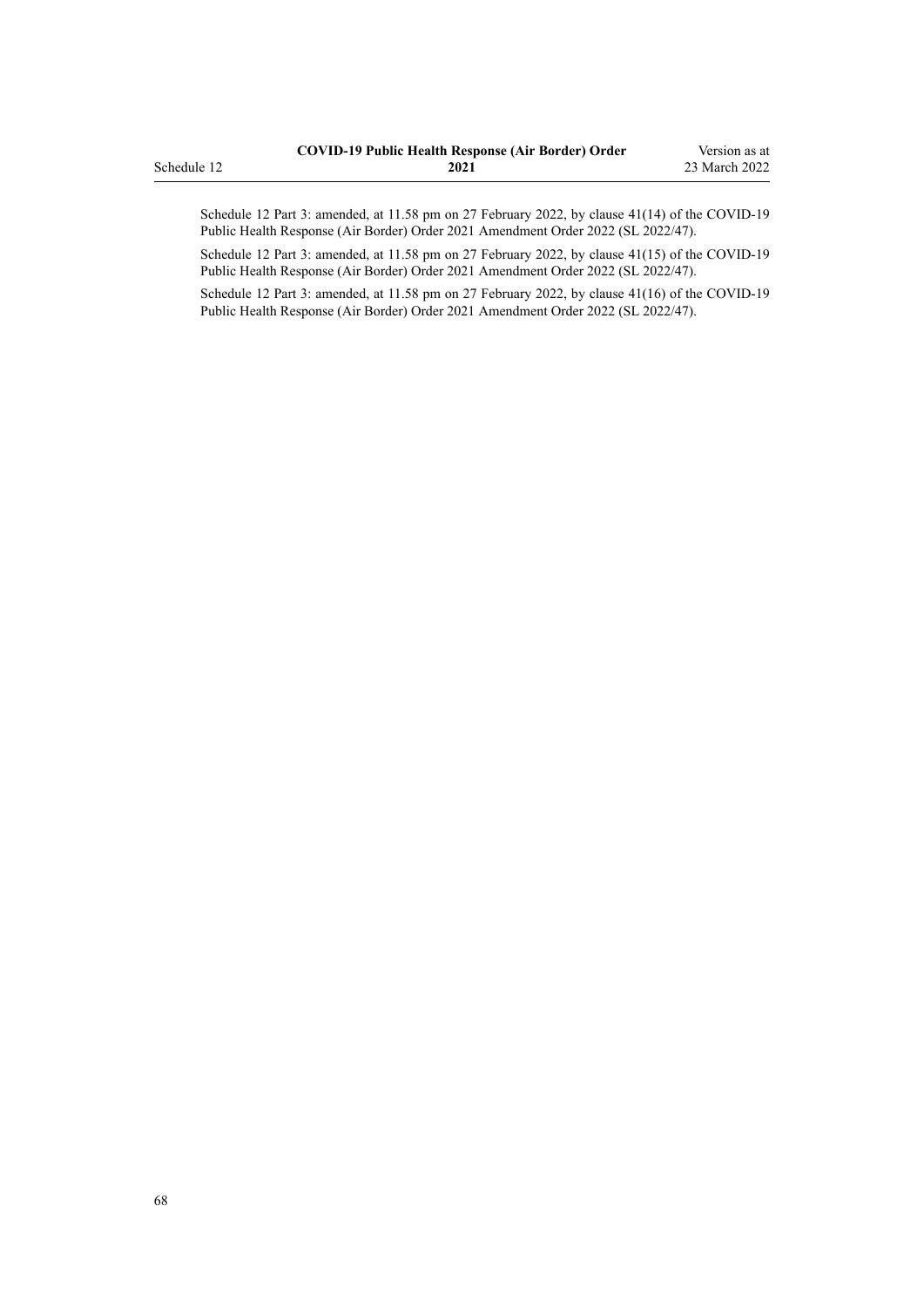Schedule 12 Part 3: amended, at 11.58 pm on 27 February 2022, by clause 41(14) of the COVID-19 Public Health Response (Air Border) Order 2021 Amendment Order 2022 (SL 2022/47).

Schedule 12 Part 3: amended, at 11.58 pm on 27 February 2022, by clause 41(15) of the COVID-19 Public Health Response (Air Border) Order 2021 Amendment Order 2022 (SL 2022/47).

Schedule 12 Part 3: amended, at 11.58 pm on 27 February 2022, by clause 41(16) of the COVID-19 Public Health Response (Air Border) Order 2021 Amendment Order 2022 (SL 2022/47).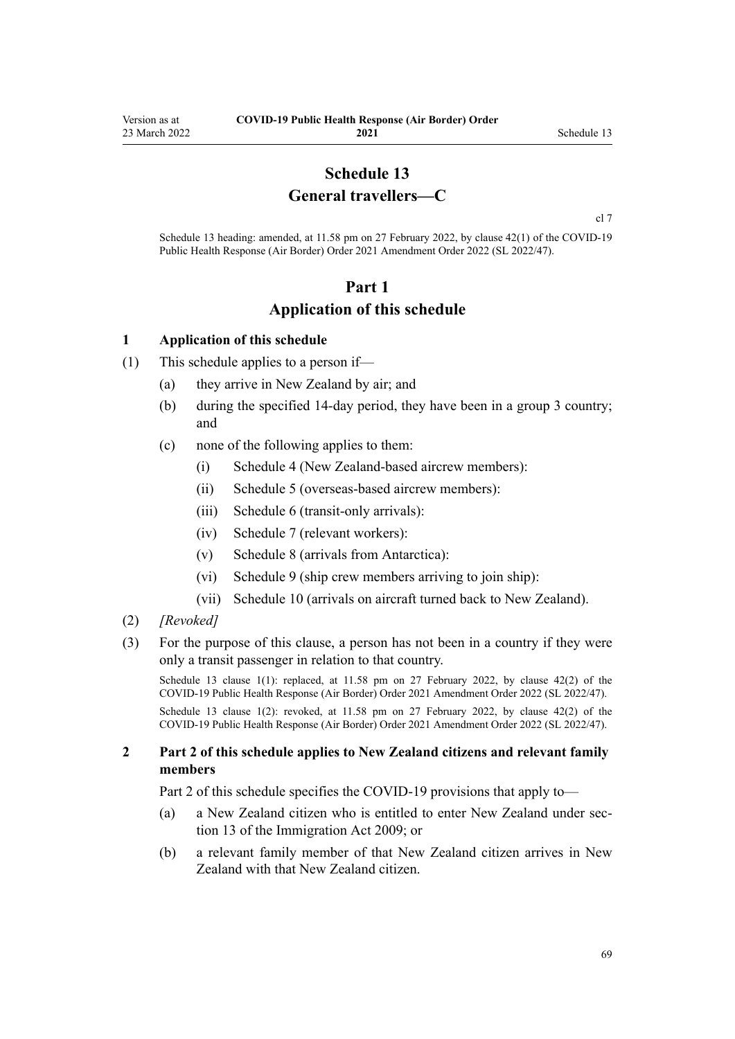# Schedule 13
# General travellers—C

cl 7

Schedule 13 heading: amended, at 11.58 pm on 27 February 2022, by clause 42(1) of the COVID-19 Public Health Response (Air Border) Order 2021 Amendment Order 2022 (SL 2022/47).

## Part 1
## Application of this schedule

### 1 Application of this schedule

(1) This schedule applies to a person if—

(a) they arrive in New Zealand by air; and

(b) during the specified 14-day period, they have been in a group 3 country; and

(c) none of the following applies to them:

(i) Schedule 4 (New Zealand-based aircrew members):

(ii) Schedule 5 (overseas-based aircrew members):

(iii) Schedule 6 (transit-only arrivals):

(iv) Schedule 7 (relevant workers):

(v) Schedule 8 (arrivals from Antarctica):

(vi) Schedule 9 (ship crew members arriving to join ship):

(vii) Schedule 10 (arrivals on aircraft turned back to New Zealand).

(2) *[Revoked]*

(3) For the purpose of this clause, a person has not been in a country if they were only a transit passenger in relation to that country.

Schedule 13 clause 1(1): replaced, at 11.58 pm on 27 February 2022, by clause 42(2) of the COVID-19 Public Health Response (Air Border) Order 2021 Amendment Order 2022 (SL 2022/47).

Schedule 13 clause 1(2): revoked, at 11.58 pm on 27 February 2022, by clause 42(2) of the COVID-19 Public Health Response (Air Border) Order 2021 Amendment Order 2022 (SL 2022/47).

### 2 Part 2 of this schedule applies to New Zealand citizens and relevant family members

Part 2 of this schedule specifies the COVID-19 provisions that apply to—

(a) a New Zealand citizen who is entitled to enter New Zealand under section 13 of the Immigration Act 2009; or

(b) a relevant family member of that New Zealand citizen arrives in New Zealand with that New Zealand citizen.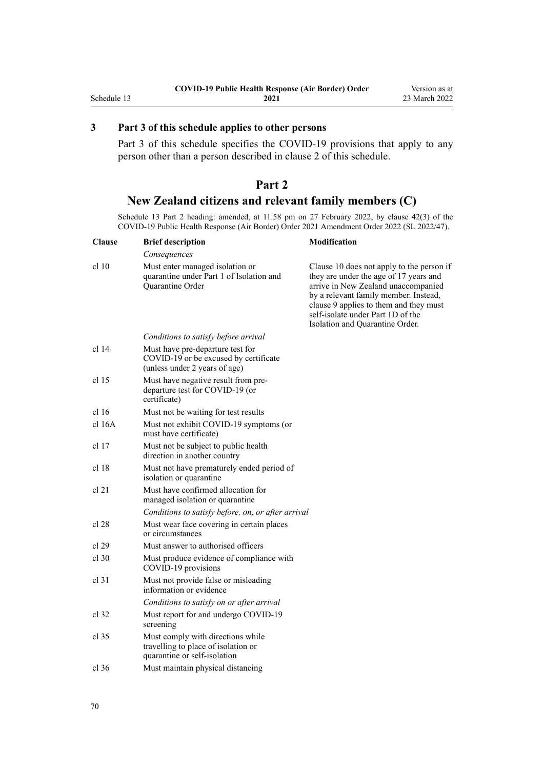### 3 Part 3 of this schedule applies to other persons

Part 3 of this schedule specifies the COVID-19 provisions that apply to any person other than a person described in clause 2 of this schedule.

## Part 2

## New Zealand citizens and relevant family members (C)

Schedule 13 Part 2 heading: amended, at 11.58 pm on 27 February 2022, by clause 42(3) of the COVID-19 Public Health Response (Air Border) Order 2021 Amendment Order 2022 (SL 2022/47).

| Clause | Brief description | Modification |
|---|---|---|
| | *Consequences* | |
| cl 10 | Must enter managed isolation or quarantine under Part 1 of Isolation and Quarantine Order | Clause 10 does not apply to the person if they are under the age of 17 years and arrive in New Zealand unaccompanied by a relevant family member. Instead, clause 9 applies to them and they must self-isolate under Part 1D of the Isolation and Quarantine Order. |
| | *Conditions to satisfy before arrival* | |
| cl 14 | Must have pre-departure test for COVID-19 or be excused by certificate (unless under 2 years of age) | |
| cl 15 | Must have negative result from pre-departure test for COVID-19 (or certificate) | |
| cl 16 | Must not be waiting for test results | |
| cl 16A | Must not exhibit COVID-19 symptoms (or must have certificate) | |
| cl 17 | Must not be subject to public health direction in another country | |
| cl 18 | Must not have prematurely ended period of isolation or quarantine | |
| cl 21 | Must have confirmed allocation for managed isolation or quarantine | |
| | *Conditions to satisfy before, on, or after arrival* | |
| cl 28 | Must wear face covering in certain places or circumstances | |
| cl 29 | Must answer to authorised officers | |
| cl 30 | Must produce evidence of compliance with COVID-19 provisions | |
| cl 31 | Must not provide false or misleading information or evidence | |
| | *Conditions to satisfy on or after arrival* | |
| cl 32 | Must report for and undergo COVID-19 screening | |
| cl 35 | Must comply with directions while travelling to place of isolation or quarantine or self-isolation | |
| cl 36 | Must maintain physical distancing | |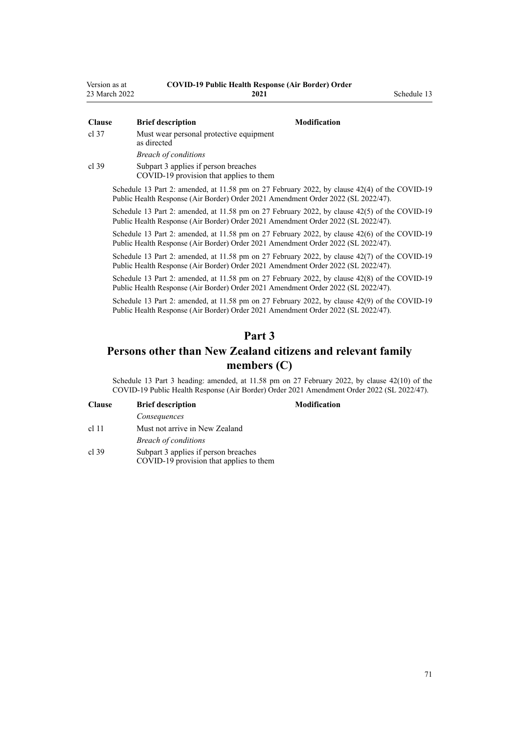| Clause | Brief description | Modification |
|---|---|---|
| cl 37 | Must wear personal protective equipment as directed | |
| | *Breach of conditions* | |
| cl 39 | Subpart 3 applies if person breaches COVID-19 provision that applies to them | |

Schedule 13 Part 2: amended, at 11.58 pm on 27 February 2022, by clause 42(4) of the COVID-19 Public Health Response (Air Border) Order 2021 Amendment Order 2022 (SL 2022/47).

Schedule 13 Part 2: amended, at 11.58 pm on 27 February 2022, by clause 42(5) of the COVID-19 Public Health Response (Air Border) Order 2021 Amendment Order 2022 (SL 2022/47).

Schedule 13 Part 2: amended, at 11.58 pm on 27 February 2022, by clause 42(6) of the COVID-19 Public Health Response (Air Border) Order 2021 Amendment Order 2022 (SL 2022/47).

Schedule 13 Part 2: amended, at 11.58 pm on 27 February 2022, by clause 42(7) of the COVID-19 Public Health Response (Air Border) Order 2021 Amendment Order 2022 (SL 2022/47).

Schedule 13 Part 2: amended, at 11.58 pm on 27 February 2022, by clause 42(8) of the COVID-19 Public Health Response (Air Border) Order 2021 Amendment Order 2022 (SL 2022/47).

Schedule 13 Part 2: amended, at 11.58 pm on 27 February 2022, by clause 42(9) of the COVID-19 Public Health Response (Air Border) Order 2021 Amendment Order 2022 (SL 2022/47).

## Part 3
## Persons other than New Zealand citizens and relevant family members (C)

Schedule 13 Part 3 heading: amended, at 11.58 pm on 27 February 2022, by clause 42(10) of the COVID-19 Public Health Response (Air Border) Order 2021 Amendment Order 2022 (SL 2022/47).

| Clause | Brief description | Modification |
|---|---|---|
| | *Consequences* | |
| cl 11 | Must not arrive in New Zealand | |
| | *Breach of conditions* | |
| cl 39 | Subpart 3 applies if person breaches COVID-19 provision that applies to them | |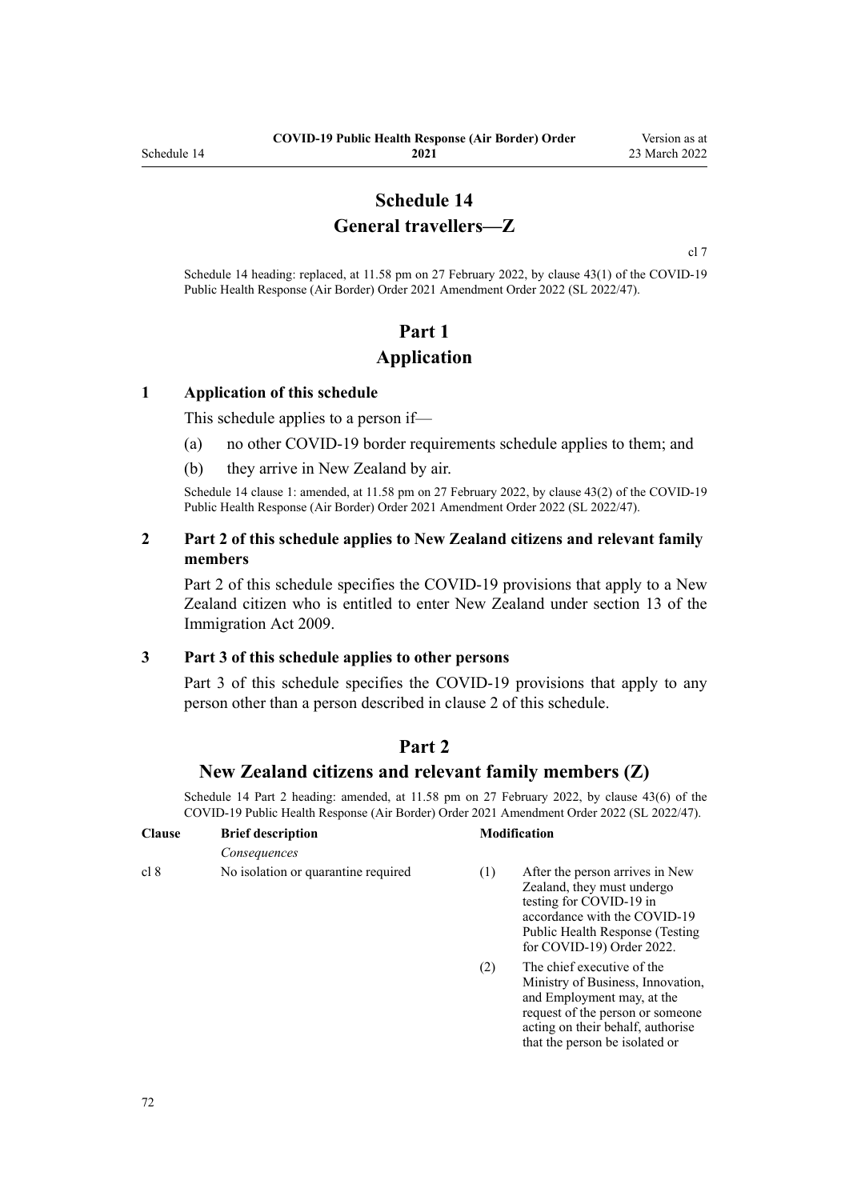# Schedule 14
## General travellers—Z

cl 7

Schedule 14 heading: replaced, at 11.58 pm on 27 February 2022, by clause 43(1) of the COVID-19 Public Health Response (Air Border) Order 2021 Amendment Order 2022 (SL 2022/47).

# Part 1
## Application

### 1 Application of this schedule

This schedule applies to a person if—

(a) no other COVID-19 border requirements schedule applies to them; and

(b) they arrive in New Zealand by air.

Schedule 14 clause 1: amended, at 11.58 pm on 27 February 2022, by clause 43(2) of the COVID-19 Public Health Response (Air Border) Order 2021 Amendment Order 2022 (SL 2022/47).

### 2 Part 2 of this schedule applies to New Zealand citizens and relevant family members

Part 2 of this schedule specifies the COVID-19 provisions that apply to a New Zealand citizen who is entitled to enter New Zealand under section 13 of the Immigration Act 2009.

### 3 Part 3 of this schedule applies to other persons

Part 3 of this schedule specifies the COVID-19 provisions that apply to any person other than a person described in clause 2 of this schedule.

# Part 2
## New Zealand citizens and relevant family members (Z)

Schedule 14 Part 2 heading: amended, at 11.58 pm on 27 February 2022, by clause 43(6) of the COVID-19 Public Health Response (Air Border) Order 2021 Amendment Order 2022 (SL 2022/47).

| Clause | Brief description | Modification | |
|---|---|---|---|
| | *Consequences* | | |
| cl 8 | No isolation or quarantine required | (1) | After the person arrives in New Zealand, they must undergo testing for COVID-19 in accordance with the COVID-19 Public Health Response (Testing for COVID-19) Order 2022. |
| | | (2) | The chief executive of the Ministry of Business, Innovation, and Employment may, at the request of the person or someone acting on their behalf, authorise that the person be isolated or |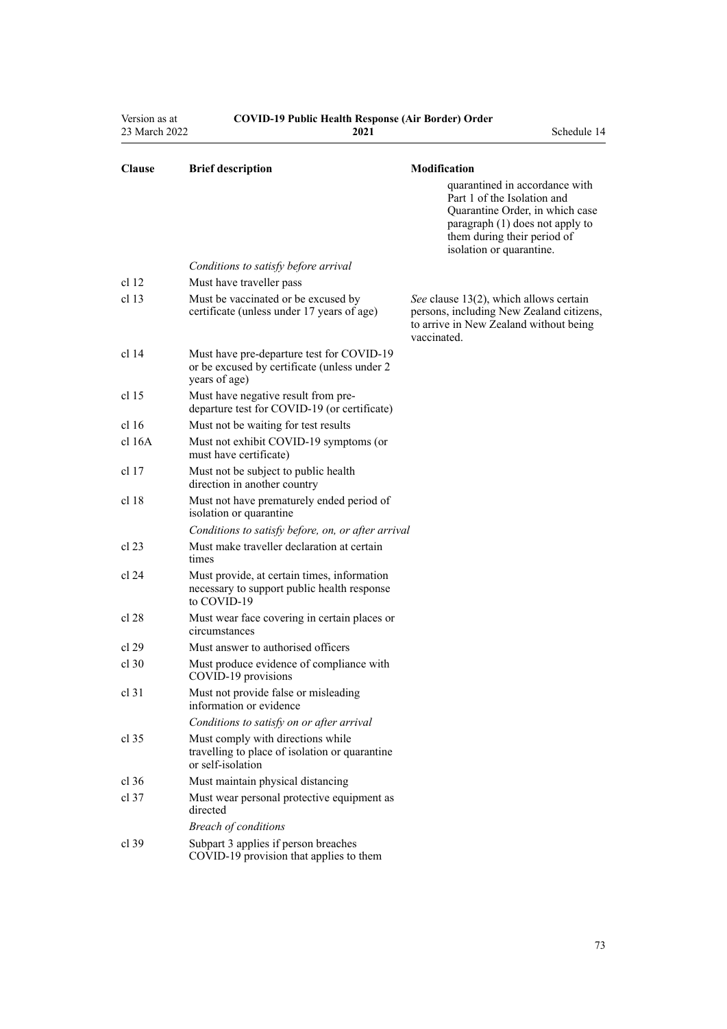| Clause | Brief description | Modification |
|---|---|---|
| | | quarantined in accordance with Part 1 of the Isolation and Quarantine Order, in which case paragraph (1) does not apply to them during their period of isolation or quarantine. |
| | *Conditions to satisfy before arrival* | |
| cl 12 | Must have traveller pass | |
| cl 13 | Must be vaccinated or be excused by certificate (unless under 17 years of age) | *See* clause 13(2), which allows certain persons, including New Zealand citizens, to arrive in New Zealand without being vaccinated. |
| cl 14 | Must have pre-departure test for COVID-19 or be excused by certificate (unless under 2 years of age) | |
| cl 15 | Must have negative result from pre-departure test for COVID-19 (or certificate) | |
| cl 16 | Must not be waiting for test results | |
| cl 16A | Must not exhibit COVID-19 symptoms (or must have certificate) | |
| cl 17 | Must not be subject to public health direction in another country | |
| cl 18 | Must not have prematurely ended period of isolation or quarantine | |
| | *Conditions to satisfy before, on, or after arrival* | |
| cl 23 | Must make traveller declaration at certain times | |
| cl 24 | Must provide, at certain times, information necessary to support public health response to COVID-19 | |
| cl 28 | Must wear face covering in certain places or circumstances | |
| cl 29 | Must answer to authorised officers | |
| cl 30 | Must produce evidence of compliance with COVID-19 provisions | |
| cl 31 | Must not provide false or misleading information or evidence | |
| | *Conditions to satisfy on or after arrival* | |
| cl 35 | Must comply with directions while travelling to place of isolation or quarantine or self-isolation | |
| cl 36 | Must maintain physical distancing | |
| cl 37 | Must wear personal protective equipment as directed | |
| | *Breach of conditions* | |
| cl 39 | Subpart 3 applies if person breaches COVID-19 provision that applies to them | |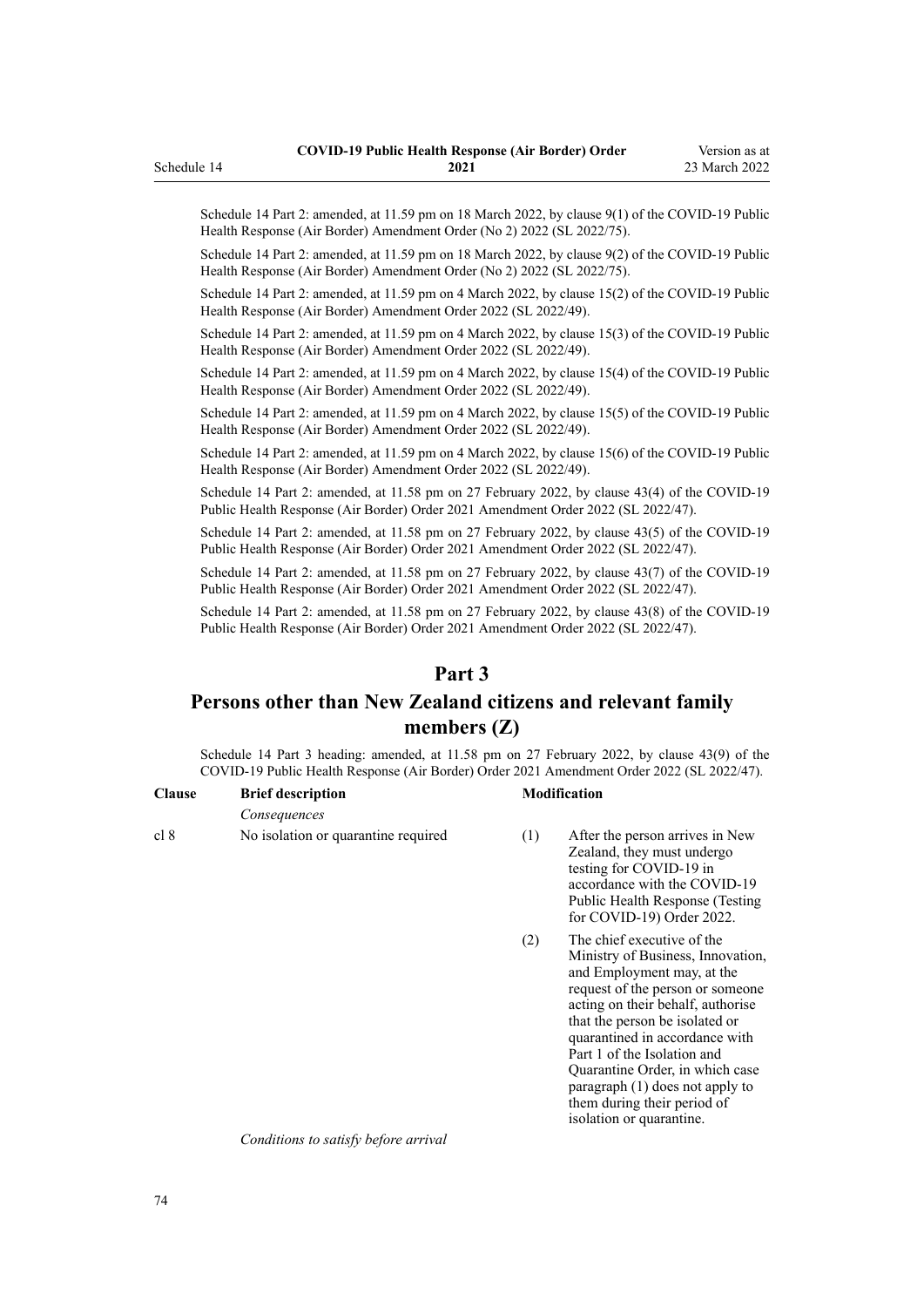Schedule 14 Part 2: amended, at 11.59 pm on 18 March 2022, by clause 9(1) of the COVID-19 Public Health Response (Air Border) Amendment Order (No 2) 2022 (SL 2022/75).

Schedule 14 Part 2: amended, at 11.59 pm on 18 March 2022, by clause 9(2) of the COVID-19 Public Health Response (Air Border) Amendment Order (No 2) 2022 (SL 2022/75).

Schedule 14 Part 2: amended, at 11.59 pm on 4 March 2022, by clause 15(2) of the COVID-19 Public Health Response (Air Border) Amendment Order 2022 (SL 2022/49).

Schedule 14 Part 2: amended, at 11.59 pm on 4 March 2022, by clause 15(3) of the COVID-19 Public Health Response (Air Border) Amendment Order 2022 (SL 2022/49).

Schedule 14 Part 2: amended, at 11.59 pm on 4 March 2022, by clause 15(4) of the COVID-19 Public Health Response (Air Border) Amendment Order 2022 (SL 2022/49).

Schedule 14 Part 2: amended, at 11.59 pm on 4 March 2022, by clause 15(5) of the COVID-19 Public Health Response (Air Border) Amendment Order 2022 (SL 2022/49).

Schedule 14 Part 2: amended, at 11.59 pm on 4 March 2022, by clause 15(6) of the COVID-19 Public Health Response (Air Border) Amendment Order 2022 (SL 2022/49).

Schedule 14 Part 2: amended, at 11.58 pm on 27 February 2022, by clause 43(4) of the COVID-19 Public Health Response (Air Border) Order 2021 Amendment Order 2022 (SL 2022/47).

Schedule 14 Part 2: amended, at 11.58 pm on 27 February 2022, by clause 43(5) of the COVID-19 Public Health Response (Air Border) Order 2021 Amendment Order 2022 (SL 2022/47).

Schedule 14 Part 2: amended, at 11.58 pm on 27 February 2022, by clause 43(7) of the COVID-19 Public Health Response (Air Border) Order 2021 Amendment Order 2022 (SL 2022/47).

Schedule 14 Part 2: amended, at 11.58 pm on 27 February 2022, by clause 43(8) of the COVID-19 Public Health Response (Air Border) Order 2021 Amendment Order 2022 (SL 2022/47).

## Part 3

## Persons other than New Zealand citizens and relevant family members (Z)

Schedule 14 Part 3 heading: amended, at 11.58 pm on 27 February 2022, by clause 43(9) of the COVID-19 Public Health Response (Air Border) Order 2021 Amendment Order 2022 (SL 2022/47).

| Clause | Brief description | Modification | |
|---|---|---|---|
| | *Consequences* | | |
| cl 8 | No isolation or quarantine required | (1) | After the person arrives in New Zealand, they must undergo testing for COVID-19 in accordance with the COVID-19 Public Health Response (Testing for COVID-19) Order 2022. |
| | | (2) | The chief executive of the Ministry of Business, Innovation, and Employment may, at the request of the person or someone acting on their behalf, authorise that the person be isolated or quarantined in accordance with Part 1 of the Isolation and Quarantine Order, in which case paragraph (1) does not apply to them during their period of isolation or quarantine. |
| | *Conditions to satisfy before arrival* | | |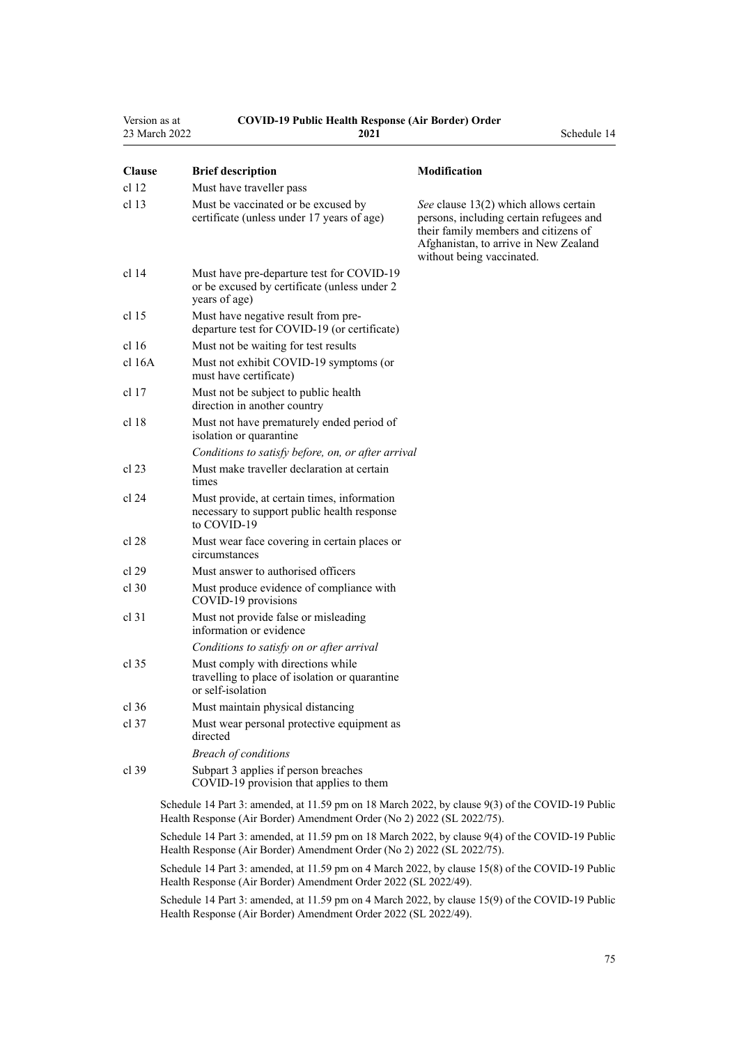| Clause | Brief description | Modification |
|---|---|---|
| cl 12 | Must have traveller pass | |
| cl 13 | Must be vaccinated or be excused by certificate (unless under 17 years of age) | *See* clause 13(2) which allows certain persons, including certain refugees and their family members and citizens of Afghanistan, to arrive in New Zealand without being vaccinated. |
| cl 14 | Must have pre-departure test for COVID-19 or be excused by certificate (unless under 2 years of age) | |
| cl 15 | Must have negative result from pre-departure test for COVID-19 (or certificate) | |
| cl 16 | Must not be waiting for test results | |
| cl 16A | Must not exhibit COVID-19 symptoms (or must have certificate) | |
| cl 17 | Must not be subject to public health direction in another country | |
| cl 18 | Must not have prematurely ended period of isolation or quarantine | |
| | *Conditions to satisfy before, on, or after arrival* | |
| cl 23 | Must make traveller declaration at certain times | |
| cl 24 | Must provide, at certain times, information necessary to support public health response to COVID-19 | |
| cl 28 | Must wear face covering in certain places or circumstances | |
| cl 29 | Must answer to authorised officers | |
| cl 30 | Must produce evidence of compliance with COVID-19 provisions | |
| cl 31 | Must not provide false or misleading information or evidence | |
| | *Conditions to satisfy on or after arrival* | |
| cl 35 | Must comply with directions while travelling to place of isolation or quarantine or self-isolation | |
| cl 36 | Must maintain physical distancing | |
| cl 37 | Must wear personal protective equipment as directed | |
| | *Breach of conditions* | |
| cl 39 | Subpart 3 applies if person breaches COVID-19 provision that applies to them | |

Schedule 14 Part 3: amended, at 11.59 pm on 18 March 2022, by clause 9(3) of the COVID-19 Public Health Response (Air Border) Amendment Order (No 2) 2022 (SL 2022/75).

Schedule 14 Part 3: amended, at 11.59 pm on 18 March 2022, by clause 9(4) of the COVID-19 Public Health Response (Air Border) Amendment Order (No 2) 2022 (SL 2022/75).

Schedule 14 Part 3: amended, at 11.59 pm on 4 March 2022, by clause 15(8) of the COVID-19 Public Health Response (Air Border) Amendment Order 2022 (SL 2022/49).

Schedule 14 Part 3: amended, at 11.59 pm on 4 March 2022, by clause 15(9) of the COVID-19 Public Health Response (Air Border) Amendment Order 2022 (SL 2022/49).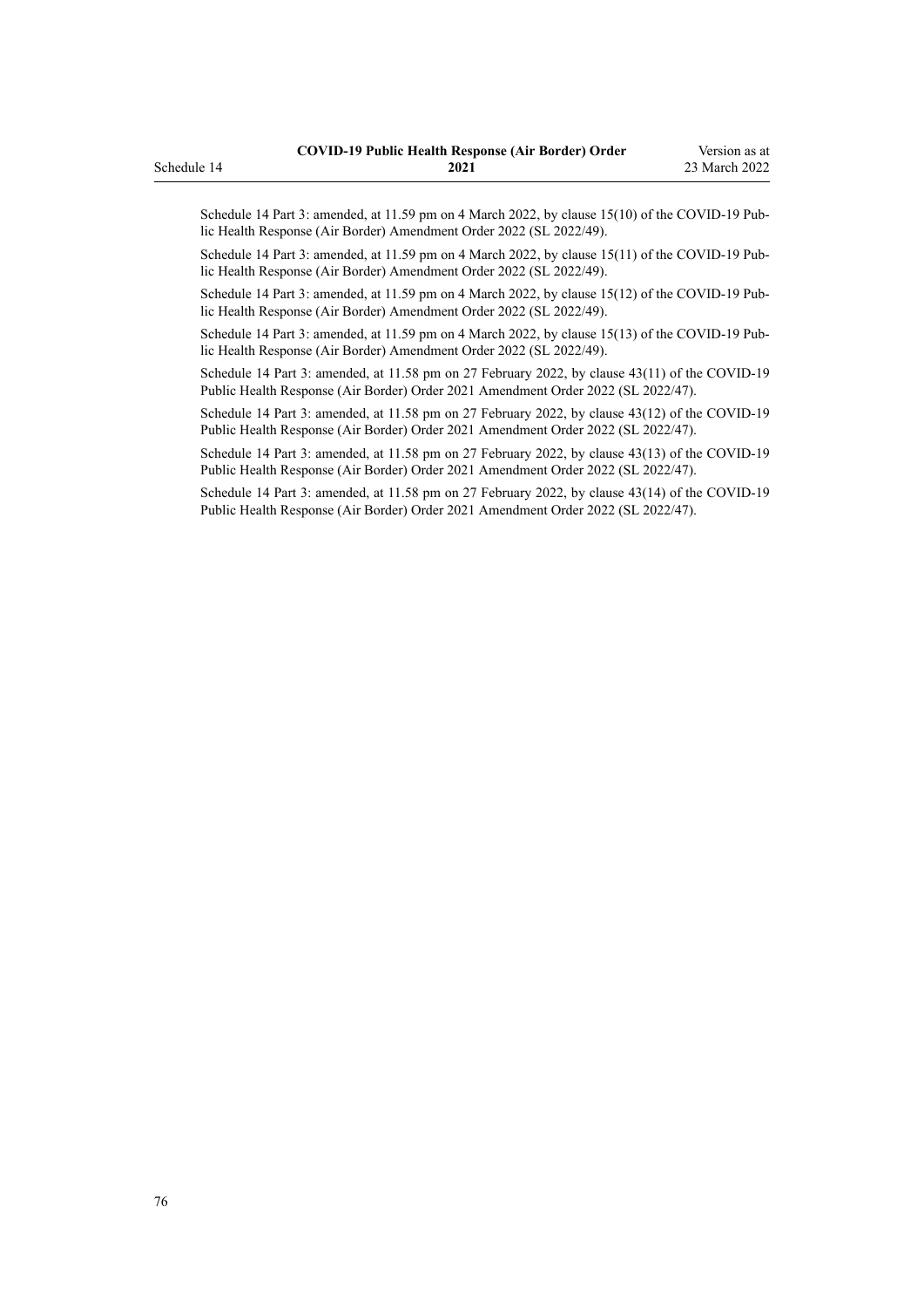Schedule 14 Part 3: amended, at 11.59 pm on 4 March 2022, by clause 15(10) of the COVID-19 Public Health Response (Air Border) Amendment Order 2022 (SL 2022/49).

Schedule 14 Part 3: amended, at 11.59 pm on 4 March 2022, by clause 15(11) of the COVID-19 Public Health Response (Air Border) Amendment Order 2022 (SL 2022/49).

Schedule 14 Part 3: amended, at 11.59 pm on 4 March 2022, by clause 15(12) of the COVID-19 Public Health Response (Air Border) Amendment Order 2022 (SL 2022/49).

Schedule 14 Part 3: amended, at 11.59 pm on 4 March 2022, by clause 15(13) of the COVID-19 Public Health Response (Air Border) Amendment Order 2022 (SL 2022/49).

Schedule 14 Part 3: amended, at 11.58 pm on 27 February 2022, by clause 43(11) of the COVID-19 Public Health Response (Air Border) Order 2021 Amendment Order 2022 (SL 2022/47).

Schedule 14 Part 3: amended, at 11.58 pm on 27 February 2022, by clause 43(12) of the COVID-19 Public Health Response (Air Border) Order 2021 Amendment Order 2022 (SL 2022/47).

Schedule 14 Part 3: amended, at 11.58 pm on 27 February 2022, by clause 43(13) of the COVID-19 Public Health Response (Air Border) Order 2021 Amendment Order 2022 (SL 2022/47).

Schedule 14 Part 3: amended, at 11.58 pm on 27 February 2022, by clause 43(14) of the COVID-19 Public Health Response (Air Border) Order 2021 Amendment Order 2022 (SL 2022/47).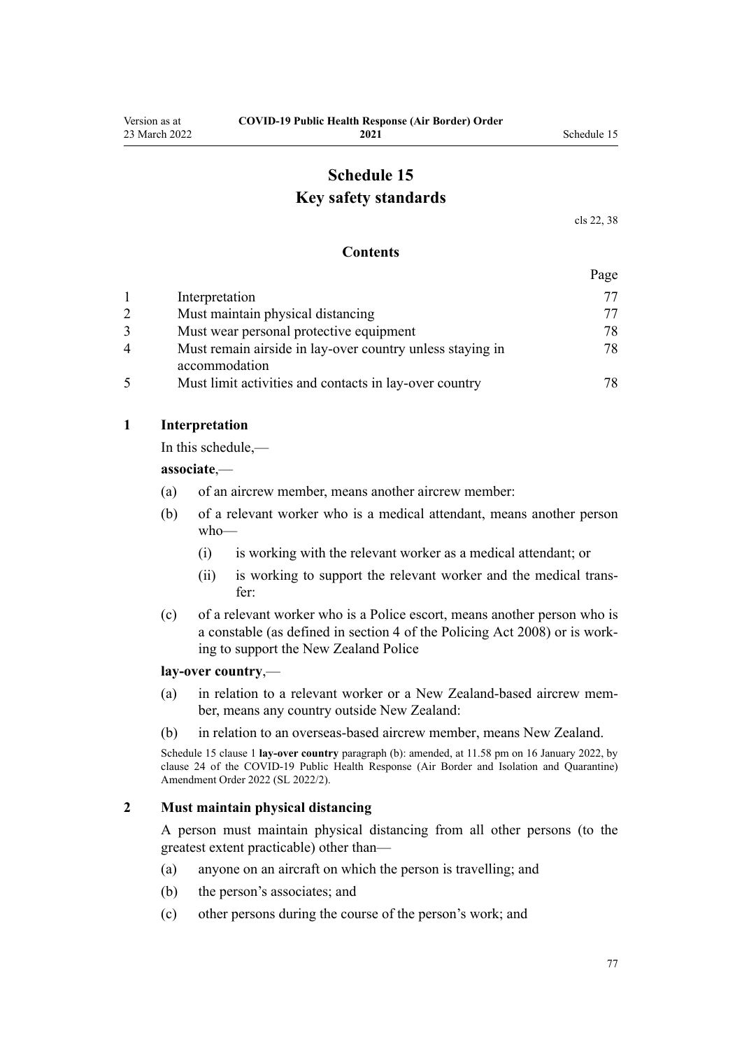# Schedule 15
# Key safety standards

cls 22, 38

**Contents**

| | | Page |
|---|---|---|
| 1 | Interpretation | 77 |
| 2 | Must maintain physical distancing | 77 |
| 3 | Must wear personal protective equipment | 78 |
| 4 | Must remain airside in lay-over country unless staying in accommodation | 78 |
| 5 | Must limit activities and contacts in lay-over country | 78 |

### 1 Interpretation

In this schedule,—

**associate**,—

(a) of an aircrew member, means another aircrew member:

(b) of a relevant worker who is a medical attendant, means another person who—

(i) is working with the relevant worker as a medical attendant; or

(ii) is working to support the relevant worker and the medical transfer:

(c) of a relevant worker who is a Police escort, means another person who is a constable (as defined in section 4 of the Policing Act 2008) or is working to support the New Zealand Police

**lay-over country**,—

(a) in relation to a relevant worker or a New Zealand-based aircrew member, means any country outside New Zealand:

(b) in relation to an overseas-based aircrew member, means New Zealand.

Schedule 15 clause 1 **lay-over country** paragraph (b): amended, at 11.58 pm on 16 January 2022, by clause 24 of the COVID-19 Public Health Response (Air Border and Isolation and Quarantine) Amendment Order 2022 (SL 2022/2).

### 2 Must maintain physical distancing

A person must maintain physical distancing from all other persons (to the greatest extent practicable) other than—

(a) anyone on an aircraft on which the person is travelling; and

(b) the person's associates; and

(c) other persons during the course of the person's work; and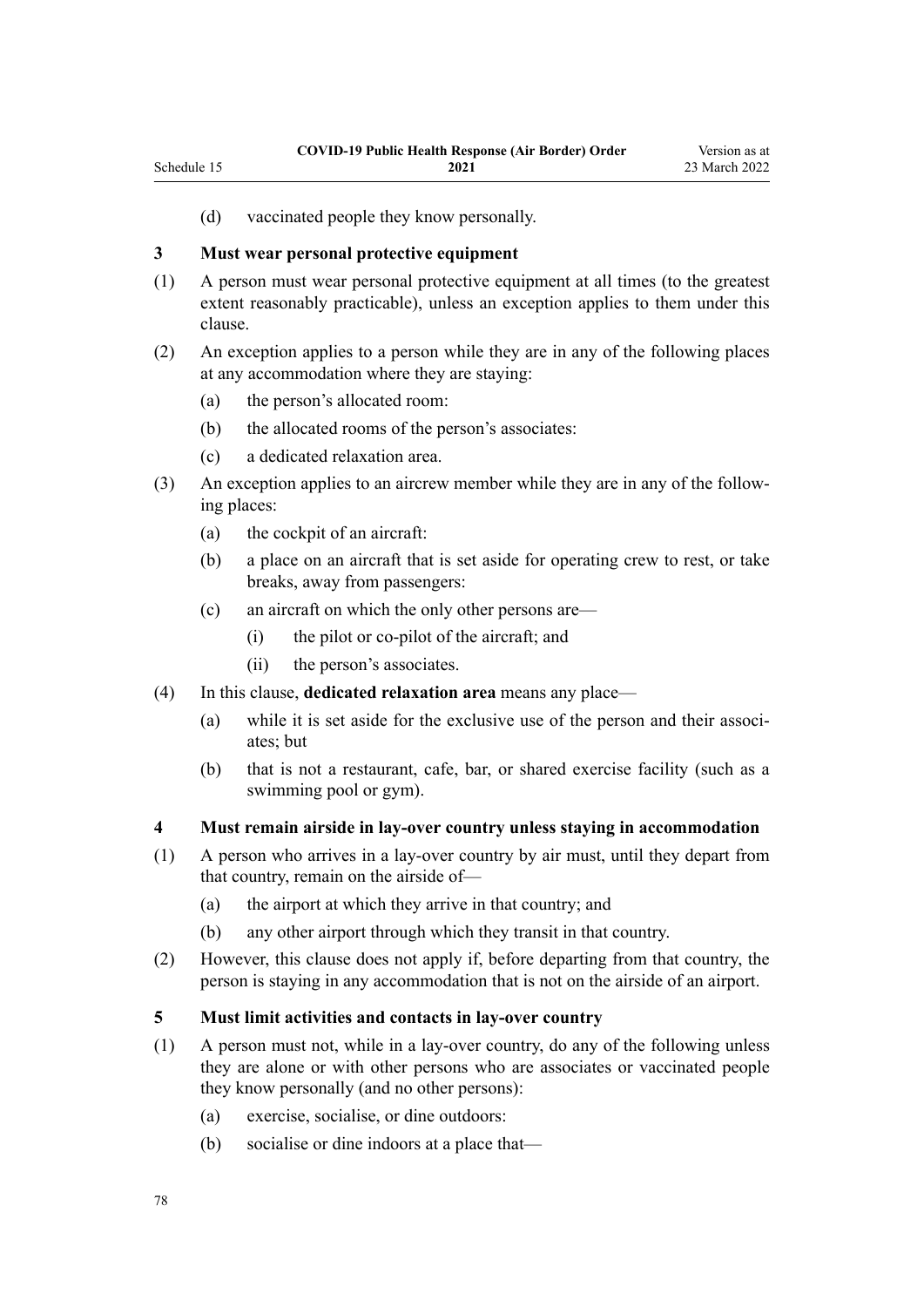(d) vaccinated people they know personally.

### 3 Must wear personal protective equipment

(1) A person must wear personal protective equipment at all times (to the greatest extent reasonably practicable), unless an exception applies to them under this clause.

(2) An exception applies to a person while they are in any of the following places at any accommodation where they are staying:

- (a) the person's allocated room:
- (b) the allocated rooms of the person's associates:
- (c) a dedicated relaxation area.

(3) An exception applies to an aircrew member while they are in any of the following places:

- (a) the cockpit of an aircraft:
- (b) a place on an aircraft that is set aside for operating crew to rest, or take breaks, away from passengers:
- (c) an aircraft on which the only other persons are—
  - (i) the pilot or co-pilot of the aircraft; and
  - (ii) the person's associates.

(4) In this clause, **dedicated relaxation area** means any place—

- (a) while it is set aside for the exclusive use of the person and their associates; but
- (b) that is not a restaurant, cafe, bar, or shared exercise facility (such as a swimming pool or gym).

### 4 Must remain airside in lay-over country unless staying in accommodation

(1) A person who arrives in a lay-over country by air must, until they depart from that country, remain on the airside of—

- (a) the airport at which they arrive in that country; and
- (b) any other airport through which they transit in that country.

(2) However, this clause does not apply if, before departing from that country, the person is staying in any accommodation that is not on the airside of an airport.

### 5 Must limit activities and contacts in lay-over country

(1) A person must not, while in a lay-over country, do any of the following unless they are alone or with other persons who are associates or vaccinated people they know personally (and no other persons):

- (a) exercise, socialise, or dine outdoors:
- (b) socialise or dine indoors at a place that—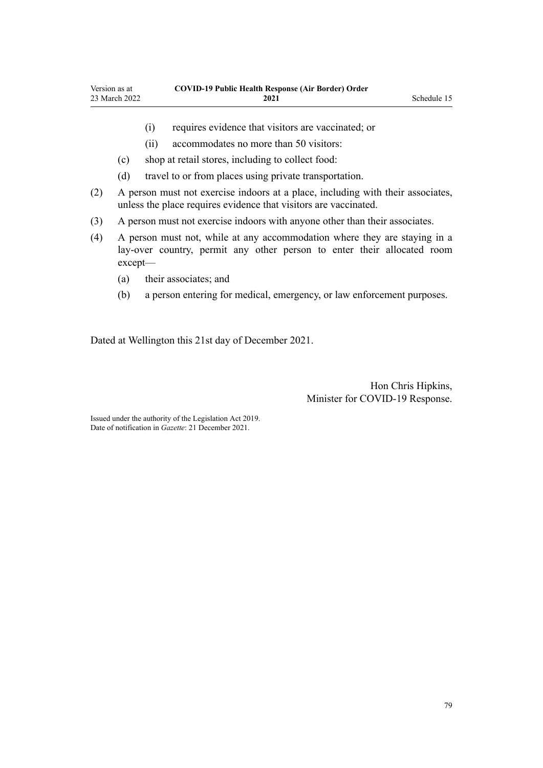(i) requires evidence that visitors are vaccinated; or

(ii) accommodates no more than 50 visitors:

(c) shop at retail stores, including to collect food:

(d) travel to or from places using private transportation.

(2) A person must not exercise indoors at a place, including with their associates, unless the place requires evidence that visitors are vaccinated.

(3) A person must not exercise indoors with anyone other than their associates.

(4) A person must not, while at any accommodation where they are staying in a lay-over country, permit any other person to enter their allocated room except—

(a) their associates; and

(b) a person entering for medical, emergency, or law enforcement purposes.

Dated at Wellington this 21st day of December 2021.

Hon Chris Hipkins,
Minister for COVID-19 Response.

Issued under the authority of the Legislation Act 2019.
Date of notification in *Gazette*: 21 December 2021.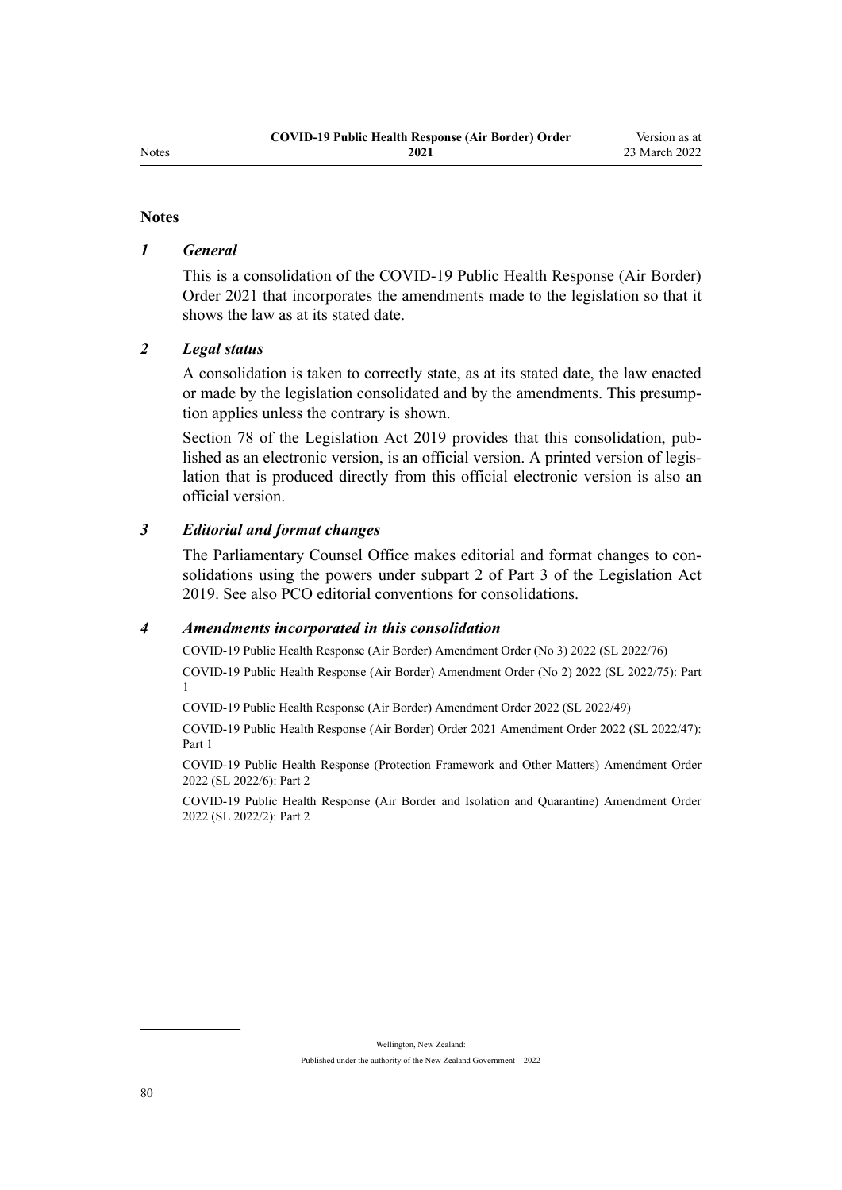## Notes

### *1 General*

This is a consolidation of the COVID-19 Public Health Response (Air Border) Order 2021 that incorporates the amendments made to the legislation so that it shows the law as at its stated date.

### *2 Legal status*

A consolidation is taken to correctly state, as at its stated date, the law enacted or made by the legislation consolidated and by the amendments. This presumption applies unless the contrary is shown.

Section 78 of the Legislation Act 2019 provides that this consolidation, published as an electronic version, is an official version. A printed version of legislation that is produced directly from this official electronic version is also an official version.

### *3 Editorial and format changes*

The Parliamentary Counsel Office makes editorial and format changes to consolidations using the powers under subpart 2 of Part 3 of the Legislation Act 2019. See also PCO editorial conventions for consolidations.

### *4 Amendments incorporated in this consolidation*

COVID-19 Public Health Response (Air Border) Amendment Order (No 3) 2022 (SL 2022/76)

COVID-19 Public Health Response (Air Border) Amendment Order (No 2) 2022 (SL 2022/75): Part 1

COVID-19 Public Health Response (Air Border) Amendment Order 2022 (SL 2022/49)

COVID-19 Public Health Response (Air Border) Order 2021 Amendment Order 2022 (SL 2022/47): Part 1

COVID-19 Public Health Response (Protection Framework and Other Matters) Amendment Order 2022 (SL 2022/6): Part 2

COVID-19 Public Health Response (Air Border and Isolation and Quarantine) Amendment Order 2022 (SL 2022/2): Part 2

Wellington, New Zealand:

Published under the authority of the New Zealand Government—2022